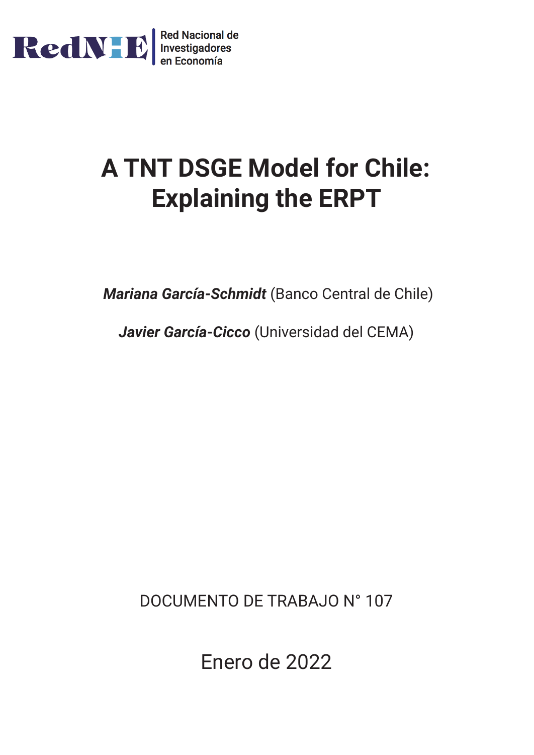RedNIE

Red Nacional de Investigadores en Economía

# A TNT DSGE Model for Chile: Explaining the ERPT

***Mariana García-Schmidt*** (Banco Central de Chile)

***Javier García-Cicco*** (Universidad del CEMA)

DOCUMENTO DE TRABAJO N° 107

Enero de 2022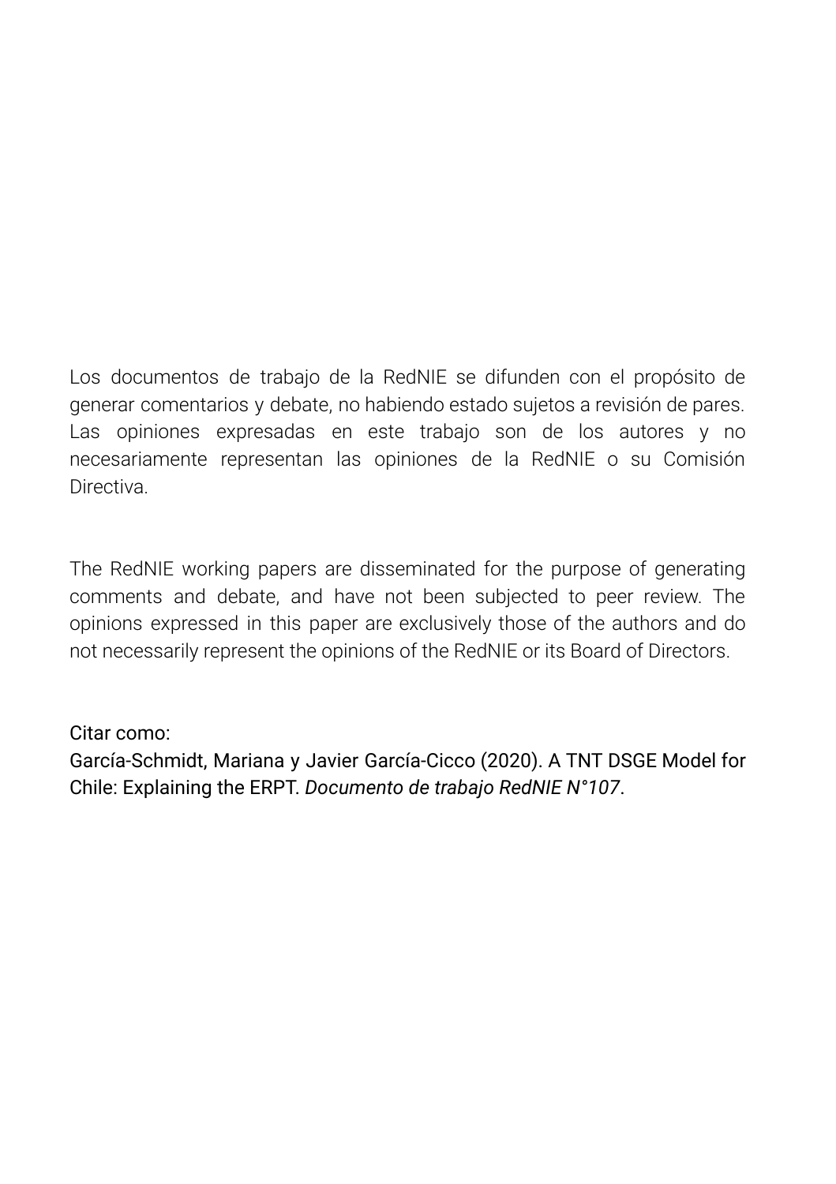Los documentos de trabajo de la RedNIE se difunden con el propósito de generar comentarios y debate, no habiendo estado sujetos a revisión de pares. Las opiniones expresadas en este trabajo son de los autores y no necesariamente representan las opiniones de la RedNIE o su Comisión Directiva.

The RedNIE working papers are disseminated for the purpose of generating comments and debate, and have not been subjected to peer review. The opinions expressed in this paper are exclusively those of the authors and do not necessarily represent the opinions of the RedNIE or its Board of Directors.

Citar como:
García-Schmidt, Mariana y Javier García-Cicco (2020). A TNT DSGE Model for Chile: Explaining the ERPT. *Documento de trabajo RedNIE N°107*.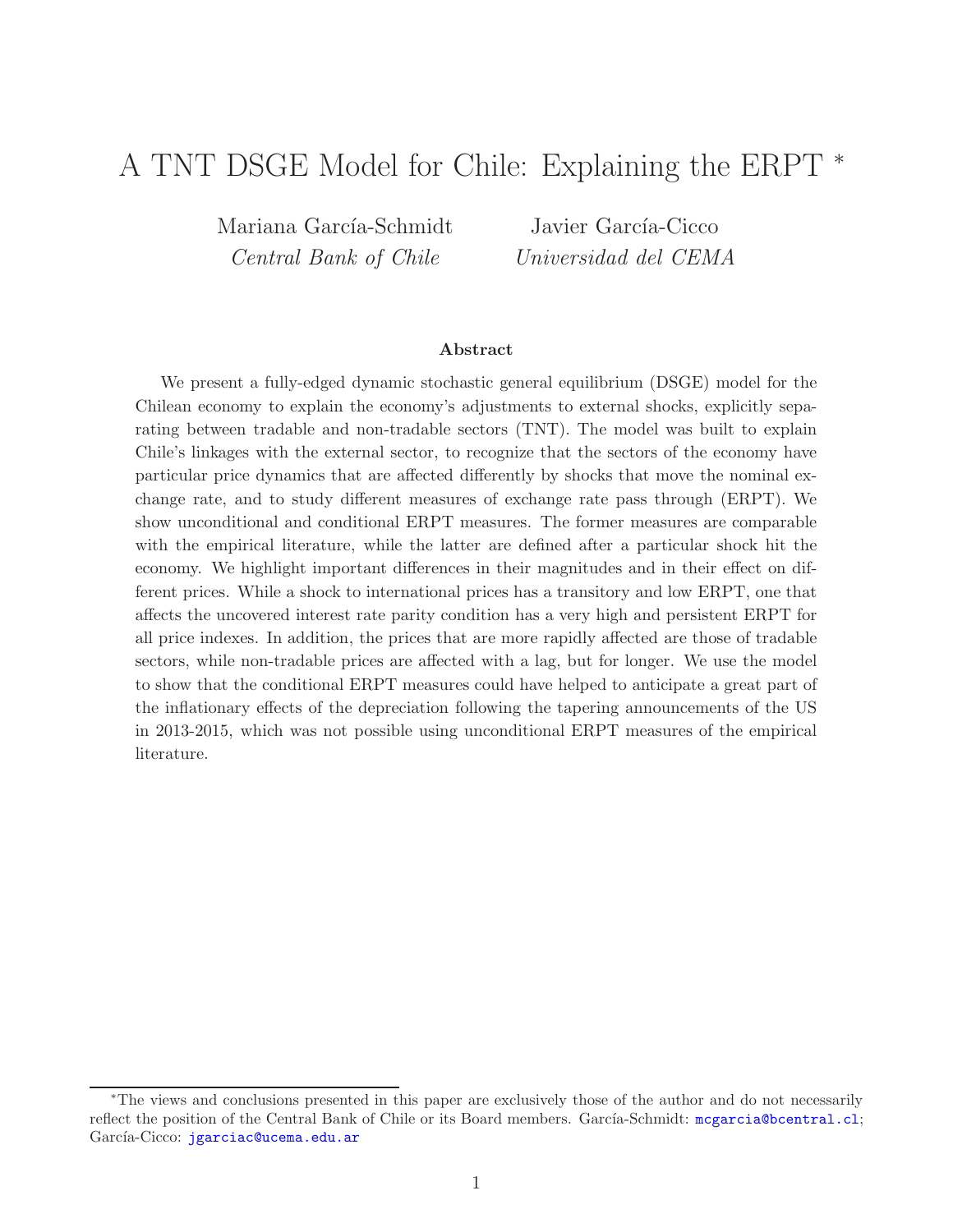# A TNT DSGE Model for Chile: Explaining the ERPT *

Mariana García-Schmidt
*Central Bank of Chile*

Javier García-Cicco
*Universidad del CEMA*

### Abstract

We present a fully-edged dynamic stochastic general equilibrium (DSGE) model for the Chilean economy to explain the economy's adjustments to external shocks, explicitly separating between tradable and non-tradable sectors (TNT). The model was built to explain Chile's linkages with the external sector, to recognize that the sectors of the economy have particular price dynamics that are affected differently by shocks that move the nominal exchange rate, and to study different measures of exchange rate pass through (ERPT). We show unconditional and conditional ERPT measures. The former measures are comparable with the empirical literature, while the latter are defined after a particular shock hit the economy. We highlight important differences in their magnitudes and in their effect on different prices. While a shock to international prices has a transitory and low ERPT, one that affects the uncovered interest rate parity condition has a very high and persistent ERPT for all price indexes. In addition, the prices that are more rapidly affected are those of tradable sectors, while non-tradable prices are affected with a lag, but for longer. We use the model to show that the conditional ERPT measures could have helped to anticipate a great part of the inflationary effects of the depreciation following the tapering announcements of the US in 2013-2015, which was not possible using unconditional ERPT measures of the empirical literature.

---

*The views and conclusions presented in this paper are exclusively those of the author and do not necessarily reflect the position of the Central Bank of Chile or its Board members. García-Schmidt: mcgarcia@bcentral.cl; García-Cicco: jgarciac@ucema.edu.ar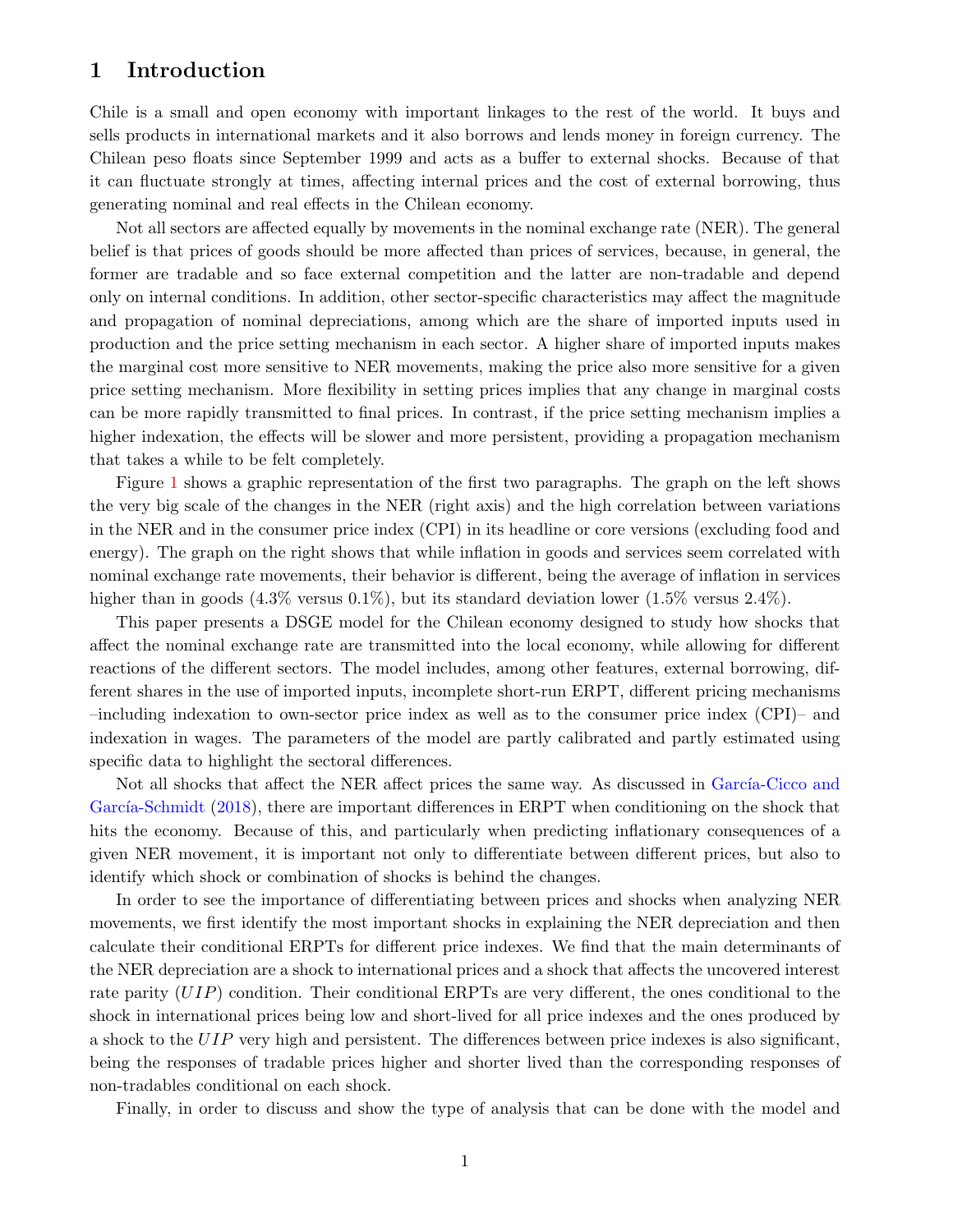# 1 Introduction

Chile is a small and open economy with important linkages to the rest of the world. It buys and sells products in international markets and it also borrows and lends money in foreign currency. The Chilean peso floats since September 1999 and acts as a buffer to external shocks. Because of that it can fluctuate strongly at times, affecting internal prices and the cost of external borrowing, thus generating nominal and real effects in the Chilean economy.

Not all sectors are affected equally by movements in the nominal exchange rate (NER). The general belief is that prices of goods should be more affected than prices of services, because, in general, the former are tradable and so face external competition and the latter are non-tradable and depend only on internal conditions. In addition, other sector-specific characteristics may affect the magnitude and propagation of nominal depreciations, among which are the share of imported inputs used in production and the price setting mechanism in each sector. A higher share of imported inputs makes the marginal cost more sensitive to NER movements, making the price also more sensitive for a given price setting mechanism. More flexibility in setting prices implies that any change in marginal costs can be more rapidly transmitted to final prices. In contrast, if the price setting mechanism implies a higher indexation, the effects will be slower and more persistent, providing a propagation mechanism that takes a while to be felt completely.

Figure 1 shows a graphic representation of the first two paragraphs. The graph on the left shows the very big scale of the changes in the NER (right axis) and the high correlation between variations in the NER and in the consumer price index (CPI) in its headline or core versions (excluding food and energy). The graph on the right shows that while inflation in goods and services seem correlated with nominal exchange rate movements, their behavior is different, being the average of inflation in services higher than in goods (4.3% versus 0.1%), but its standard deviation lower (1.5% versus 2.4%).

This paper presents a DSGE model for the Chilean economy designed to study how shocks that affect the nominal exchange rate are transmitted into the local economy, while allowing for different reactions of the different sectors. The model includes, among other features, external borrowing, different shares in the use of imported inputs, incomplete short-run ERPT, different pricing mechanisms –including indexation to own-sector price index as well as to the consumer price index (CPI)– and indexation in wages. The parameters of the model are partly calibrated and partly estimated using specific data to highlight the sectoral differences.

Not all shocks that affect the NER affect prices the same way. As discussed in García-Cicco and García-Schmidt (2018), there are important differences in ERPT when conditioning on the shock that hits the economy. Because of this, and particularly when predicting inflationary consequences of a given NER movement, it is important not only to differentiate between different prices, but also to identify which shock or combination of shocks is behind the changes.

In order to see the importance of differentiating between prices and shocks when analyzing NER movements, we first identify the most important shocks in explaining the NER depreciation and then calculate their conditional ERPTs for different price indexes. We find that the main determinants of the NER depreciation are a shock to international prices and a shock that affects the uncovered interest rate parity ($UIP$) condition. Their conditional ERPTs are very different, the ones conditional to the shock in international prices being low and short-lived for all price indexes and the ones produced by a shock to the $UIP$ very high and persistent. The differences between price indexes is also significant, being the responses of tradable prices higher and shorter lived than the corresponding responses of non-tradables conditional on each shock.

Finally, in order to discuss and show the type of analysis that can be done with the model and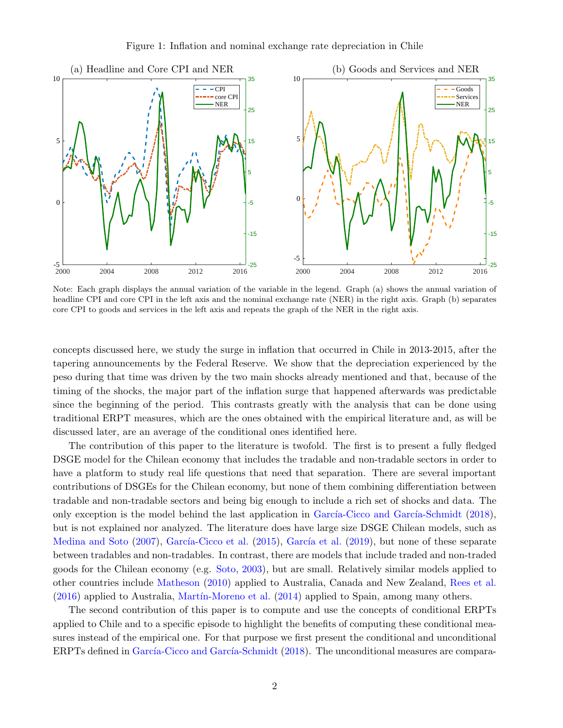Figure 1: Inflation and nominal exchange rate depreciation in Chile

(a) Headline and Core CPI and NER

(b) Goods and Services and NER

Note: Each graph displays the annual variation of the variable in the legend. Graph (a) shows the annual variation of headline CPI and core CPI in the left axis and the nominal exchange rate (NER) in the right axis. Graph (b) separates core CPI to goods and services in the left axis and repeats the graph of the NER in the right axis.

concepts discussed here, we study the surge in inflation that occurred in Chile in 2013-2015, after the tapering announcements by the Federal Reserve. We show that the depreciation experienced by the peso during that time was driven by the two main shocks already mentioned and that, because of the timing of the shocks, the major part of the inflation surge that happened afterwards was predictable since the beginning of the period. This contrasts greatly with the analysis that can be done using traditional ERPT measures, which are the ones obtained with the empirical literature and, as will be discussed later, are an average of the conditional ones identified here.

The contribution of this paper to the literature is twofold. The first is to present a fully fledged DSGE model for the Chilean economy that includes the tradable and non-tradable sectors in order to have a platform to study real life questions that need that separation. There are several important contributions of DSGEs for the Chilean economy, but none of them combining differentiation between tradable and non-tradable sectors and being big enough to include a rich set of shocks and data. The only exception is the model behind the last application in García-Cicco and García-Schmidt (2018), but is not explained nor analyzed. The literature does have large size DSGE Chilean models, such as Medina and Soto (2007), García-Cicco et al. (2015), García et al. (2019), but none of these separate between tradables and non-tradables. In contrast, there are models that include traded and non-traded goods for the Chilean economy (e.g. Soto, 2003), but are small. Relatively similar models applied to other countries include Matheson (2010) applied to Australia, Canada and New Zealand, Rees et al. (2016) applied to Australia, Martín-Moreno et al. (2014) applied to Spain, among many others.

The second contribution of this paper is to compute and use the concepts of conditional ERPTs applied to Chile and to a specific episode to highlight the benefits of computing these conditional measures instead of the empirical one. For that purpose we first present the conditional and unconditional ERPTs defined in García-Cicco and García-Schmidt (2018). The unconditional measures are compara-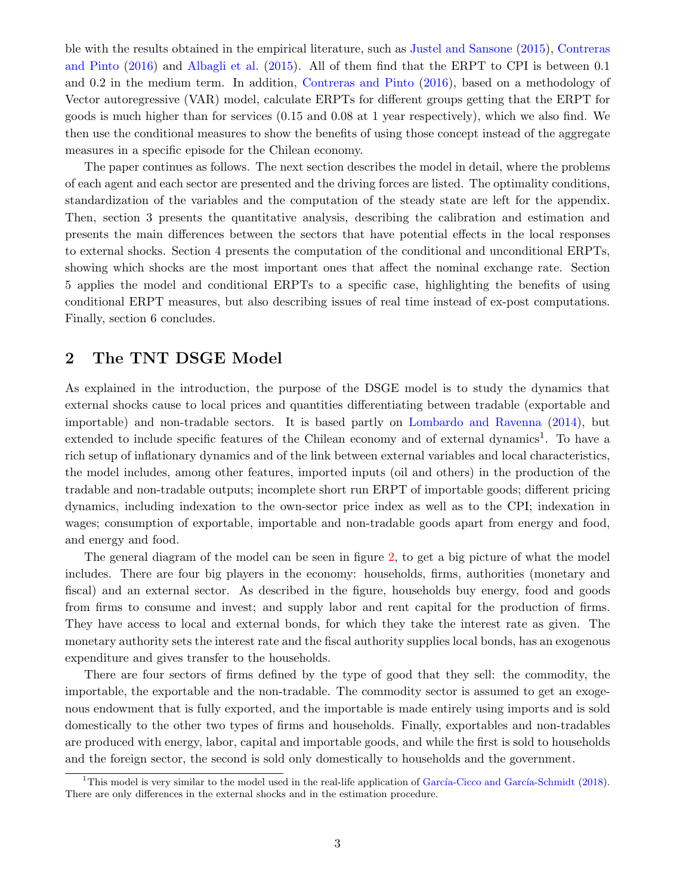ble with the results obtained in the empirical literature, such as Justel and Sansone (2015), Contreras and Pinto (2016) and Albagli et al. (2015). All of them find that the ERPT to CPI is between 0.1 and 0.2 in the medium term. In addition, Contreras and Pinto (2016), based on a methodology of Vector autoregressive (VAR) model, calculate ERPTs for different groups getting that the ERPT for goods is much higher than for services (0.15 and 0.08 at 1 year respectively), which we also find. We then use the conditional measures to show the benefits of using those concept instead of the aggregate measures in a specific episode for the Chilean economy.

The paper continues as follows. The next section describes the model in detail, where the problems of each agent and each sector are presented and the driving forces are listed. The optimality conditions, standardization of the variables and the computation of the steady state are left for the appendix. Then, section 3 presents the quantitative analysis, describing the calibration and estimation and presents the main differences between the sectors that have potential effects in the local responses to external shocks. Section 4 presents the computation of the conditional and unconditional ERPTs, showing which shocks are the most important ones that affect the nominal exchange rate. Section 5 applies the model and conditional ERPTs to a specific case, highlighting the benefits of using conditional ERPT measures, but also describing issues of real time instead of ex-post computations. Finally, section 6 concludes.

## 2 The TNT DSGE Model

As explained in the introduction, the purpose of the DSGE model is to study the dynamics that external shocks cause to local prices and quantities differentiating between tradable (exportable and importable) and non-tradable sectors. It is based partly on Lombardo and Ravenna (2014), but extended to include specific features of the Chilean economy and of external dynamics[1]. To have a rich setup of inflationary dynamics and of the link between external variables and local characteristics, the model includes, among other features, imported inputs (oil and others) in the production of the tradable and non-tradable outputs; incomplete short run ERPT of importable goods; different pricing dynamics, including indexation to the own-sector price index as well as to the CPI; indexation in wages; consumption of exportable, importable and non-tradable goods apart from energy and food, and energy and food.

The general diagram of the model can be seen in figure 2, to get a big picture of what the model includes. There are four big players in the economy: households, firms, authorities (monetary and fiscal) and an external sector. As described in the figure, households buy energy, food and goods from firms to consume and invest; and supply labor and rent capital for the production of firms. They have access to local and external bonds, for which they take the interest rate as given. The monetary authority sets the interest rate and the fiscal authority supplies local bonds, has an exogenous expenditure and gives transfer to the households.

There are four sectors of firms defined by the type of good that they sell: the commodity, the importable, the exportable and the non-tradable. The commodity sector is assumed to get an exogenous endowment that is fully exported, and the importable is made entirely using imports and is sold domestically to the other two types of firms and households. Finally, exportables and non-tradables are produced with energy, labor, capital and importable goods, and while the first is sold to households and the foreign sector, the second is sold only domestically to households and the government.

[1] This model is very similar to the model used in the real-life application of García-Cicco and García-Schmidt (2018). There are only differences in the external shocks and in the estimation procedure.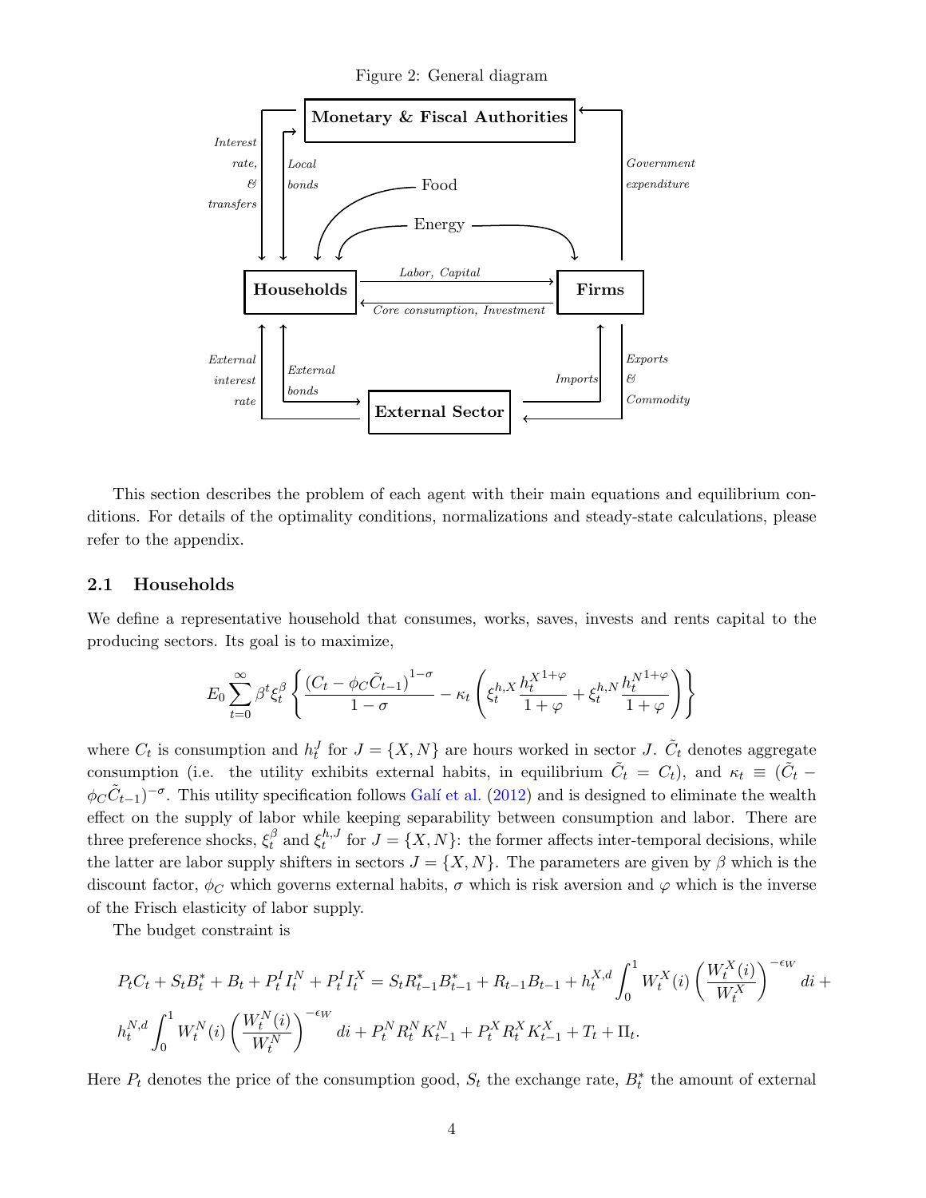Figure 2: General diagram

This section describes the problem of each agent with their main equations and equilibrium conditions. For details of the optimality conditions, normalizations and steady-state calculations, please refer to the appendix.

## 2.1 Households

We define a representative household that consumes, works, saves, invests and rents capital to the producing sectors. Its goal is to maximize,

$$E_0 \sum_{t=0}^{\infty} \beta^t \xi_t^{\beta} \left\{ \frac{\left(C_t - \phi_C \tilde{C}_{t-1}\right)^{1-\sigma}}{1-\sigma} - \kappa_t \left( \xi_t^{h,X} \frac{{h_t^X}^{1+\varphi}}{1+\varphi} + \xi_t^{h,N} \frac{{h_t^N}^{1+\varphi}}{1+\varphi} \right) \right\}$$

where $C_t$ is consumption and $h_t^J$ for $J = \{X, N\}$ are hours worked in sector $J$. $\tilde{C}_t$ denotes aggregate consumption (i.e. the utility exhibits external habits, in equilibrium $\tilde{C}_t = C_t$), and $\kappa_t \equiv (\tilde{C}_t - \phi_C \tilde{C}_{t-1})^{-\sigma}$. This utility specification follows Galí et al. (2012) and is designed to eliminate the wealth effect on the supply of labor while keeping separability between consumption and labor. There are three preference shocks, $\xi_t^{\beta}$ and $\xi_t^{h,J}$ for $J = \{X, N\}$: the former affects inter-temporal decisions, while the latter are labor supply shifters in sectors $J = \{X, N\}$. The parameters are given by $\beta$ which is the discount factor, $\phi_C$ which governs external habits, $\sigma$ which is risk aversion and $\varphi$ which is the inverse of the Frisch elasticity of labor supply.

The budget constraint is

$$P_t C_t + S_t B_t^* + B_t + P_t^I I_t^N + P_t^I I_t^X = S_t R_{t-1}^* B_{t-1}^* + R_{t-1} B_{t-1} + h_t^{X,d} \int_0^1 W_t^X(i) \left( \frac{W_t^X(i)}{W_t^X} \right)^{-\epsilon_W} di +$$
$$h_t^{N,d} \int_0^1 W_t^N(i) \left( \frac{W_t^N(i)}{W_t^N} \right)^{-\epsilon_W} di + P_t^N R_t^N K_{t-1}^N + P_t^X R_t^X K_{t-1}^X + T_t + \Pi_t.$$

Here $P_t$ denotes the price of the consumption good, $S_t$ the exchange rate, $B_t^*$ the amount of external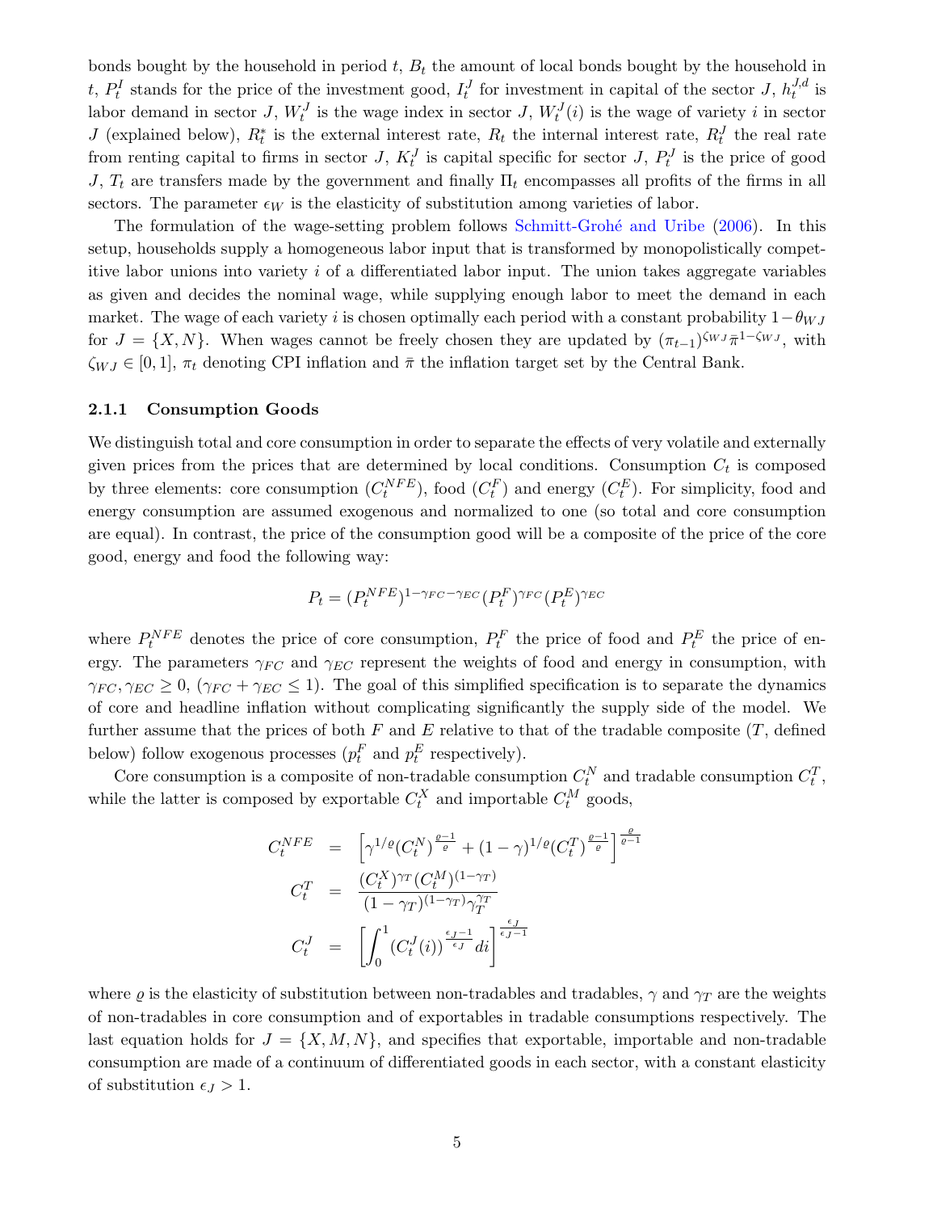bonds bought by the household in period $t$, $B_t$ the amount of local bonds bought by the household in $t$, $P_t^I$ stands for the price of the investment good, $I_t^J$ for investment in capital of the sector $J$, $h_t^{J,d}$ is labor demand in sector $J$, $W_t^J$ is the wage index in sector $J$, $W_t^J(i)$ is the wage of variety $i$ in sector $J$ (explained below), $R_t^*$ is the external interest rate, $R_t$ the internal interest rate, $R_t^J$ the real rate from renting capital to firms in sector $J$, $K_t^J$ is capital specific for sector $J$, $P_t^J$ is the price of good $J$, $T_t$ are transfers made by the government and finally $\Pi_t$ encompasses all profits of the firms in all sectors. The parameter $\epsilon_W$ is the elasticity of substitution among varieties of labor.

The formulation of the wage-setting problem follows Schmitt-Grohé and Uribe (2006). In this setup, households supply a homogeneous labor input that is transformed by monopolistically competitive labor unions into variety $i$ of a differentiated labor input. The union takes aggregate variables as given and decides the nominal wage, while supplying enough labor to meet the demand in each market. The wage of each variety $i$ is chosen optimally each period with a constant probability $1-\theta_{WJ}$ for $J = \{X, N\}$. When wages cannot be freely chosen they are updated by $(\pi_{t-1})^{\zeta_{WJ}}\bar{\pi}^{1-\zeta_{WJ}}$, with $\zeta_{WJ} \in [0, 1]$, $\pi_t$ denoting CPI inflation and $\bar{\pi}$ the inflation target set by the Central Bank.

### 2.1.1 Consumption Goods

We distinguish total and core consumption in order to separate the effects of very volatile and externally given prices from the prices that are determined by local conditions. Consumption $C_t$ is composed by three elements: core consumption ($C_t^{NFE}$), food ($C_t^F$) and energy ($C_t^E$). For simplicity, food and energy consumption are assumed exogenous and normalized to one (so total and core consumption are equal). In contrast, the price of the consumption good will be a composite of the price of the core good, energy and food the following way:

$$P_t = (P_t^{NFE})^{1-\gamma_{FC}-\gamma_{EC}}(P_t^F)^{\gamma_{FC}}(P_t^E)^{\gamma_{EC}}$$

where $P_t^{NFE}$ denotes the price of core consumption, $P_t^F$ the price of food and $P_t^E$ the price of energy. The parameters $\gamma_{FC}$ and $\gamma_{EC}$ represent the weights of food and energy in consumption, with $\gamma_{FC}, \gamma_{EC} \geq 0$, ($\gamma_{FC} + \gamma_{EC} \leq 1$). The goal of this simplified specification is to separate the dynamics of core and headline inflation without complicating significantly the supply side of the model. We further assume that the prices of both $F$ and $E$ relative to that of the tradable composite ($T$, defined below) follow exogenous processes ($p_t^F$ and $p_t^E$ respectively).

Core consumption is a composite of non-tradable consumption $C_t^N$ and tradable consumption $C_t^T$, while the latter is composed by exportable $C_t^X$ and importable $C_t^M$ goods,

$$\begin{aligned}
C_t^{NFE} &= \left[\gamma^{1/\varrho}(C_t^N)^{\frac{\varrho-1}{\varrho}} + (1-\gamma)^{1/\varrho}(C_t^T)^{\frac{\varrho-1}{\varrho}}\right]^{\frac{\varrho}{\varrho-1}} \\
C_t^T &= \frac{(C_t^X)^{\gamma_T}(C_t^M)^{(1-\gamma_T)}}{(1-\gamma_T)^{(1-\gamma_T)}\gamma_T^{\gamma_T}} \\
C_t^J &= \left[\int_0^1 (C_t^J(i))^{\frac{\epsilon_J-1}{\epsilon_J}} di\right]^{\frac{\epsilon_J}{\epsilon_J-1}}
\end{aligned}$$

where $\varrho$ is the elasticity of substitution between non-tradables and tradables, $\gamma$ and $\gamma_T$ are the weights of non-tradables in core consumption and of exportables in tradable consumptions respectively. The last equation holds for $J = \{X, M, N\}$, and specifies that exportable, importable and non-tradable consumption are made of a continuum of differentiated goods in each sector, with a constant elasticity of substitution $\epsilon_J > 1$.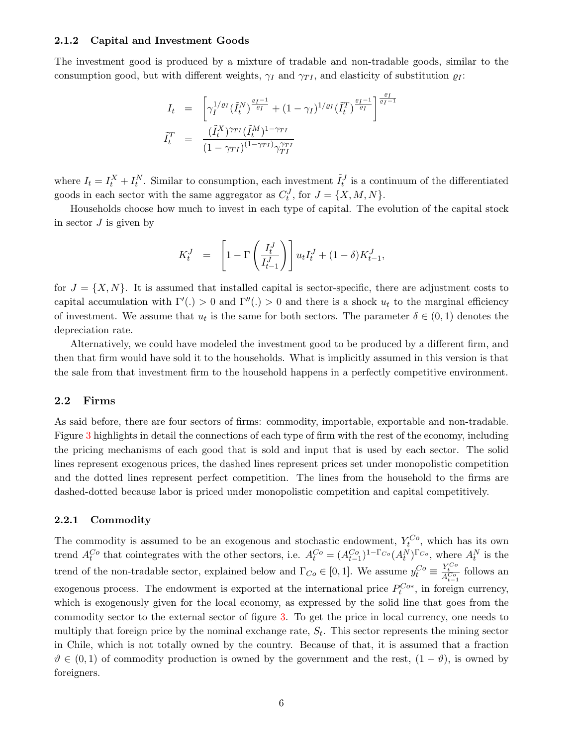### 2.1.2 Capital and Investment Goods

The investment good is produced by a mixture of tradable and non-tradable goods, similar to the consumption good, but with different weights, $\gamma_I$ and $\gamma_{TI}$, and elasticity of substitution $\varrho_I$:

$$
\begin{aligned}
I_t &= \left[ \gamma_I^{1/\varrho_I} (\tilde{I}_t^N)^{\frac{\varrho_I - 1}{\varrho_I}} + (1-\gamma_I)^{1/\varrho_I} (\tilde{I}_t^T)^{\frac{\varrho_I - 1}{\varrho_I}} \right]^{\frac{\varrho_I}{\varrho_I - 1}} \\
\tilde{I}_t^T &= \frac{(\tilde{I}_t^X)^{\gamma_{TI}} (\tilde{I}_t^M)^{1-\gamma_{TI}}}{(1-\gamma_{TI})^{(1-\gamma_{TI})} \gamma_{TI}^{\gamma_{TI}}}
\end{aligned}
$$

where $I_t = I_t^X + I_t^N$. Similar to consumption, each investment $\tilde{I}_t^J$ is a continuum of the differentiated goods in each sector with the same aggregator as $C_t^J$, for $J = \{X, M, N\}$.

Households choose how much to invest in each type of capital. The evolution of the capital stock in sector $J$ is given by

$$
K_t^J = \left[ 1 - \Gamma\left( \frac{I_t^J}{I_{t-1}^J} \right) \right] u_t I_t^J + (1-\delta) K_{t-1}^J,
$$

for $J = \{X, N\}$. It is assumed that installed capital is sector-specific, there are adjustment costs to capital accumulation with $\Gamma'(.) > 0$ and $\Gamma''(.) > 0$ and there is a shock $u_t$ to the marginal efficiency of investment. We assume that $u_t$ is the same for both sectors. The parameter $\delta \in (0, 1)$ denotes the depreciation rate.

Alternatively, we could have modeled the investment good to be produced by a different firm, and then that firm would have sold it to the households. What is implicitly assumed in this version is that the sale from that investment firm to the household happens in a perfectly competitive environment.

## 2.2 Firms

As said before, there are four sectors of firms: commodity, importable, exportable and non-tradable. Figure 3 highlights in detail the connections of each type of firm with the rest of the economy, including the pricing mechanisms of each good that is sold and input that is used by each sector. The solid lines represent exogenous prices, the dashed lines represent prices set under monopolistic competition and the dotted lines represent perfect competition. The lines from the household to the firms are dashed-dotted because labor is priced under monopolistic competition and capital competitively.

### 2.2.1 Commodity

The commodity is assumed to be an exogenous and stochastic endowment, $Y_t^{Co}$, which has its own trend $A_t^{Co}$ that cointegrates with the other sectors, i.e. $A_t^{Co} = (A_{t-1}^{Co})^{1-\Gamma_{Co}} (A_t^N)^{\Gamma_{Co}}$, where $A_t^N$ is the trend of the non-tradable sector, explained below and $\Gamma_{Co} \in [0, 1]$. We assume $y_t^{Co} \equiv \frac{Y_t^{Co}}{A_{t-1}^{Co}}$ follows an exogenous process. The endowment is exported at the international price $P_t^{Co*}$, in foreign currency, which is exogenously given for the local economy, as expressed by the solid line that goes from the commodity sector to the external sector of figure 3. To get the price in local currency, one needs to multiply that foreign price by the nominal exchange rate, $S_t$. This sector represents the mining sector in Chile, which is not totally owned by the country. Because of that, it is assumed that a fraction $\vartheta \in (0, 1)$ of commodity production is owned by the government and the rest, $(1 - \vartheta)$, is owned by foreigners.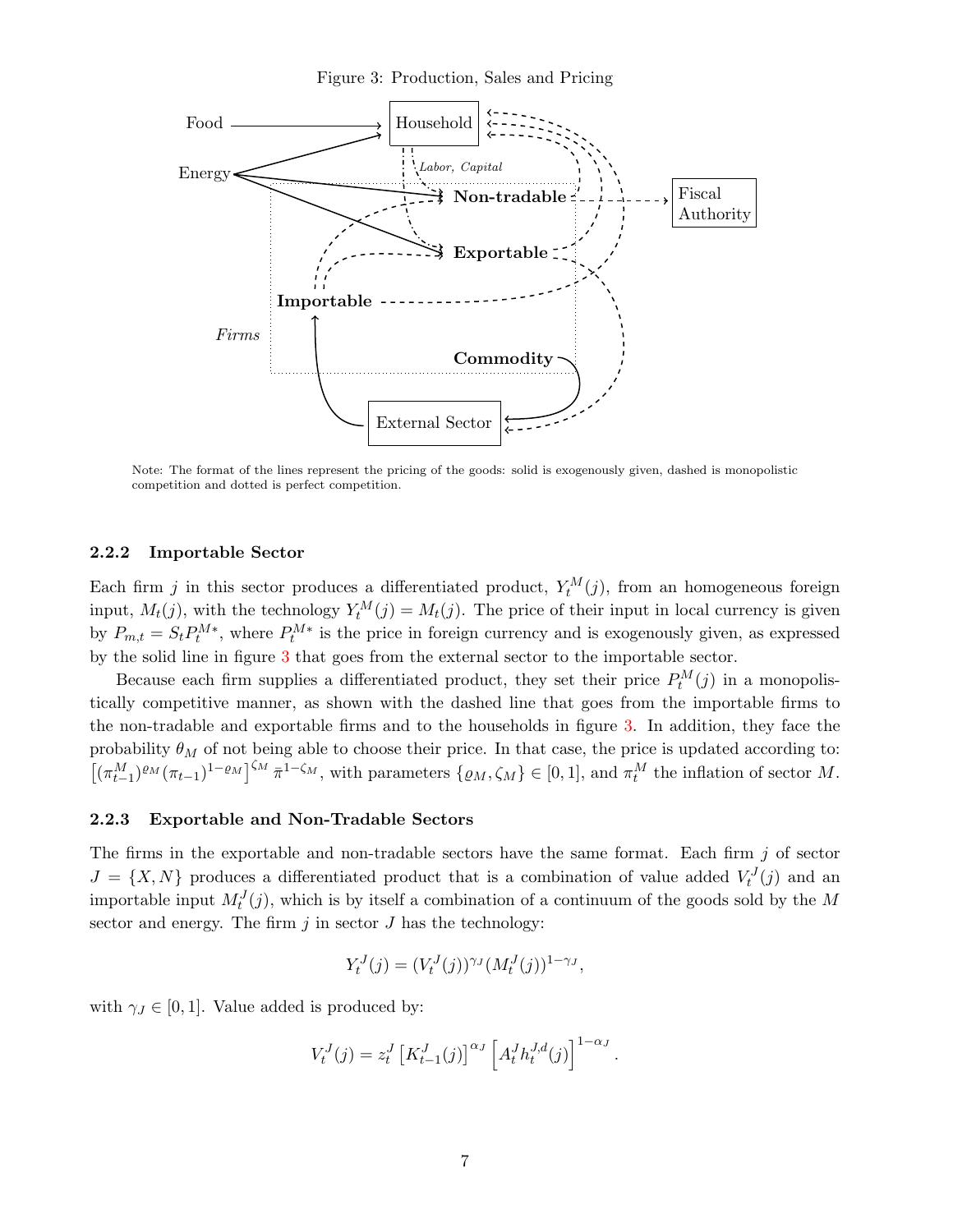Figure 3: Production, Sales and Pricing

Note: The format of the lines represent the pricing of the goods: solid is exogenously given, dashed is monopolistic competition and dotted is perfect competition.

### 2.2.2 Importable Sector

Each firm $j$ in this sector produces a differentiated product, $Y_t^M(j)$, from an homogeneous foreign input, $M_t(j)$, with the technology $Y_t^M(j) = M_t(j)$. The price of their input in local currency is given by $P_{m,t} = S_t P_t^{M*}$, where $P_t^{M*}$ is the price in foreign currency and is exogenously given, as expressed by the solid line in figure 3 that goes from the external sector to the importable sector.

Because each firm supplies a differentiated product, they set their price $P_t^M(j)$ in a monopolistically competitive manner, as shown with the dashed line that goes from the importable firms to the non-tradable and exportable firms and to the households in figure 3. In addition, they face the probability $\theta_M$ of not being able to choose their price. In that case, the price is updated according to: $\left[(\pi_{t-1}^M)^{\varrho_M}(\pi_{t-1})^{1-\varrho_M}\right]^{\zeta_M}\bar{\pi}^{1-\zeta_M}$, with parameters $\{\varrho_M, \zeta_M\} \in [0,1]$, and $\pi_t^M$ the inflation of sector $M$.

### 2.2.3 Exportable and Non-Tradable Sectors

The firms in the exportable and non-tradable sectors have the same format. Each firm $j$ of sector $J = \{X, N\}$ produces a differentiated product that is a combination of value added $V_t^J(j)$ and an importable input $M_t^J(j)$, which is by itself a combination of a continuum of the goods sold by the $M$ sector and energy. The firm $j$ in sector $J$ has the technology:

$$Y_t^J(j) = (V_t^J(j))^{\gamma_J}(M_t^J(j))^{1-\gamma_J},$$

with $\gamma_J \in [0,1]$. Value added is produced by:

$$V_t^J(j) = z_t^J \left[K_{t-1}^J(j)\right]^{\alpha_J} \left[A_t^J h_t^{J,d}(j)\right]^{1-\alpha_J}.$$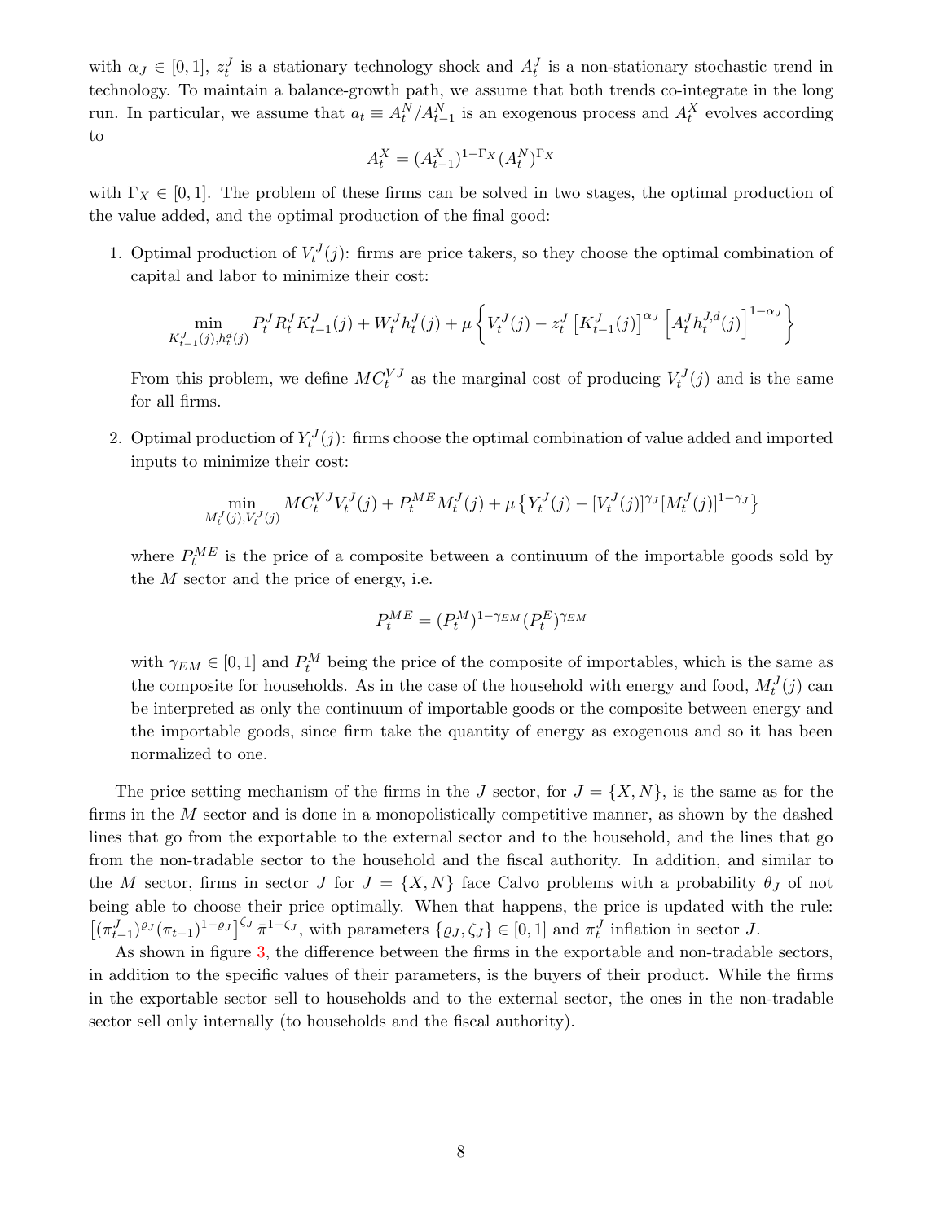with $\alpha_J \in [0,1]$, $z_t^J$ is a stationary technology shock and $A_t^J$ is a non-stationary stochastic trend in technology. To maintain a balance-growth path, we assume that both trends co-integrate in the long run. In particular, we assume that $a_t \equiv A_t^N / A_{t-1}^N$ is an exogenous process and $A_t^X$ evolves according to

$$A_t^X = (A_{t-1}^X)^{1-\Gamma_X} (A_t^N)^{\Gamma_X}$$

with $\Gamma_X \in [0,1]$. The problem of these firms can be solved in two stages, the optimal production of the value added, and the optimal production of the final good:

1. Optimal production of $V_t^J(j)$: firms are price takers, so they choose the optimal combination of capital and labor to minimize their cost:

$$\min_{K_{t-1}^J(j), h_t^d(j)} P_t^J R_t^J K_{t-1}^J(j) + W_t^J h_t^J(j) + \mu \left\{ V_t^J(j) - z_t^J \left[ K_{t-1}^J(j) \right]^{\alpha_J} \left[ A_t^J h_t^{J,d}(j) \right]^{1-\alpha_J} \right\}$$

   From this problem, we define $MC_t^{VJ}$ as the marginal cost of producing $V_t^J(j)$ and is the same for all firms.

2. Optimal production of $Y_t^J(j)$: firms choose the optimal combination of value added and imported inputs to minimize their cost:

$$\min_{M_t^J(j), V_t^J(j)} MC_t^{VJ} V_t^J(j) + P_t^{ME} M_t^J(j) + \mu \left\{ Y_t^J(j) - [V_t^J(j)]^{\gamma_J} [M_t^J(j)]^{1-\gamma_J} \right\}$$

   where $P_t^{ME}$ is the price of a composite between a continuum of the importable goods sold by the $M$ sector and the price of energy, i.e.

$$P_t^{ME} = (P_t^M)^{1-\gamma_{EM}} (P_t^E)^{\gamma_{EM}}$$

   with $\gamma_{EM} \in [0,1]$ and $P_t^M$ being the price of the composite of importables, which is the same as the composite for households. As in the case of the household with energy and food, $M_t^J(j)$ can be interpreted as only the continuum of importable goods or the composite between energy and the importable goods, since firm take the quantity of energy as exogenous and so it has been normalized to one.

The price setting mechanism of the firms in the $J$ sector, for $J = \{X, N\}$, is the same as for the firms in the $M$ sector and is done in a monopolistically competitive manner, as shown by the dashed lines that go from the exportable to the external sector and to the household, and the lines that go from the non-tradable sector to the household and the fiscal authority. In addition, and similar to the $M$ sector, firms in sector $J$ for $J = \{X, N\}$ face Calvo problems with a probability $\theta_J$ of not being able to choose their price optimally. When that happens, the price is updated with the rule: $\left[ (\pi_{t-1}^J)^{\varrho_J} (\pi_{t-1})^{1-\varrho_J} \right]^{\zeta_J} \bar{\pi}^{1-\zeta_J}$, with parameters $\{\varrho_J, \zeta_J\} \in [0,1]$ and $\pi_t^J$ inflation in sector $J$.

As shown in figure 3, the difference between the firms in the exportable and non-tradable sectors, in addition to the specific values of their parameters, is the buyers of their product. While the firms in the exportable sector sell to households and to the external sector, the ones in the non-tradable sector sell only internally (to households and the fiscal authority).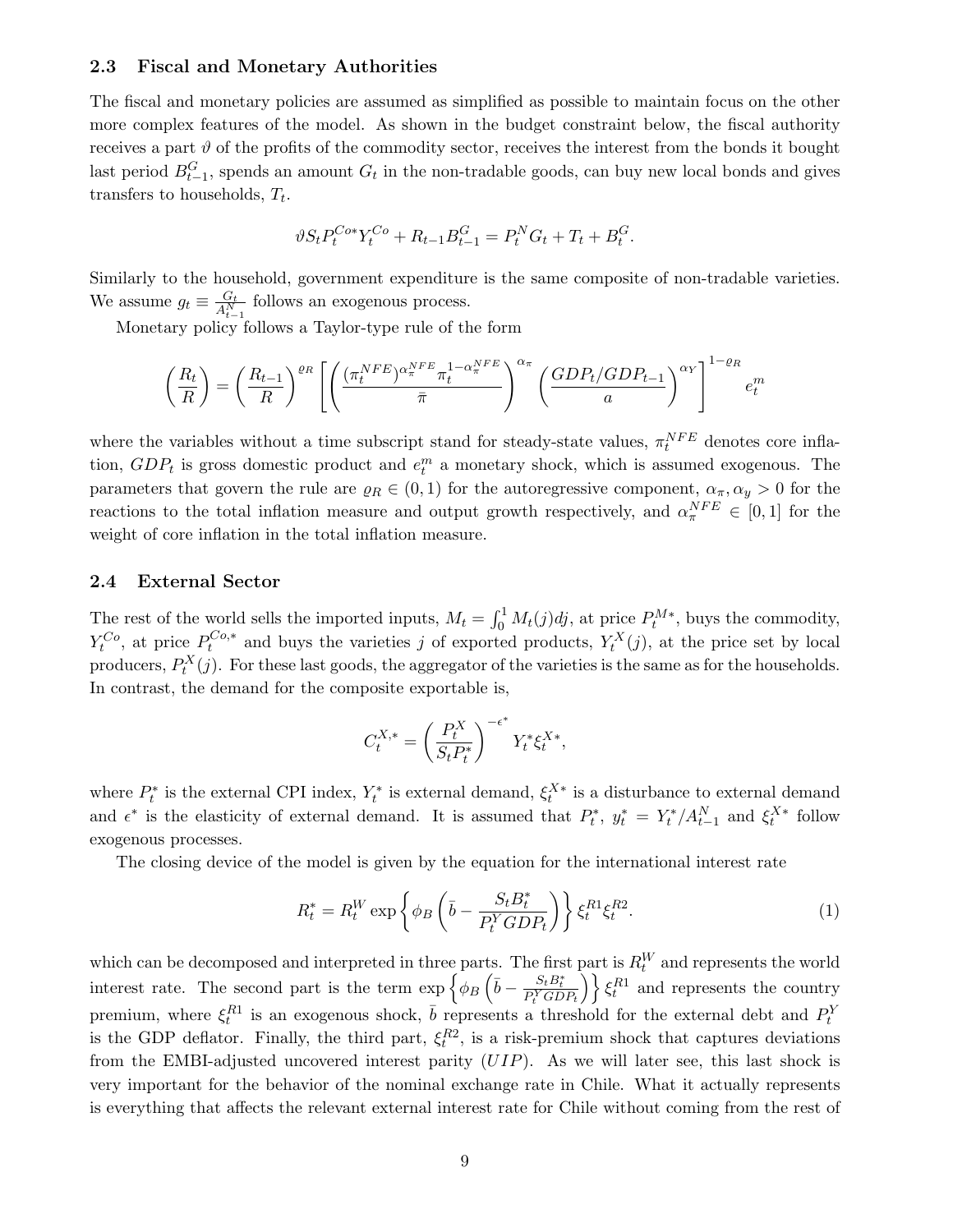### 2.3 Fiscal and Monetary Authorities

The fiscal and monetary policies are assumed as simplified as possible to maintain focus on the other more complex features of the model. As shown in the budget constraint below, the fiscal authority receives a part $\vartheta$ of the profits of the commodity sector, receives the interest from the bonds it bought last period $B_{t-1}^{G}$, spends an amount $G_t$ in the non-tradable goods, can buy new local bonds and gives transfers to households, $T_t$.

$$\vartheta S_t P_t^{Co*} Y_t^{Co} + R_{t-1} B_{t-1}^{G} = P_t^N G_t + T_t + B_t^G.$$

Similarly to the household, government expenditure is the same composite of non-tradable varieties. We assume $g_t \equiv \frac{G_t}{A_{t-1}^N}$ follows an exogenous process.

Monetary policy follows a Taylor-type rule of the form

$$\left(\frac{R_t}{R}\right) = \left(\frac{R_{t-1}}{R}\right)^{\varrho_R} \left[ \left( \frac{(\pi_t^{NFE})^{\alpha_\pi^{NFE}} \pi_t^{1-\alpha_\pi^{NFE}}}{\bar{\pi}} \right)^{\alpha_\pi} \left( \frac{GDP_t/GDP_{t-1}}{a} \right)^{\alpha_Y} \right]^{1-\varrho_R} e_t^m$$

where the variables without a time subscript stand for steady-state values, $\pi_t^{NFE}$ denotes core inflation, $GDP_t$ is gross domestic product and $e_t^m$ a monetary shock, which is assumed exogenous. The parameters that govern the rule are $\varrho_R \in (0,1)$ for the autoregressive component, $\alpha_\pi, \alpha_y > 0$ for the reactions to the total inflation measure and output growth respectively, and $\alpha_\pi^{NFE} \in [0,1]$ for the weight of core inflation in the total inflation measure.

### 2.4 External Sector

The rest of the world sells the imported inputs, $M_t = \int_0^1 M_t(j)dj$, at price $P_t^{M*}$, buys the commodity, $Y_t^{Co}$, at price $P_t^{Co,*}$ and buys the varieties $j$ of exported products, $Y_t^X(j)$, at the price set by local producers, $P_t^X(j)$. For these last goods, the aggregator of the varieties is the same as for the households. In contrast, the demand for the composite exportable is,

$$C_t^{X,*} = \left(\frac{P_t^X}{S_t P_t^*}\right)^{-\epsilon^*} Y_t^* \xi_t^{X*},$$

where $P_t^*$ is the external CPI index, $Y_t^*$ is external demand, $\xi_t^{X*}$ is a disturbance to external demand and $\epsilon^*$ is the elasticity of external demand. It is assumed that $P_t^*$, $y_t^* = Y_t^*/A_{t-1}^N$ and $\xi_t^{X*}$ follow exogenous processes.

The closing device of the model is given by the equation for the international interest rate

$$R_t^* = R_t^W \exp\left\{ \phi_B \left( \bar{b} - \frac{S_t B_t^*}{P_t^Y GDP_t} \right) \right\} \xi_t^{R1} \xi_t^{R2}. \tag{1}$$

which can be decomposed and interpreted in three parts. The first part is $R_t^W$ and represents the world interest rate. The second part is the term $\exp\left\{ \phi_B \left( \bar{b} - \frac{S_t B_t^*}{P_t^Y GDP_t} \right) \right\} \xi_t^{R1}$ and represents the country premium, where $\xi_t^{R1}$ is an exogenous shock, $\bar{b}$ represents a threshold for the external debt and $P_t^Y$ is the GDP deflator. Finally, the third part, $\xi_t^{R2}$, is a risk-premium shock that captures deviations from the EMBI-adjusted uncovered interest parity ($UIP$). As we will later see, this last shock is very important for the behavior of the nominal exchange rate in Chile. What it actually represents is everything that affects the relevant external interest rate for Chile without coming from the rest of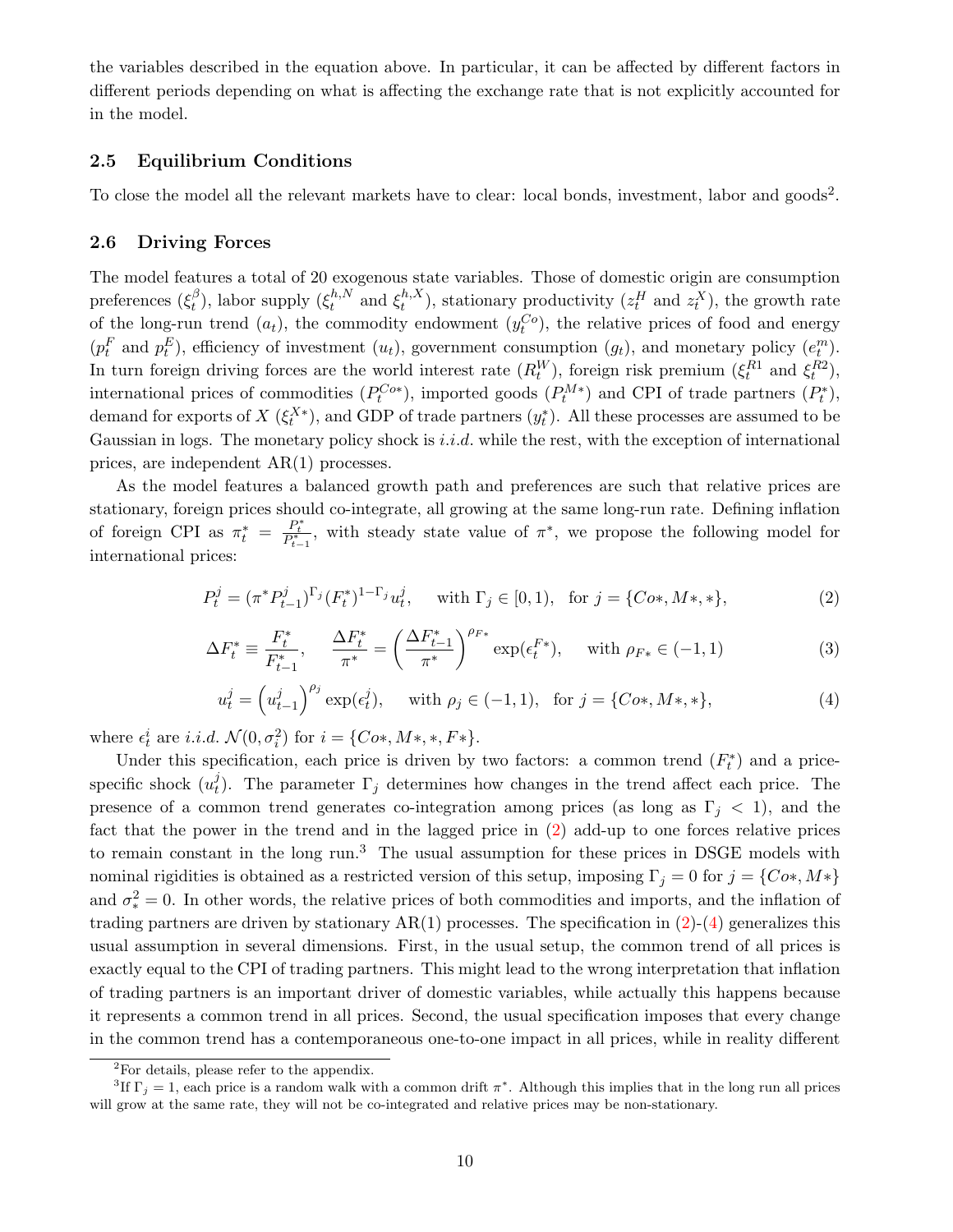the variables described in the equation above. In particular, it can be affected by different factors in different periods depending on what is affecting the exchange rate that is not explicitly accounted for in the model.

### 2.5 Equilibrium Conditions

To close the model all the relevant markets have to clear: local bonds, investment, labor and goods[2].

### 2.6 Driving Forces

The model features a total of 20 exogenous state variables. Those of domestic origin are consumption preferences ($\xi_t^{\beta}$), labor supply ($\xi_t^{h,N}$ and $\xi_t^{h,X}$), stationary productivity ($z_t^H$ and $z_t^X$), the growth rate of the long-run trend ($a_t$), the commodity endowment ($y_t^{Co}$), the relative prices of food and energy ($p_t^F$ and $p_t^E$), efficiency of investment ($u_t$), government consumption ($g_t$), and monetary policy ($e_t^m$). In turn foreign driving forces are the world interest rate ($R_t^W$), foreign risk premium ($\xi_t^{R1}$ and $\xi_t^{R2}$), international prices of commodities ($P_t^{Co*}$), imported goods ($P_t^{M*}$) and CPI of trade partners ($P_t^*$), demand for exports of $X$ ($\xi_t^{X*}$), and GDP of trade partners ($y_t^*$). All these processes are assumed to be Gaussian in logs. The monetary policy shock is *i.i.d.* while the rest, with the exception of international prices, are independent AR(1) processes.

As the model features a balanced growth path and preferences are such that relative prices are stationary, foreign prices should co-integrate, all growing at the same long-run rate. Defining inflation of foreign CPI as $\pi_t^* = \frac{P_t^*}{P_{t-1}^*}$, with steady state value of $\pi^*$, we propose the following model for international prices:

$$P_t^j = (\pi^* P_{t-1}^j)^{\Gamma_j} (F_t^*)^{1-\Gamma_j} u_t^j, \quad \text{with } \Gamma_j \in [0,1), \;\; \text{for } j = \{Co*, M*, *\}, \tag{2}$$

$$\Delta F_t^* \equiv \frac{F_t^*}{F_{t-1}^*}, \quad \frac{\Delta F_t^*}{\pi^*} = \left(\frac{\Delta F_{t-1}^*}{\pi^*}\right)^{\rho_{F*}} \exp(\epsilon_t^{F*}), \quad \text{with } \rho_{F*} \in (-1,1) \tag{3}$$

$$u_t^j = \left(u_{t-1}^j\right)^{\rho_j} \exp(\epsilon_t^j), \quad \text{with } \rho_j \in (-1,1), \;\; \text{for } j = \{Co*, M*, *\}, \tag{4}$$

where $\epsilon_t^i$ are *i.i.d.* $\mathcal{N}(0, \sigma_i^2)$ for $i = \{Co*, M*, *, F*\}$.

Under this specification, each price is driven by two factors: a common trend ($F_t^*$) and a price-specific shock ($u_t^j$). The parameter $\Gamma_j$ determines how changes in the trend affect each price. The presence of a common trend generates co-integration among prices (as long as $\Gamma_j < 1$), and the fact that the power in the trend and in the lagged price in (2) add-up to one forces relative prices to remain constant in the long run.[3] The usual assumption for these prices in DSGE models with nominal rigidities is obtained as a restricted version of this setup, imposing $\Gamma_j = 0$ for $j = \{Co*, M*\}$ and $\sigma_*^2 = 0$. In other words, the relative prices of both commodities and imports, and the inflation of trading partners are driven by stationary AR(1) processes. The specification in (2)-(4) generalizes this usual assumption in several dimensions. First, in the usual setup, the common trend of all prices is exactly equal to the CPI of trading partners. This might lead to the wrong interpretation that inflation of trading partners is an important driver of domestic variables, while actually this happens because it represents a common trend in all prices. Second, the usual specification imposes that every change in the common trend has a contemporaneous one-to-one impact in all prices, while in reality different

[2] For details, please refer to the appendix.

[3] If $\Gamma_j = 1$, each price is a random walk with a common drift $\pi^*$. Although this implies that in the long run all prices will grow at the same rate, they will not be co-integrated and relative prices may be non-stationary.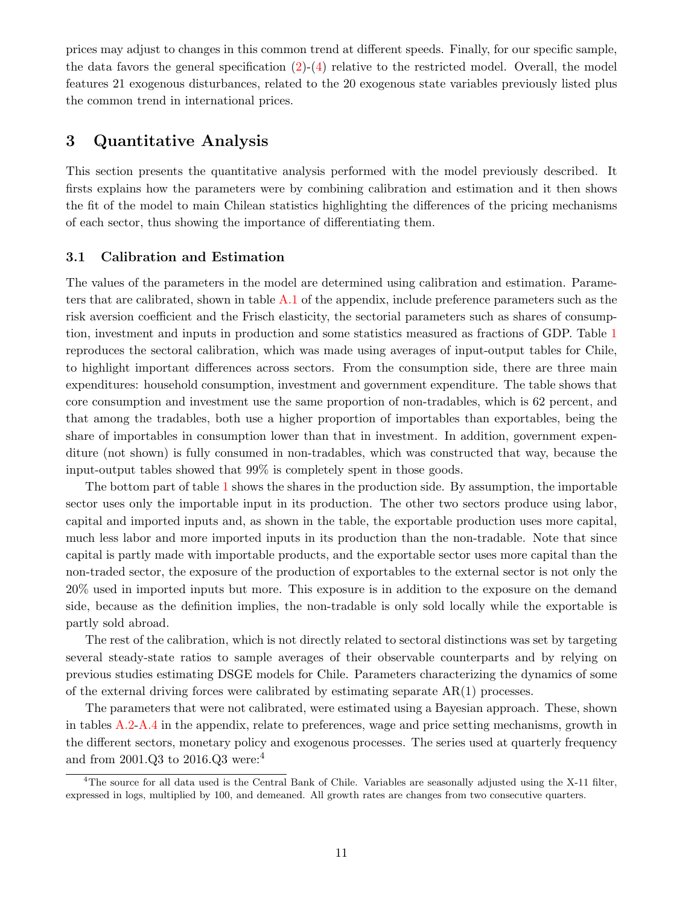prices may adjust to changes in this common trend at different speeds. Finally, for our specific sample, the data favors the general specification (2)-(4) relative to the restricted model. Overall, the model features 21 exogenous disturbances, related to the 20 exogenous state variables previously listed plus the common trend in international prices.

## 3 Quantitative Analysis

This section presents the quantitative analysis performed with the model previously described. It firsts explains how the parameters were by combining calibration and estimation and it then shows the fit of the model to main Chilean statistics highlighting the differences of the pricing mechanisms of each sector, thus showing the importance of differentiating them.

### 3.1 Calibration and Estimation

The values of the parameters in the model are determined using calibration and estimation. Parameters that are calibrated, shown in table A.1 of the appendix, include preference parameters such as the risk aversion coefficient and the Frisch elasticity, the sectorial parameters such as shares of consumption, investment and inputs in production and some statistics measured as fractions of GDP. Table 1 reproduces the sectoral calibration, which was made using averages of input-output tables for Chile, to highlight important differences across sectors. From the consumption side, there are three main expenditures: household consumption, investment and government expenditure. The table shows that core consumption and investment use the same proportion of non-tradables, which is 62 percent, and that among the tradables, both use a higher proportion of importables than exportables, being the share of importables in consumption lower than that in investment. In addition, government expenditure (not shown) is fully consumed in non-tradables, which was constructed that way, because the input-output tables showed that 99% is completely spent in those goods.

The bottom part of table 1 shows the shares in the production side. By assumption, the importable sector uses only the importable input in its production. The other two sectors produce using labor, capital and imported inputs and, as shown in the table, the exportable production uses more capital, much less labor and more imported inputs in its production than the non-tradable. Note that since capital is partly made with importable products, and the exportable sector uses more capital than the non-traded sector, the exposure of the production of exportables to the external sector is not only the 20% used in imported inputs but more. This exposure is in addition to the exposure on the demand side, because as the definition implies, the non-tradable is only sold locally while the exportable is partly sold abroad.

The rest of the calibration, which is not directly related to sectoral distinctions was set by targeting several steady-state ratios to sample averages of their observable counterparts and by relying on previous studies estimating DSGE models for Chile. Parameters characterizing the dynamics of some of the external driving forces were calibrated by estimating separate AR(1) processes.

The parameters that were not calibrated, were estimated using a Bayesian approach. These, shown in tables A.2-A.4 in the appendix, relate to preferences, wage and price setting mechanisms, growth in the different sectors, monetary policy and exogenous processes. The series used at quarterly frequency and from 2001.Q3 to 2016.Q3 were:[4]

[4] The source for all data used is the Central Bank of Chile. Variables are seasonally adjusted using the X-11 filter, expressed in logs, multiplied by 100, and demeaned. All growth rates are changes from two consecutive quarters.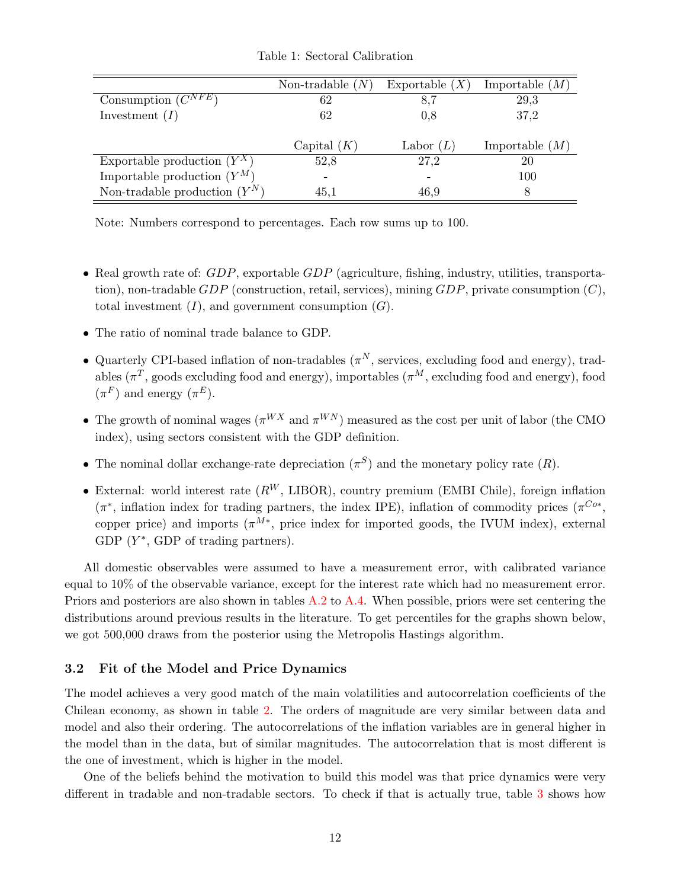Table 1: Sectoral Calibration

| | Non-tradable ($N$) | Exportable ($X$) | Importable ($M$) |
|---|---|---|---|
| Consumption ($C^{NFE}$) | 62 | 8,7 | 29,3 |
| Investment ($I$) | 62 | 0,8 | 37,2 |
| | Capital ($K$) | Labor ($L$) | Importable ($M$) |
| Exportable production ($Y^X$) | 52,8 | 27,2 | 20 |
| Importable production ($Y^M$) | - | - | 100 |
| Non-tradable production ($Y^N$) | 45,1 | 46,9 | 8 |

Note: Numbers correspond to percentages. Each row sums up to 100.

- Real growth rate of: $GDP$, exportable $GDP$ (agriculture, fishing, industry, utilities, transportation), non-tradable $GDP$ (construction, retail, services), mining $GDP$, private consumption ($C$), total investment ($I$), and government consumption ($G$).
- The ratio of nominal trade balance to GDP.
- Quarterly CPI-based inflation of non-tradables ($\pi^N$, services, excluding food and energy), tradables ($\pi^T$, goods excluding food and energy), importables ($\pi^M$, excluding food and energy), food ($\pi^F$) and energy ($\pi^E$).
- The growth of nominal wages ($\pi^{WX}$ and $\pi^{WN}$) measured as the cost per unit of labor (the CMO index), using sectors consistent with the GDP definition.
- The nominal dollar exchange-rate depreciation ($\pi^S$) and the monetary policy rate ($R$).
- External: world interest rate ($R^W$, LIBOR), country premium (EMBI Chile), foreign inflation ($\pi^*$, inflation index for trading partners, the index IPE), inflation of commodity prices ($\pi^{Co*}$, copper price) and imports ($\pi^{M*}$, price index for imported goods, the IVUM index), external GDP ($Y^*$, GDP of trading partners).

All domestic observables were assumed to have a measurement error, with calibrated variance equal to 10% of the observable variance, except for the interest rate which had no measurement error. Priors and posteriors are also shown in tables A.2 to A.4. When possible, priors were set centering the distributions around previous results in the literature. To get percentiles for the graphs shown below, we got 500,000 draws from the posterior using the Metropolis Hastings algorithm.

### 3.2 Fit of the Model and Price Dynamics

The model achieves a very good match of the main volatilities and autocorrelation coefficients of the Chilean economy, as shown in table 2. The orders of magnitude are very similar between data and model and also their ordering. The autocorrelations of the inflation variables are in general higher in the model than in the data, but of similar magnitudes. The autocorrelation that is most different is the one of investment, which is higher in the model.

One of the beliefs behind the motivation to build this model was that price dynamics were very different in tradable and non-tradable sectors. To check if that is actually true, table 3 shows how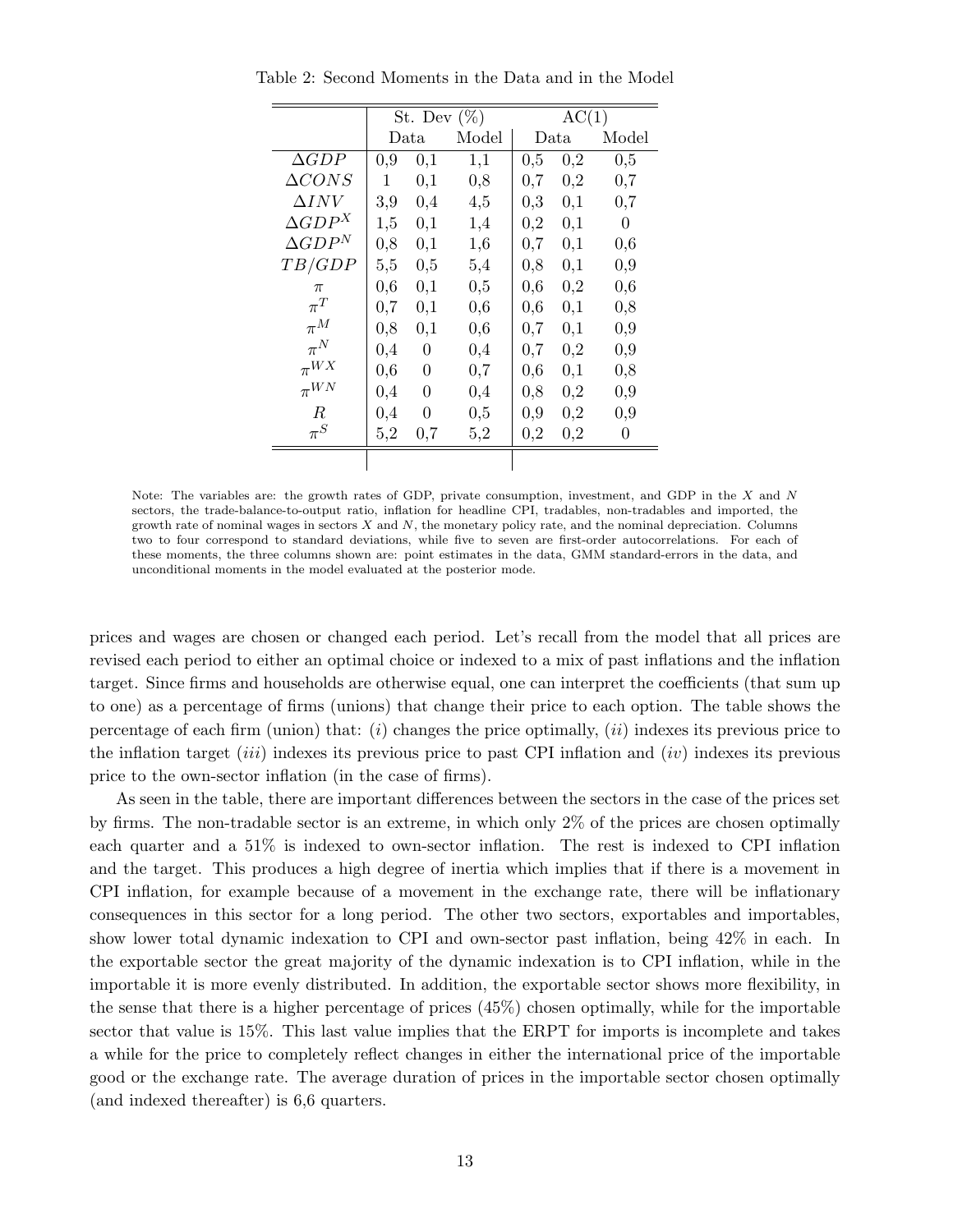Table 2: Second Moments in the Data and in the Model

| | St. Dev (%) | | | AC(1) | | |
|---|---|---|---|---|---|---|
| | Data | | Model | Data | | Model |
| $\Delta GDP$ | 0,9 | 0,1 | 1,1 | 0,5 | 0,2 | 0,5 |
| $\Delta CONS$ | 1 | 0,1 | 0,8 | 0,7 | 0,2 | 0,7 |
| $\Delta INV$ | 3,9 | 0,4 | 4,5 | 0,3 | 0,1 | 0,7 |
| $\Delta GDP^X$ | 1,5 | 0,1 | 1,4 | 0,2 | 0,1 | 0 |
| $\Delta GDP^N$ | 0,8 | 0,1 | 1,6 | 0,7 | 0,1 | 0,6 |
| $TB/GDP$ | 5,5 | 0,5 | 5,4 | 0,8 | 0,1 | 0,9 |
| $\pi$ | 0,6 | 0,1 | 0,5 | 0,6 | 0,2 | 0,6 |
| $\pi^T$ | 0,7 | 0,1 | 0,6 | 0,6 | 0,1 | 0,8 |
| $\pi^M$ | 0,8 | 0,1 | 0,6 | 0,7 | 0,1 | 0,9 |
| $\pi^N$ | 0,4 | 0 | 0,4 | 0,7 | 0,2 | 0,9 |
| $\pi^{WX}$ | 0,6 | 0 | 0,7 | 0,6 | 0,1 | 0,8 |
| $\pi^{WN}$ | 0,4 | 0 | 0,4 | 0,8 | 0,2 | 0,9 |
| $R$ | 0,4 | 0 | 0,5 | 0,9 | 0,2 | 0,9 |
| $\pi^S$ | 5,2 | 0,7 | 5,2 | 0,2 | 0,2 | 0 |

Note: The variables are: the growth rates of GDP, private consumption, investment, and GDP in the $X$ and $N$ sectors, the trade-balance-to-output ratio, inflation for headline CPI, tradables, non-tradables and imported, the growth rate of nominal wages in sectors $X$ and $N$, the monetary policy rate, and the nominal depreciation. Columns two to four correspond to standard deviations, while five to seven are first-order autocorrelations. For each of these moments, the three columns shown are: point estimates in the data, GMM standard-errors in the data, and unconditional moments in the model evaluated at the posterior mode.

prices and wages are chosen or changed each period. Let's recall from the model that all prices are revised each period to either an optimal choice or indexed to a mix of past inflations and the inflation target. Since firms and households are otherwise equal, one can interpret the coefficients (that sum up to one) as a percentage of firms (unions) that change their price to each option. The table shows the percentage of each firm (union) that: (*i*) changes the price optimally, (*ii*) indexes its previous price to the inflation target (*iii*) indexes its previous price to past CPI inflation and (*iv*) indexes its previous price to the own-sector inflation (in the case of firms).

As seen in the table, there are important differences between the sectors in the case of the prices set by firms. The non-tradable sector is an extreme, in which only 2% of the prices are chosen optimally each quarter and a 51% is indexed to own-sector inflation. The rest is indexed to CPI inflation and the target. This produces a high degree of inertia which implies that if there is a movement in CPI inflation, for example because of a movement in the exchange rate, there will be inflationary consequences in this sector for a long period. The other two sectors, exportables and importables, show lower total dynamic indexation to CPI and own-sector past inflation, being 42% in each. In the exportable sector the great majority of the dynamic indexation is to CPI inflation, while in the importable it is more evenly distributed. In addition, the exportable sector shows more flexibility, in the sense that there is a higher percentage of prices (45%) chosen optimally, while for the importable sector that value is 15%. This last value implies that the ERPT for imports is incomplete and takes a while for the price to completely reflect changes in either the international price of the importable good or the exchange rate. The average duration of prices in the importable sector chosen optimally (and indexed thereafter) is 6,6 quarters.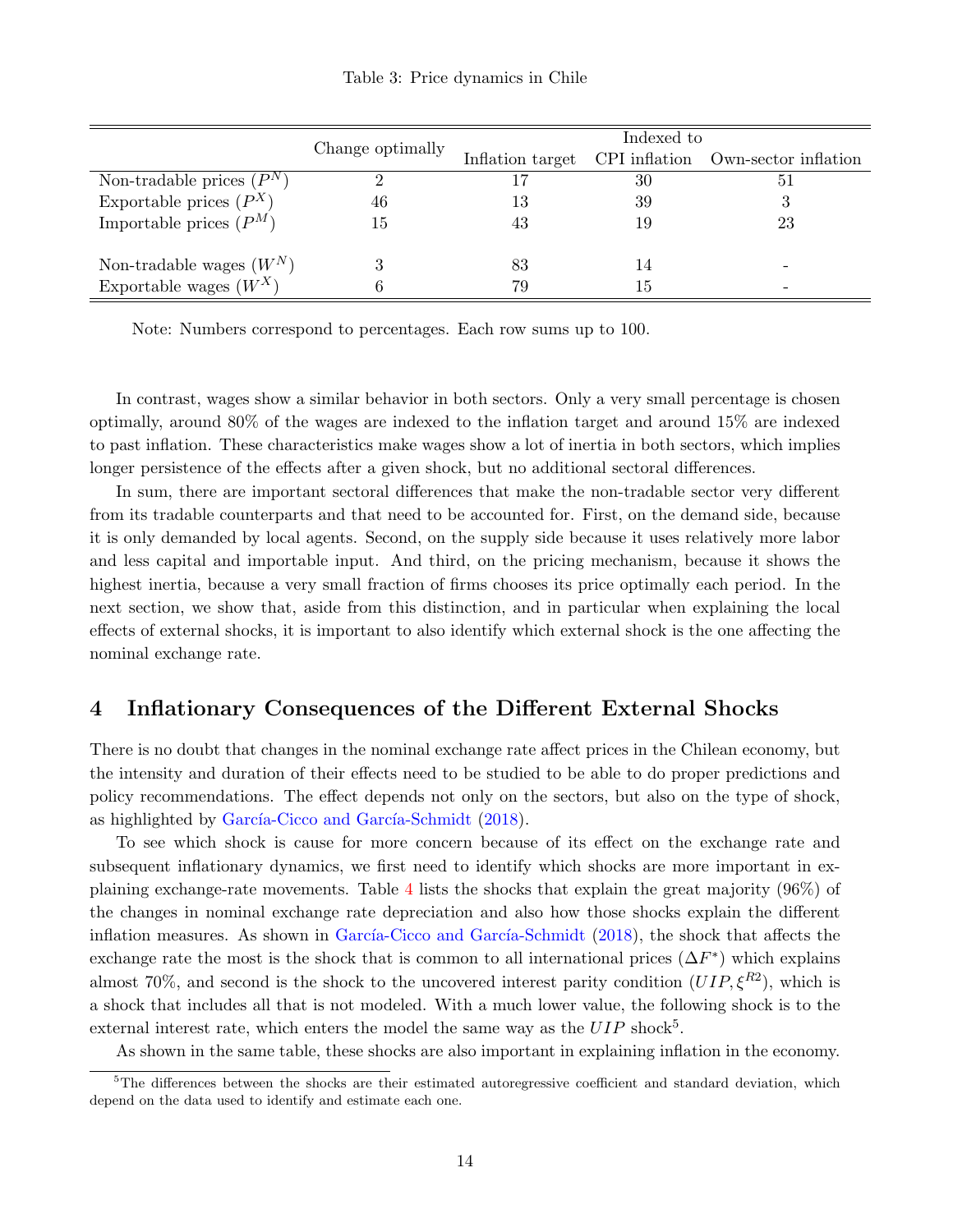Table 3: Price dynamics in Chile

| | Change optimally | Indexed to | | |
|---|---|---|---|---|
| | | Inflation target | CPI inflation | Own-sector inflation |
| Non-tradable prices ($P^N$) | 2 | 17 | 30 | 51 |
| Exportable prices ($P^X$) | 46 | 13 | 39 | 3 |
| Importable prices ($P^M$) | 15 | 43 | 19 | 23 |
| Non-tradable wages ($W^N$) | 3 | 83 | 14 | - |
| Exportable wages ($W^X$) | 6 | 79 | 15 | - |

Note: Numbers correspond to percentages. Each row sums up to 100.

In contrast, wages show a similar behavior in both sectors. Only a very small percentage is chosen optimally, around 80% of the wages are indexed to the inflation target and around 15% are indexed to past inflation. These characteristics make wages show a lot of inertia in both sectors, which implies longer persistence of the effects after a given shock, but no additional sectoral differences.

In sum, there are important sectoral differences that make the non-tradable sector very different from its tradable counterparts and that need to be accounted for. First, on the demand side, because it is only demanded by local agents. Second, on the supply side because it uses relatively more labor and less capital and importable input. And third, on the pricing mechanism, because it shows the highest inertia, because a very small fraction of firms chooses its price optimally each period. In the next section, we show that, aside from this distinction, and in particular when explaining the local effects of external shocks, it is important to also identify which external shock is the one affecting the nominal exchange rate.

## 4 Inflationary Consequences of the Different External Shocks

There is no doubt that changes in the nominal exchange rate affect prices in the Chilean economy, but the intensity and duration of their effects need to be studied to be able to do proper predictions and policy recommendations. The effect depends not only on the sectors, but also on the type of shock, as highlighted by García-Cicco and García-Schmidt (2018).

To see which shock is cause for more concern because of its effect on the exchange rate and subsequent inflationary dynamics, we first need to identify which shocks are more important in explaining exchange-rate movements. Table 4 lists the shocks that explain the great majority (96%) of the changes in nominal exchange rate depreciation and also how those shocks explain the different inflation measures. As shown in García-Cicco and García-Schmidt (2018), the shock that affects the exchange rate the most is the shock that is common to all international prices ($\Delta F^*$) which explains almost 70%, and second is the shock to the uncovered interest parity condition ($UIP, \xi^{R2}$), which is a shock that includes all that is not modeled. With a much lower value, the following shock is to the external interest rate, which enters the model the same way as the $UIP$ shock[5].

As shown in the same table, these shocks are also important in explaining inflation in the economy.

[5]The differences between the shocks are their estimated autoregressive coefficient and standard deviation, which depend on the data used to identify and estimate each one.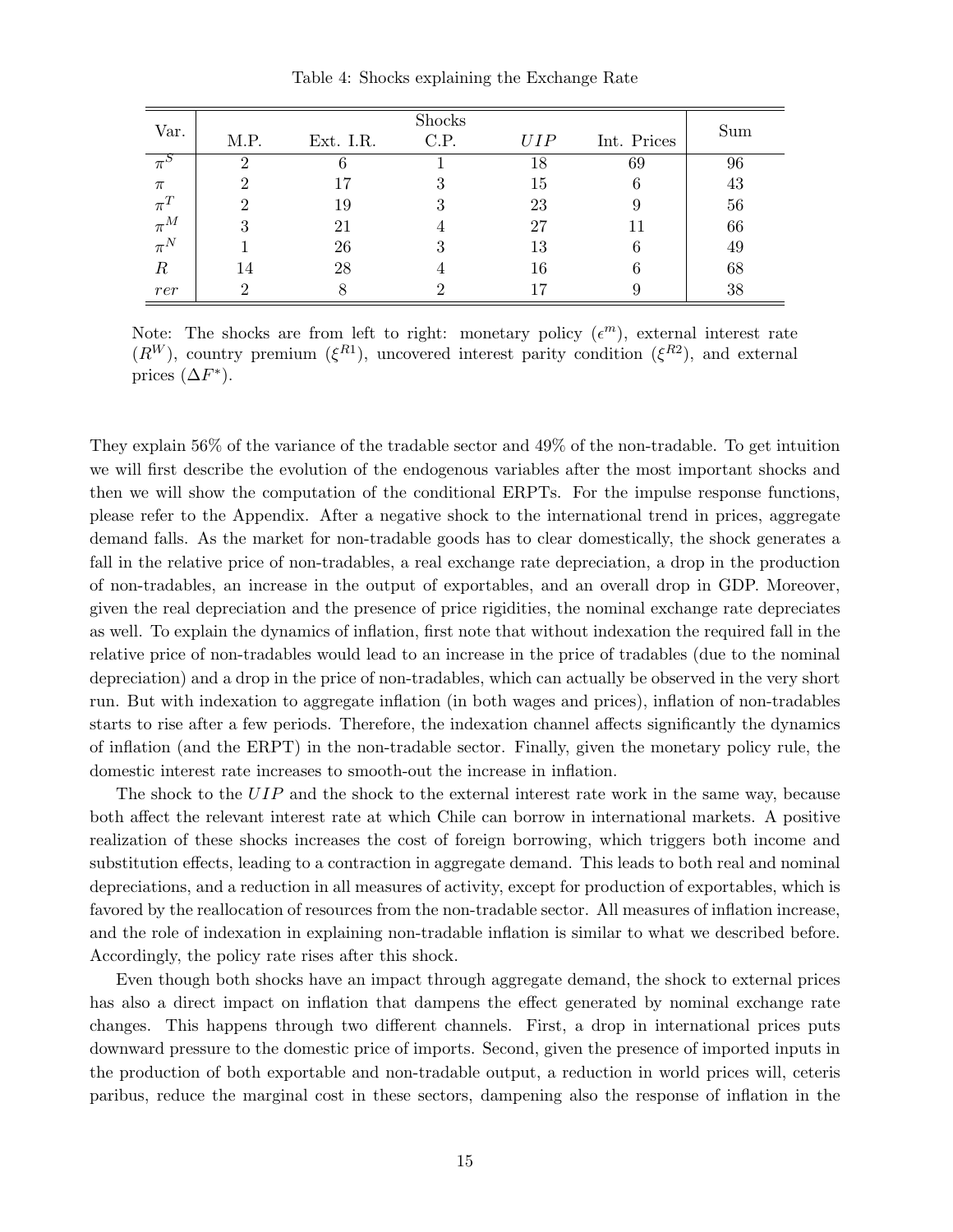Table 4: Shocks explaining the Exchange Rate

| Var. | Shocks | | | | | Sum |
|---|---|---|---|---|---|---|
| | M.P. | Ext. I.R. | C.P. | $UIP$ | Int. Prices | |
| $\pi^S$ | 2 | 6 | 1 | 18 | 69 | 96 |
| $\pi$ | 2 | 17 | 3 | 15 | 6 | 43 |
| $\pi^T$ | 2 | 19 | 3 | 23 | 9 | 56 |
| $\pi^M$ | 3 | 21 | 4 | 27 | 11 | 66 |
| $\pi^N$ | 1 | 26 | 3 | 13 | 6 | 49 |
| $R$ | 14 | 28 | 4 | 16 | 6 | 68 |
| $rer$ | 2 | 8 | 2 | 17 | 9 | 38 |

Note: The shocks are from left to right: monetary policy ($\epsilon^m$), external interest rate ($R^W$), country premium ($\xi^{R1}$), uncovered interest parity condition ($\xi^{R2}$), and external prices ($\Delta F^*$).

They explain 56% of the variance of the tradable sector and 49% of the non-tradable. To get intuition we will first describe the evolution of the endogenous variables after the most important shocks and then we will show the computation of the conditional ERPTs. For the impulse response functions, please refer to the Appendix. After a negative shock to the international trend in prices, aggregate demand falls. As the market for non-tradable goods has to clear domestically, the shock generates a fall in the relative price of non-tradables, a real exchange rate depreciation, a drop in the production of non-tradables, an increase in the output of exportables, and an overall drop in GDP. Moreover, given the real depreciation and the presence of price rigidities, the nominal exchange rate depreciates as well. To explain the dynamics of inflation, first note that without indexation the required fall in the relative price of non-tradables would lead to an increase in the price of tradables (due to the nominal depreciation) and a drop in the price of non-tradables, which can actually be observed in the very short run. But with indexation to aggregate inflation (in both wages and prices), inflation of non-tradables starts to rise after a few periods. Therefore, the indexation channel affects significantly the dynamics of inflation (and the ERPT) in the non-tradable sector. Finally, given the monetary policy rule, the domestic interest rate increases to smooth-out the increase in inflation.

The shock to the $UIP$ and the shock to the external interest rate work in the same way, because both affect the relevant interest rate at which Chile can borrow in international markets. A positive realization of these shocks increases the cost of foreign borrowing, which triggers both income and substitution effects, leading to a contraction in aggregate demand. This leads to both real and nominal depreciations, and a reduction in all measures of activity, except for production of exportables, which is favored by the reallocation of resources from the non-tradable sector. All measures of inflation increase, and the role of indexation in explaining non-tradable inflation is similar to what we described before. Accordingly, the policy rate rises after this shock.

Even though both shocks have an impact through aggregate demand, the shock to external prices has also a direct impact on inflation that dampens the effect generated by nominal exchange rate changes. This happens through two different channels. First, a drop in international prices puts downward pressure to the domestic price of imports. Second, given the presence of imported inputs in the production of both exportable and non-tradable output, a reduction in world prices will, ceteris paribus, reduce the marginal cost in these sectors, dampening also the response of inflation in the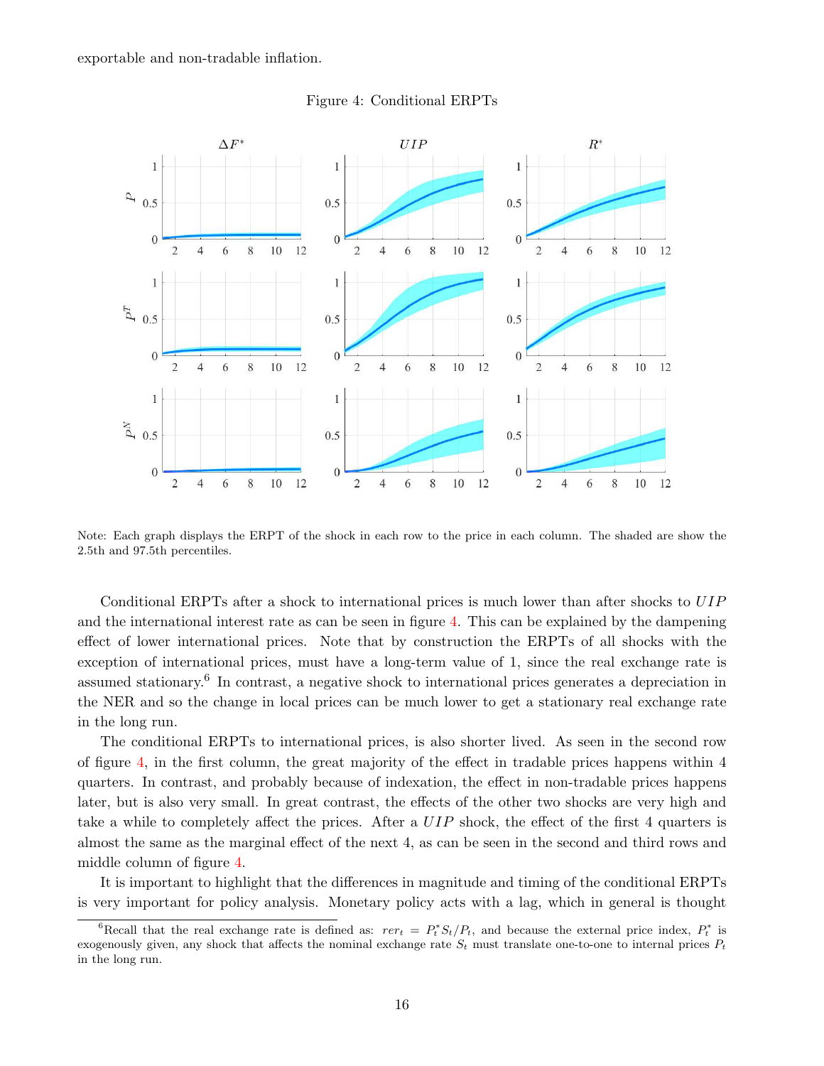exportable and non-tradable inflation.

Figure 4: Conditional ERPTs

Note: Each graph displays the ERPT of the shock in each row to the price in each column. The shaded are show the 2.5th and 97.5th percentiles.

Conditional ERPTs after a shock to international prices is much lower than after shocks to $UIP$ and the international interest rate as can be seen in figure 4. This can be explained by the dampening effect of lower international prices. Note that by construction the ERPTs of all shocks with the exception of international prices, must have a long-term value of 1, since the real exchange rate is assumed stationary.[6] In contrast, a negative shock to international prices generates a depreciation in the NER and so the change in local prices can be much lower to get a stationary real exchange rate in the long run.

The conditional ERPTs to international prices, is also shorter lived. As seen in the second row of figure 4, in the first column, the great majority of the effect in tradable prices happens within 4 quarters. In contrast, and probably because of indexation, the effect in non-tradable prices happens later, but is also very small. In great contrast, the effects of the other two shocks are very high and take a while to completely affect the prices. After a $UIP$ shock, the effect of the first 4 quarters is almost the same as the marginal effect of the next 4, as can be seen in the second and third rows and middle column of figure 4.

It is important to highlight that the differences in magnitude and timing of the conditional ERPTs is very important for policy analysis. Monetary policy acts with a lag, which in general is thought

[6] Recall that the real exchange rate is defined as: $rer_t = P_t^* S_t / P_t$, and because the external price index, $P_t^*$ is exogenously given, any shock that affects the nominal exchange rate $S_t$ must translate one-to-one to internal prices $P_t$ in the long run.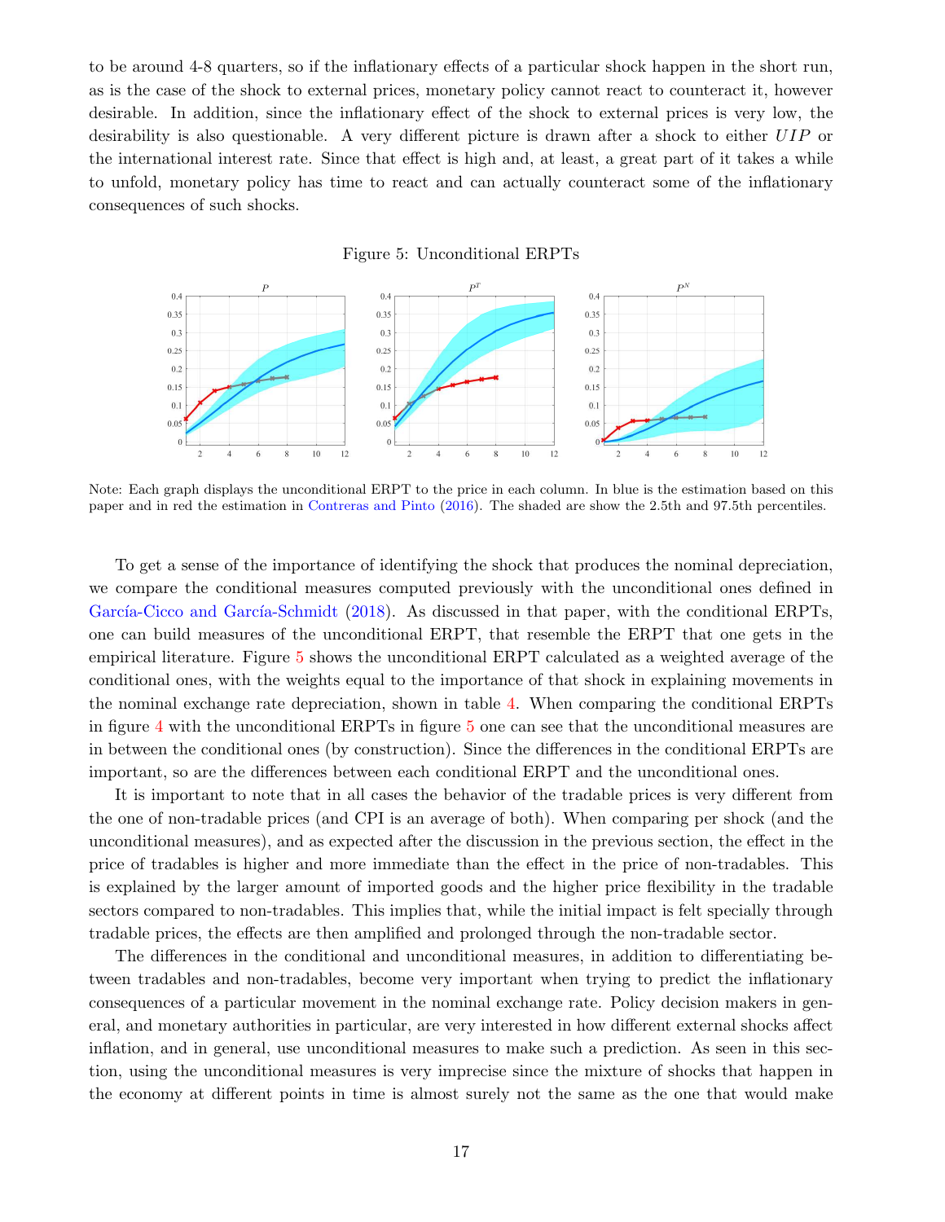to be around 4-8 quarters, so if the inflationary effects of a particular shock happen in the short run, as is the case of the shock to external prices, monetary policy cannot react to counteract it, however desirable. In addition, since the inflationary effect of the shock to external prices is very low, the desirability is also questionable. A very different picture is drawn after a shock to either $UIP$ or the international interest rate. Since that effect is high and, at least, a great part of it takes a while to unfold, monetary policy has time to react and can actually counteract some of the inflationary consequences of such shocks.

Figure 5: Unconditional ERPTs

Note: Each graph displays the unconditional ERPT to the price in each column. In blue is the estimation based on this paper and in red the estimation in Contreras and Pinto (2016). The shaded are show the 2.5th and 97.5th percentiles.

To get a sense of the importance of identifying the shock that produces the nominal depreciation, we compare the conditional measures computed previously with the unconditional ones defined in García-Cicco and García-Schmidt (2018). As discussed in that paper, with the conditional ERPTs, one can build measures of the unconditional ERPT, that resemble the ERPT that one gets in the empirical literature. Figure 5 shows the unconditional ERPT calculated as a weighted average of the conditional ones, with the weights equal to the importance of that shock in explaining movements in the nominal exchange rate depreciation, shown in table 4. When comparing the conditional ERPTs in figure 4 with the unconditional ERPTs in figure 5 one can see that the unconditional measures are in between the conditional ones (by construction). Since the differences in the conditional ERPTs are important, so are the differences between each conditional ERPT and the unconditional ones.

It is important to note that in all cases the behavior of the tradable prices is very different from the one of non-tradable prices (and CPI is an average of both). When comparing per shock (and the unconditional measures), and as expected after the discussion in the previous section, the effect in the price of tradables is higher and more immediate than the effect in the price of non-tradables. This is explained by the larger amount of imported goods and the higher price flexibility in the tradable sectors compared to non-tradables. This implies that, while the initial impact is felt specially through tradable prices, the effects are then amplified and prolonged through the non-tradable sector.

The differences in the conditional and unconditional measures, in addition to differentiating between tradables and non-tradables, become very important when trying to predict the inflationary consequences of a particular movement in the nominal exchange rate. Policy decision makers in general, and monetary authorities in particular, are very interested in how different external shocks affect inflation, and in general, use unconditional measures to make such a prediction. As seen in this section, using the unconditional measures is very imprecise since the mixture of shocks that happen in the economy at different points in time is almost surely not the same as the one that would make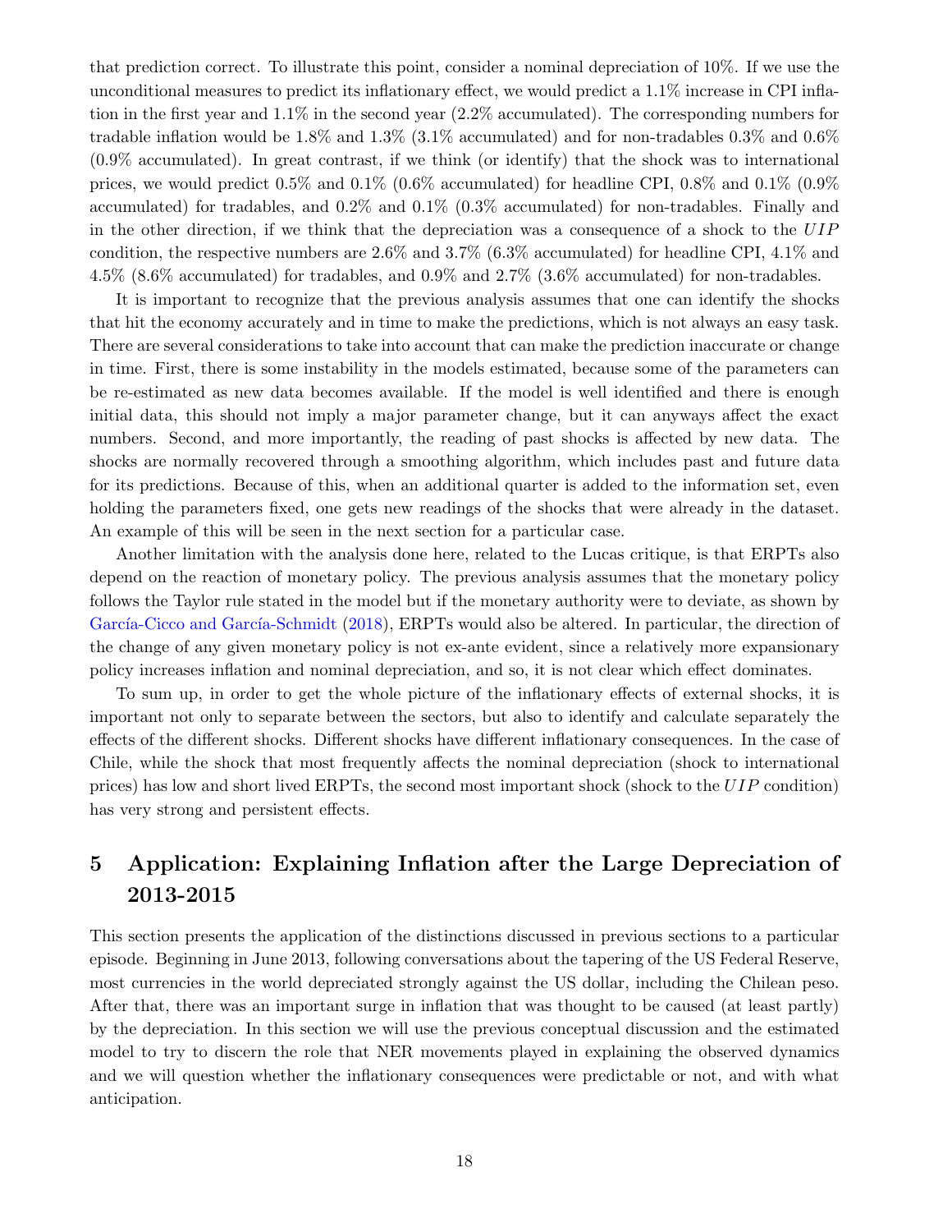that prediction correct. To illustrate this point, consider a nominal depreciation of 10%. If we use the unconditional measures to predict its inflationary effect, we would predict a 1.1% increase in CPI inflation in the first year and 1.1% in the second year (2.2% accumulated). The corresponding numbers for tradable inflation would be 1.8% and 1.3% (3.1% accumulated) and for non-tradables 0.3% and 0.6% (0.9% accumulated). In great contrast, if we think (or identify) that the shock was to international prices, we would predict 0.5% and 0.1% (0.6% accumulated) for headline CPI, 0.8% and 0.1% (0.9% accumulated) for tradables, and 0.2% and 0.1% (0.3% accumulated) for non-tradables. Finally and in the other direction, if we think that the depreciation was a consequence of a shock to the $UIP$ condition, the respective numbers are 2.6% and 3.7% (6.3% accumulated) for headline CPI, 4.1% and 4.5% (8.6% accumulated) for tradables, and 0.9% and 2.7% (3.6% accumulated) for non-tradables.

It is important to recognize that the previous analysis assumes that one can identify the shocks that hit the economy accurately and in time to make the predictions, which is not always an easy task. There are several considerations to take into account that can make the prediction inaccurate or change in time. First, there is some instability in the models estimated, because some of the parameters can be re-estimated as new data becomes available. If the model is well identified and there is enough initial data, this should not imply a major parameter change, but it can anyways affect the exact numbers. Second, and more importantly, the reading of past shocks is affected by new data. The shocks are normally recovered through a smoothing algorithm, which includes past and future data for its predictions. Because of this, when an additional quarter is added to the information set, even holding the parameters fixed, one gets new readings of the shocks that were already in the dataset. An example of this will be seen in the next section for a particular case.

Another limitation with the analysis done here, related to the Lucas critique, is that ERPTs also depend on the reaction of monetary policy. The previous analysis assumes that the monetary policy follows the Taylor rule stated in the model but if the monetary authority were to deviate, as shown by García-Cicco and García-Schmidt (2018), ERPTs would also be altered. In particular, the direction of the change of any given monetary policy is not ex-ante evident, since a relatively more expansionary policy increases inflation and nominal depreciation, and so, it is not clear which effect dominates.

To sum up, in order to get the whole picture of the inflationary effects of external shocks, it is important not only to separate between the sectors, but also to identify and calculate separately the effects of the different shocks. Different shocks have different inflationary consequences. In the case of Chile, while the shock that most frequently affects the nominal depreciation (shock to international prices) has low and short lived ERPTs, the second most important shock (shock to the $UIP$ condition) has very strong and persistent effects.

# 5 Application: Explaining Inflation after the Large Depreciation of 2013-2015

This section presents the application of the distinctions discussed in previous sections to a particular episode. Beginning in June 2013, following conversations about the tapering of the US Federal Reserve, most currencies in the world depreciated strongly against the US dollar, including the Chilean peso. After that, there was an important surge in inflation that was thought to be caused (at least partly) by the depreciation. In this section we will use the previous conceptual discussion and the estimated model to try to discern the role that NER movements played in explaining the observed dynamics and we will question whether the inflationary consequences were predictable or not, and with what anticipation.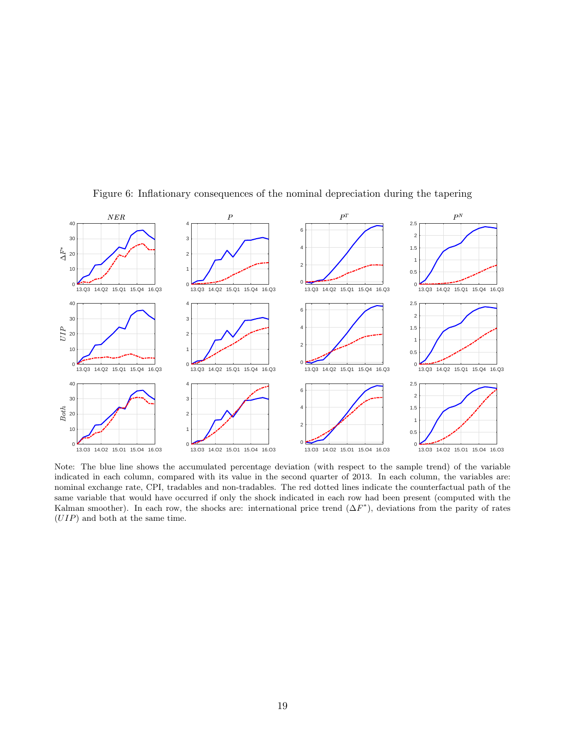Figure 6: Inflationary consequences of the nominal depreciation during the tapering

Note: The blue line shows the accumulated percentage deviation (with respect to the sample trend) of the variable indicated in each column, compared with its value in the second quarter of 2013. In each column, the variables are: nominal exchange rate, CPI, tradables and non-tradables. The red dotted lines indicate the counterfactual path of the same variable that would have occurred if only the shock indicated in each row had been present (computed with the Kalman smoother). In each row, the shocks are: international price trend ($\Delta F^*$), deviations from the parity of rates ($UIP$) and both at the same time.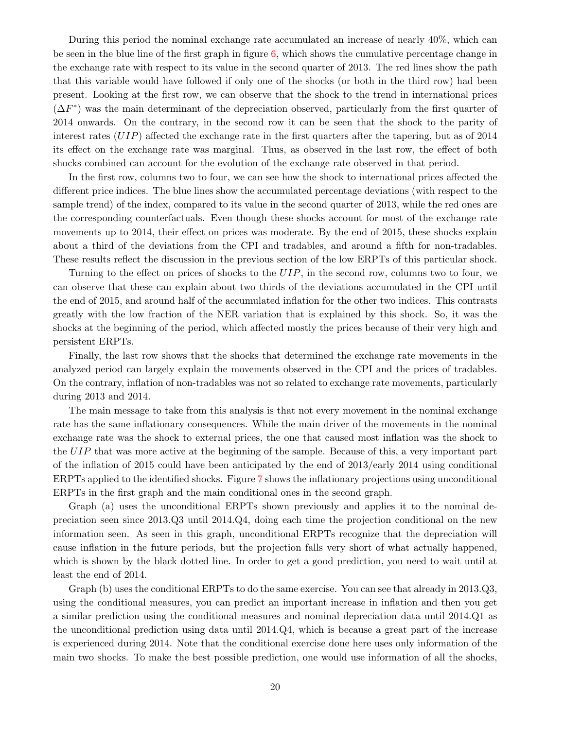During this period the nominal exchange rate accumulated an increase of nearly 40%, which can be seen in the blue line of the first graph in figure 6, which shows the cumulative percentage change in the exchange rate with respect to its value in the second quarter of 2013. The red lines show the path that this variable would have followed if only one of the shocks (or both in the third row) had been present. Looking at the first row, we can observe that the shock to the trend in international prices ($\Delta F^*$) was the main determinant of the depreciation observed, particularly from the first quarter of 2014 onwards. On the contrary, in the second row it can be seen that the shock to the parity of interest rates ($UIP$) affected the exchange rate in the first quarters after the tapering, but as of 2014 its effect on the exchange rate was marginal. Thus, as observed in the last row, the effect of both shocks combined can account for the evolution of the exchange rate observed in that period.

In the first row, columns two to four, we can see how the shock to international prices affected the different price indices. The blue lines show the accumulated percentage deviations (with respect to the sample trend) of the index, compared to its value in the second quarter of 2013, while the red ones are the corresponding counterfactuals. Even though these shocks account for most of the exchange rate movements up to 2014, their effect on prices was moderate. By the end of 2015, these shocks explain about a third of the deviations from the CPI and tradables, and around a fifth for non-tradables. These results reflect the discussion in the previous section of the low ERPTs of this particular shock.

Turning to the effect on prices of shocks to the $UIP$, in the second row, columns two to four, we can observe that these can explain about two thirds of the deviations accumulated in the CPI until the end of 2015, and around half of the accumulated inflation for the other two indices. This contrasts greatly with the low fraction of the NER variation that is explained by this shock. So, it was the shocks at the beginning of the period, which affected mostly the prices because of their very high and persistent ERPTs.

Finally, the last row shows that the shocks that determined the exchange rate movements in the analyzed period can largely explain the movements observed in the CPI and the prices of tradables. On the contrary, inflation of non-tradables was not so related to exchange rate movements, particularly during 2013 and 2014.

The main message to take from this analysis is that not every movement in the nominal exchange rate has the same inflationary consequences. While the main driver of the movements in the nominal exchange rate was the shock to external prices, the one that caused most inflation was the shock to the $UIP$ that was more active at the beginning of the sample. Because of this, a very important part of the inflation of 2015 could have been anticipated by the end of 2013/early 2014 using conditional ERPTs applied to the identified shocks. Figure 7 shows the inflationary projections using unconditional ERPTs in the first graph and the main conditional ones in the second graph.

Graph (a) uses the unconditional ERPTs shown previously and applies it to the nominal depreciation seen since 2013.Q3 until 2014.Q4, doing each time the projection conditional on the new information seen. As seen in this graph, unconditional ERPTs recognize that the depreciation will cause inflation in the future periods, but the projection falls very short of what actually happened, which is shown by the black dotted line. In order to get a good prediction, you need to wait until at least the end of 2014.

Graph (b) uses the conditional ERPTs to do the same exercise. You can see that already in 2013.Q3, using the conditional measures, you can predict an important increase in inflation and then you get a similar prediction using the conditional measures and nominal depreciation data until 2014.Q1 as the unconditional prediction using data until 2014.Q4, which is because a great part of the increase is experienced during 2014. Note that the conditional exercise done here uses only information of the main two shocks. To make the best possible prediction, one would use information of all the shocks,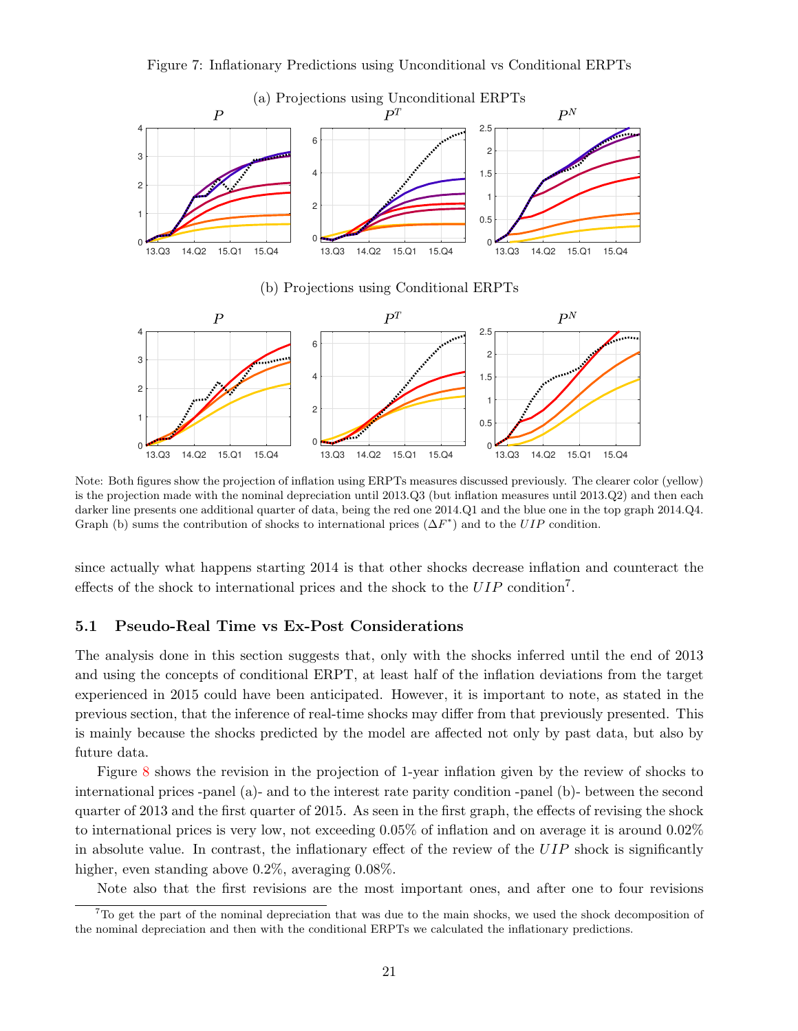Figure 7: Inflationary Predictions using Unconditional vs Conditional ERPTs

(a) Projections using Unconditional ERPTs

(b) Projections using Conditional ERPTs

Note: Both figures show the projection of inflation using ERPTs measures discussed previously. The clearer color (yellow) is the projection made with the nominal depreciation until 2013.Q3 (but inflation measures until 2013.Q2) and then each darker line presents one additional quarter of data, being the red one 2014.Q1 and the blue one in the top graph 2014.Q4. Graph (b) sums the contribution of shocks to international prices ($\Delta F^{*}$) and to the $UIP$ condition.

since actually what happens starting 2014 is that other shocks decrease inflation and counteract the effects of the shock to international prices and the shock to the $UIP$ condition[7].

## 5.1 Pseudo-Real Time vs Ex-Post Considerations

The analysis done in this section suggests that, only with the shocks inferred until the end of 2013 and using the concepts of conditional ERPT, at least half of the inflation deviations from the target experienced in 2015 could have been anticipated. However, it is important to note, as stated in the previous section, that the inference of real-time shocks may differ from that previously presented. This is mainly because the shocks predicted by the model are affected not only by past data, but also by future data.

Figure 8 shows the revision in the projection of 1-year inflation given by the review of shocks to international prices -panel (a)- and to the interest rate parity condition -panel (b)- between the second quarter of 2013 and the first quarter of 2015. As seen in the first graph, the effects of revising the shock to international prices is very low, not exceeding 0.05% of inflation and on average it is around 0.02% in absolute value. In contrast, the inflationary effect of the review of the $UIP$ shock is significantly higher, even standing above 0.2%, averaging 0.08%.

Note also that the first revisions are the most important ones, and after one to four revisions

[7] To get the part of the nominal depreciation that was due to the main shocks, we used the shock decomposition of the nominal depreciation and then with the conditional ERPTs we calculated the inflationary predictions.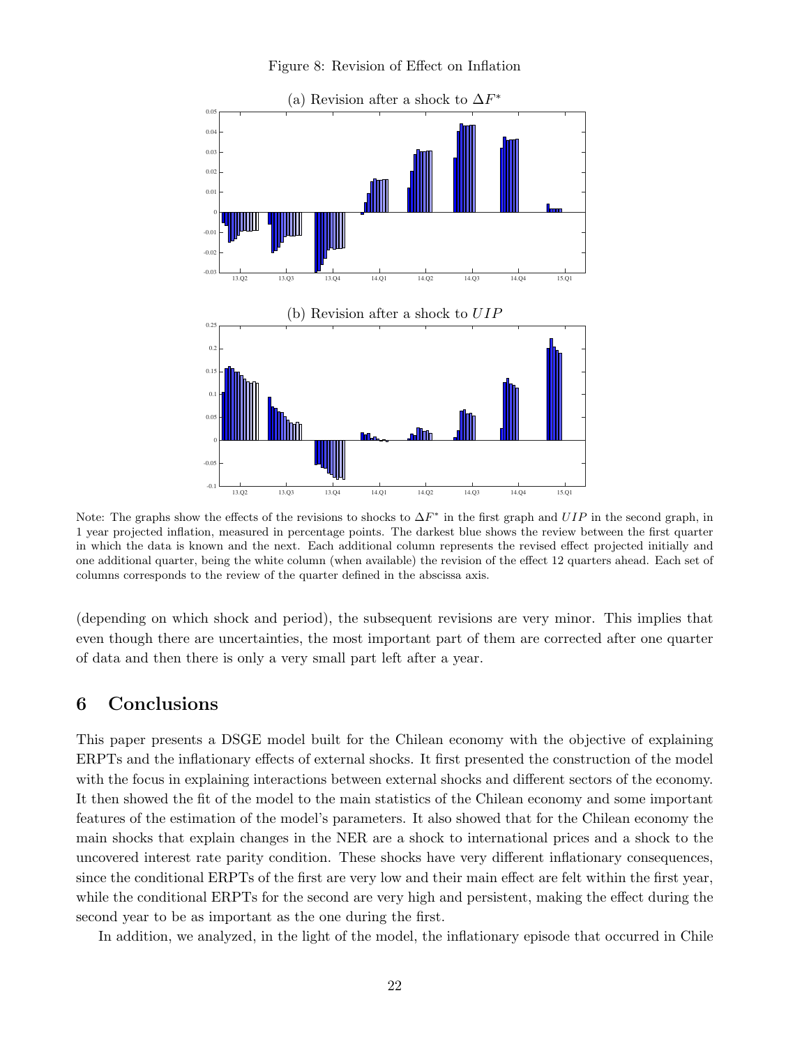Figure 8: Revision of Effect on Inflation

(a) Revision after a shock to $\Delta F^*$

(b) Revision after a shock to $UIP$

Note: The graphs show the effects of the revisions to shocks to $\Delta F^*$ in the first graph and $UIP$ in the second graph, in 1 year projected inflation, measured in percentage points. The darkest blue shows the review between the first quarter in which the data is known and the next. Each additional column represents the revised effect projected initially and one additional quarter, being the white column (when available) the revision of the effect 12 quarters ahead. Each set of columns corresponds to the review of the quarter defined in the abscissa axis.

(depending on which shock and period), the subsequent revisions are very minor. This implies that even though there are uncertainties, the most important part of them are corrected after one quarter of data and then there is only a very small part left after a year.

## 6 Conclusions

This paper presents a DSGE model built for the Chilean economy with the objective of explaining ERPTs and the inflationary effects of external shocks. It first presented the construction of the model with the focus in explaining interactions between external shocks and different sectors of the economy. It then showed the fit of the model to the main statistics of the Chilean economy and some important features of the estimation of the model's parameters. It also showed that for the Chilean economy the main shocks that explain changes in the NER are a shock to international prices and a shock to the uncovered interest rate parity condition. These shocks have very different inflationary consequences, since the conditional ERPTs of the first are very low and their main effect are felt within the first year, while the conditional ERPTs for the second are very high and persistent, making the effect during the second year to be as important as the one during the first.

In addition, we analyzed, in the light of the model, the inflationary episode that occurred in Chile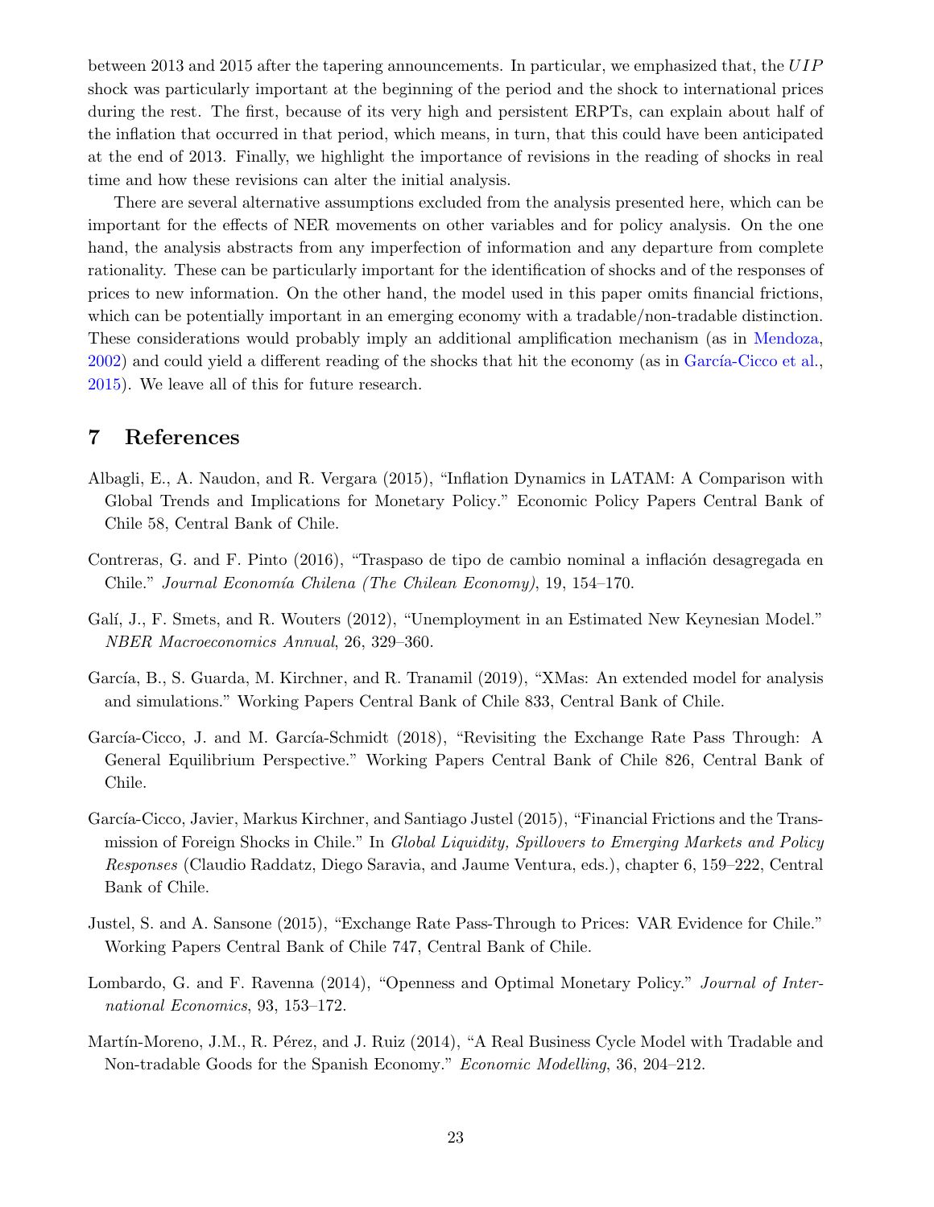between 2013 and 2015 after the tapering announcements. In particular, we emphasized that, the $UIP$ shock was particularly important at the beginning of the period and the shock to international prices during the rest. The first, because of its very high and persistent ERPTs, can explain about half of the inflation that occurred in that period, which means, in turn, that this could have been anticipated at the end of 2013. Finally, we highlight the importance of revisions in the reading of shocks in real time and how these revisions can alter the initial analysis.

There are several alternative assumptions excluded from the analysis presented here, which can be important for the effects of NER movements on other variables and for policy analysis. On the one hand, the analysis abstracts from any imperfection of information and any departure from complete rationality. These can be particularly important for the identification of shocks and of the responses of prices to new information. On the other hand, the model used in this paper omits financial frictions, which can be potentially important in an emerging economy with a tradable/non-tradable distinction. These considerations would probably imply an additional amplification mechanism (as in Mendoza, 2002) and could yield a different reading of the shocks that hit the economy (as in García-Cicco et al., 2015). We leave all of this for future research.

## 7 References

Albagli, E., A. Naudon, and R. Vergara (2015), "Inflation Dynamics in LATAM: A Comparison with Global Trends and Implications for Monetary Policy." Economic Policy Papers Central Bank of Chile 58, Central Bank of Chile.

Contreras, G. and F. Pinto (2016), "Traspaso de tipo de cambio nominal a inflación desagregada en Chile." *Journal Economía Chilena (The Chilean Economy)*, 19, 154–170.

Galí, J., F. Smets, and R. Wouters (2012), "Unemployment in an Estimated New Keynesian Model." *NBER Macroeconomics Annual*, 26, 329–360.

García, B., S. Guarda, M. Kirchner, and R. Tranamil (2019), "XMas: An extended model for analysis and simulations." Working Papers Central Bank of Chile 833, Central Bank of Chile.

García-Cicco, J. and M. García-Schmidt (2018), "Revisiting the Exchange Rate Pass Through: A General Equilibrium Perspective." Working Papers Central Bank of Chile 826, Central Bank of Chile.

García-Cicco, Javier, Markus Kirchner, and Santiago Justel (2015), "Financial Frictions and the Transmission of Foreign Shocks in Chile." In *Global Liquidity, Spillovers to Emerging Markets and Policy Responses* (Claudio Raddatz, Diego Saravia, and Jaume Ventura, eds.), chapter 6, 159–222, Central Bank of Chile.

Justel, S. and A. Sansone (2015), "Exchange Rate Pass-Through to Prices: VAR Evidence for Chile." Working Papers Central Bank of Chile 747, Central Bank of Chile.

Lombardo, G. and F. Ravenna (2014), "Openness and Optimal Monetary Policy." *Journal of International Economics*, 93, 153–172.

Martín-Moreno, J.M., R. Pérez, and J. Ruiz (2014), "A Real Business Cycle Model with Tradable and Non-tradable Goods for the Spanish Economy." *Economic Modelling*, 36, 204–212.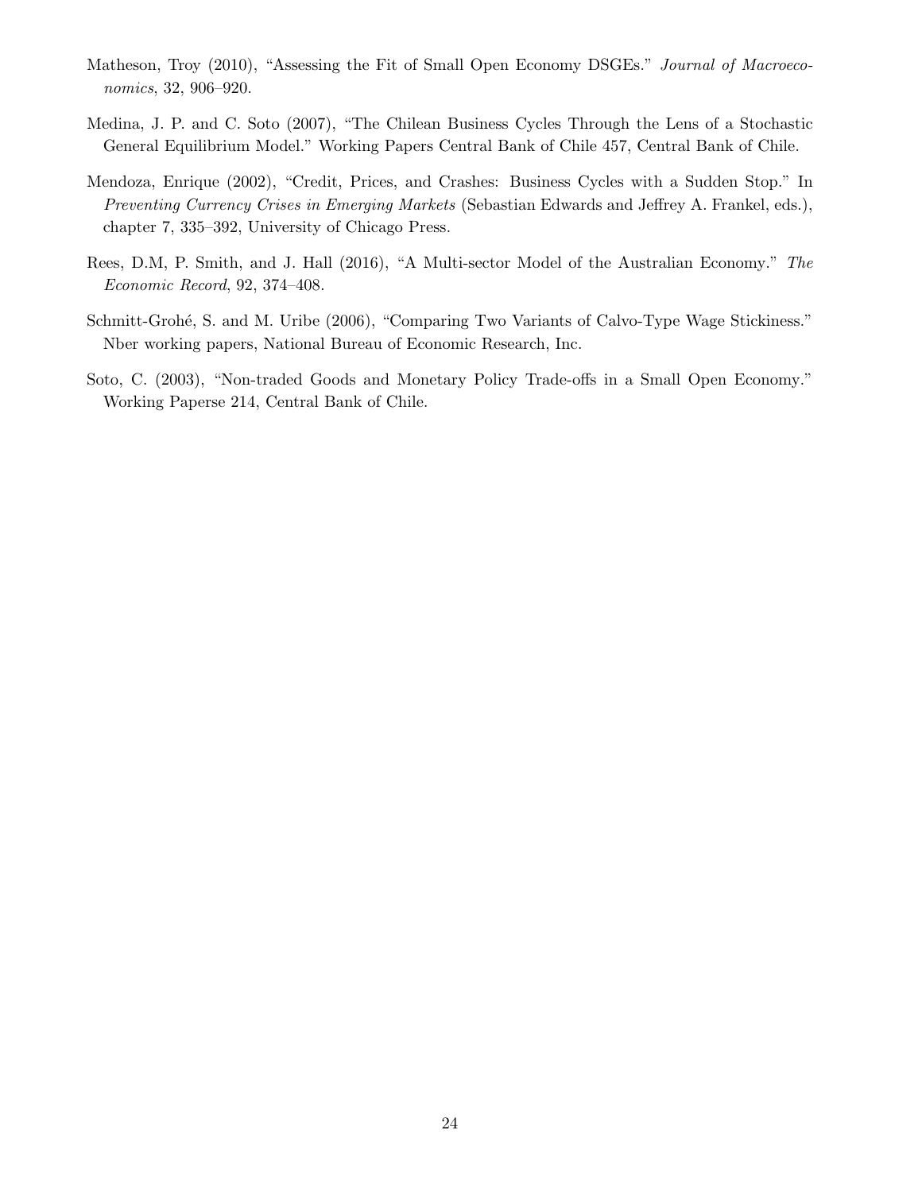Matheson, Troy (2010), "Assessing the Fit of Small Open Economy DSGEs." *Journal of Macroeconomics*, 32, 906–920.

Medina, J. P. and C. Soto (2007), "The Chilean Business Cycles Through the Lens of a Stochastic General Equilibrium Model." Working Papers Central Bank of Chile 457, Central Bank of Chile.

Mendoza, Enrique (2002), "Credit, Prices, and Crashes: Business Cycles with a Sudden Stop." In *Preventing Currency Crises in Emerging Markets* (Sebastian Edwards and Jeffrey A. Frankel, eds.), chapter 7, 335–392, University of Chicago Press.

Rees, D.M, P. Smith, and J. Hall (2016), "A Multi-sector Model of the Australian Economy." *The Economic Record*, 92, 374–408.

Schmitt-Grohé, S. and M. Uribe (2006), "Comparing Two Variants of Calvo-Type Wage Stickiness." Nber working papers, National Bureau of Economic Research, Inc.

Soto, C. (2003), "Non-traded Goods and Monetary Policy Trade-offs in a Small Open Economy." Working Paperse 214, Central Bank of Chile.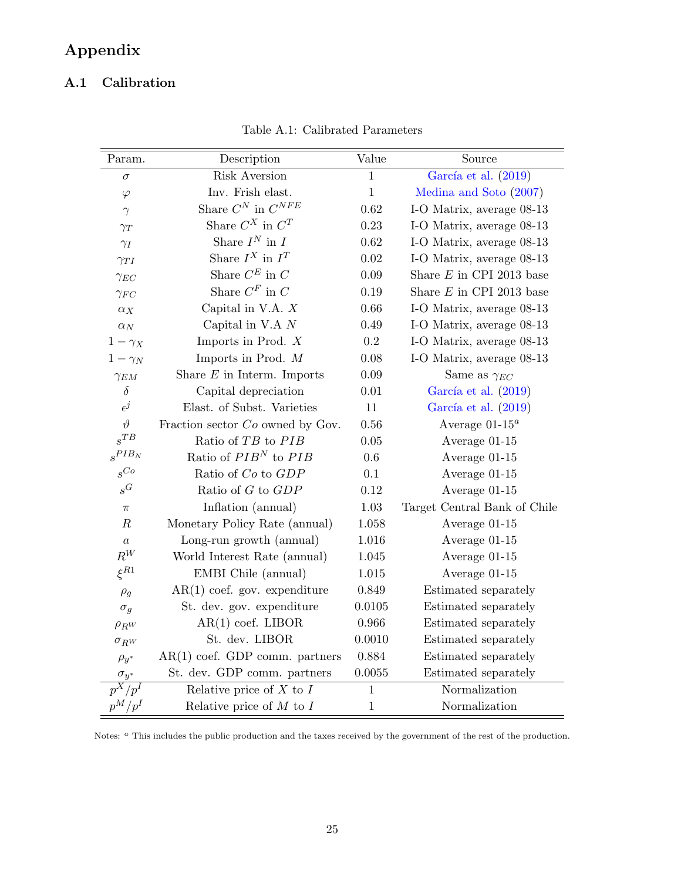# Appendix

## A.1 Calibration

Table A.1: Calibrated Parameters

| Param. | Description | Value | Source |
|---|---|---|---|
| $\sigma$ | Risk Aversion | 1 | García et al. (2019) |
| $\varphi$ | Inv. Frish elast. | 1 | Medina and Soto (2007) |
| $\gamma$ | Share $C^N$ in $C^{NFE}$ | 0.62 | I-O Matrix, average 08-13 |
| $\gamma_T$ | Share $C^X$ in $C^T$ | 0.23 | I-O Matrix, average 08-13 |
| $\gamma_I$ | Share $I^N$ in $I$ | 0.62 | I-O Matrix, average 08-13 |
| $\gamma_{TI}$ | Share $I^X$ in $I^T$ | 0.02 | I-O Matrix, average 08-13 |
| $\gamma_{EC}$ | Share $C^E$ in $C$ | 0.09 | Share $E$ in CPI 2013 base |
| $\gamma_{FC}$ | Share $C^F$ in $C$ | 0.19 | Share $E$ in CPI 2013 base |
| $\alpha_X$ | Capital in V.A. $X$ | 0.66 | I-O Matrix, average 08-13 |
| $\alpha_N$ | Capital in V.A $N$ | 0.49 | I-O Matrix, average 08-13 |
| $1-\gamma_X$ | Imports in Prod. $X$ | 0.2 | I-O Matrix, average 08-13 |
| $1-\gamma_N$ | Imports in Prod. $M$ | 0.08 | I-O Matrix, average 08-13 |
| $\gamma_{EM}$ | Share $E$ in Interm. Imports | 0.09 | Same as $\gamma_{EC}$ |
| $\delta$ | Capital depreciation | 0.01 | García et al. (2019) |
| $\epsilon^j$ | Elast. of Subst. Varieties | 11 | García et al. (2019) |
| $\vartheta$ | Fraction sector $Co$ owned by Gov. | 0.56 | Average 01-15[a] |
| $s^{TB}$ | Ratio of $TB$ to $PIB$ | 0.05 | Average 01-15 |
| $s^{PIB_N}$ | Ratio of $PIB^N$ to $PIB$ | 0.6 | Average 01-15 |
| $s^{Co}$ | Ratio of $Co$ to $GDP$ | 0.1 | Average 01-15 |
| $s^G$ | Ratio of $G$ to $GDP$ | 0.12 | Average 01-15 |
| $\pi$ | Inflation (annual) | 1.03 | Target Central Bank of Chile |
| $R$ | Monetary Policy Rate (annual) | 1.058 | Average 01-15 |
| $a$ | Long-run growth (annual) | 1.016 | Average 01-15 |
| $R^W$ | World Interest Rate (annual) | 1.045 | Average 01-15 |
| $\xi^{R1}$ | EMBI Chile (annual) | 1.015 | Average 01-15 |
| $\rho_g$ | AR(1) coef. gov. expenditure | 0.849 | Estimated separately |
| $\sigma_g$ | St. dev. gov. expenditure | 0.0105 | Estimated separately |
| $\rho_{R^W}$ | AR(1) coef. LIBOR | 0.966 | Estimated separately |
| $\sigma_{R^W}$ | St. dev. LIBOR | 0.0010 | Estimated separately |
| $\rho_{y^*}$ | AR(1) coef. GDP comm. partners | 0.884 | Estimated separately |
| $\sigma_{y^*}$ | St. dev. GDP comm. partners | 0.0055 | Estimated separately |
| $p^X/p^I$ | Relative price of $X$ to $I$ | 1 | Normalization |
| $p^M/p^I$ | Relative price of $M$ to $I$ | 1 | Normalization |

Notes: [a] This includes the public production and the taxes received by the government of the rest of the production.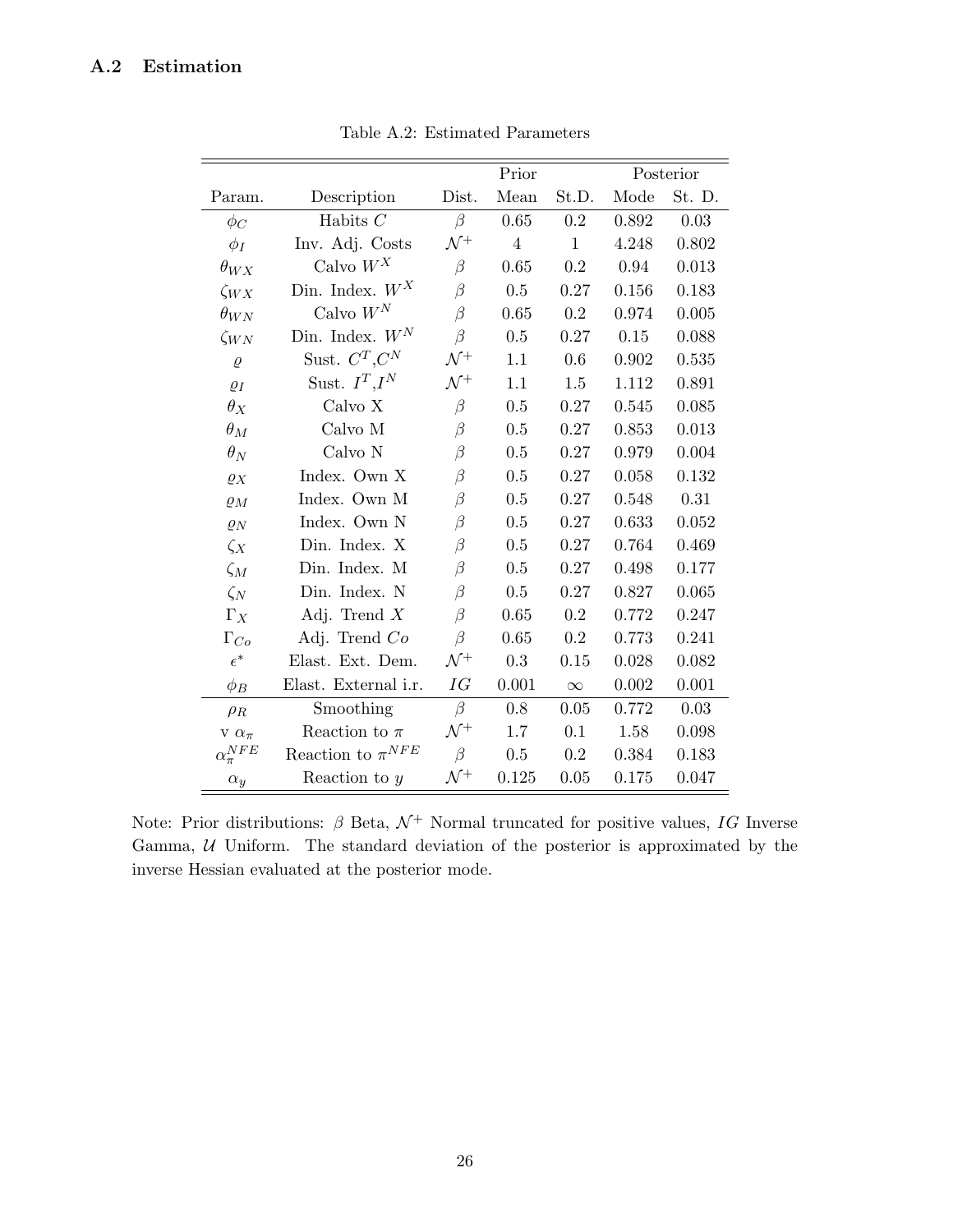## A.2 Estimation

Table A.2: Estimated Parameters

| | | | Prior | | Posterior | |
|---|---|---|---|---|---|---|
| Param. | Description | Dist. | Mean | St.D. | Mode | St. D. |
| $\phi_C$ | Habits $C$ | $\beta$ | 0.65 | 0.2 | 0.892 | 0.03 |
| $\phi_I$ | Inv. Adj. Costs | $\mathcal{N}^+$ | 4 | 1 | 4.248 | 0.802 |
| $\theta_{WX}$ | Calvo $W^X$ | $\beta$ | 0.65 | 0.2 | 0.94 | 0.013 |
| $\zeta_{WX}$ | Din. Index. $W^X$ | $\beta$ | 0.5 | 0.27 | 0.156 | 0.183 |
| $\theta_{WN}$ | Calvo $W^N$ | $\beta$ | 0.65 | 0.2 | 0.974 | 0.005 |
| $\zeta_{WN}$ | Din. Index. $W^N$ | $\beta$ | 0.5 | 0.27 | 0.15 | 0.088 |
| $\varrho$ | Sust. $C^T$,$C^N$ | $\mathcal{N}^+$ | 1.1 | 0.6 | 0.902 | 0.535 |
| $\varrho_I$ | Sust. $I^T$,$I^N$ | $\mathcal{N}^+$ | 1.1 | 1.5 | 1.112 | 0.891 |
| $\theta_X$ | Calvo X | $\beta$ | 0.5 | 0.27 | 0.545 | 0.085 |
| $\theta_M$ | Calvo M | $\beta$ | 0.5 | 0.27 | 0.853 | 0.013 |
| $\theta_N$ | Calvo N | $\beta$ | 0.5 | 0.27 | 0.979 | 0.004 |
| $\varrho_X$ | Index. Own X | $\beta$ | 0.5 | 0.27 | 0.058 | 0.132 |
| $\varrho_M$ | Index. Own M | $\beta$ | 0.5 | 0.27 | 0.548 | 0.31 |
| $\varrho_N$ | Index. Own N | $\beta$ | 0.5 | 0.27 | 0.633 | 0.052 |
| $\zeta_X$ | Din. Index. X | $\beta$ | 0.5 | 0.27 | 0.764 | 0.469 |
| $\zeta_M$ | Din. Index. M | $\beta$ | 0.5 | 0.27 | 0.498 | 0.177 |
| $\zeta_N$ | Din. Index. N | $\beta$ | 0.5 | 0.27 | 0.827 | 0.065 |
| $\Gamma_X$ | Adj. Trend $X$ | $\beta$ | 0.65 | 0.2 | 0.772 | 0.247 |
| $\Gamma_{Co}$ | Adj. Trend $Co$ | $\beta$ | 0.65 | 0.2 | 0.773 | 0.241 |
| $\epsilon^*$ | Elast. Ext. Dem. | $\mathcal{N}^+$ | 0.3 | 0.15 | 0.028 | 0.082 |
| $\phi_B$ | Elast. External i.r. | $IG$ | 0.001 | $\infty$ | 0.002 | 0.001 |
| $\rho_R$ | Smoothing | $\beta$ | 0.8 | 0.05 | 0.772 | 0.03 |
| v $\alpha_\pi$ | Reaction to $\pi$ | $\mathcal{N}^+$ | 1.7 | 0.1 | 1.58 | 0.098 |
| $\alpha_\pi^{NFE}$ | Reaction to $\pi^{NFE}$ | $\beta$ | 0.5 | 0.2 | 0.384 | 0.183 |
| $\alpha_y$ | Reaction to $y$ | $\mathcal{N}^+$ | 0.125 | 0.05 | 0.175 | 0.047 |

Note: Prior distributions: $\beta$ Beta, $\mathcal{N}^+$ Normal truncated for positive values, $IG$ Inverse Gamma, $\mathcal{U}$ Uniform. The standard deviation of the posterior is approximated by the inverse Hessian evaluated at the posterior mode.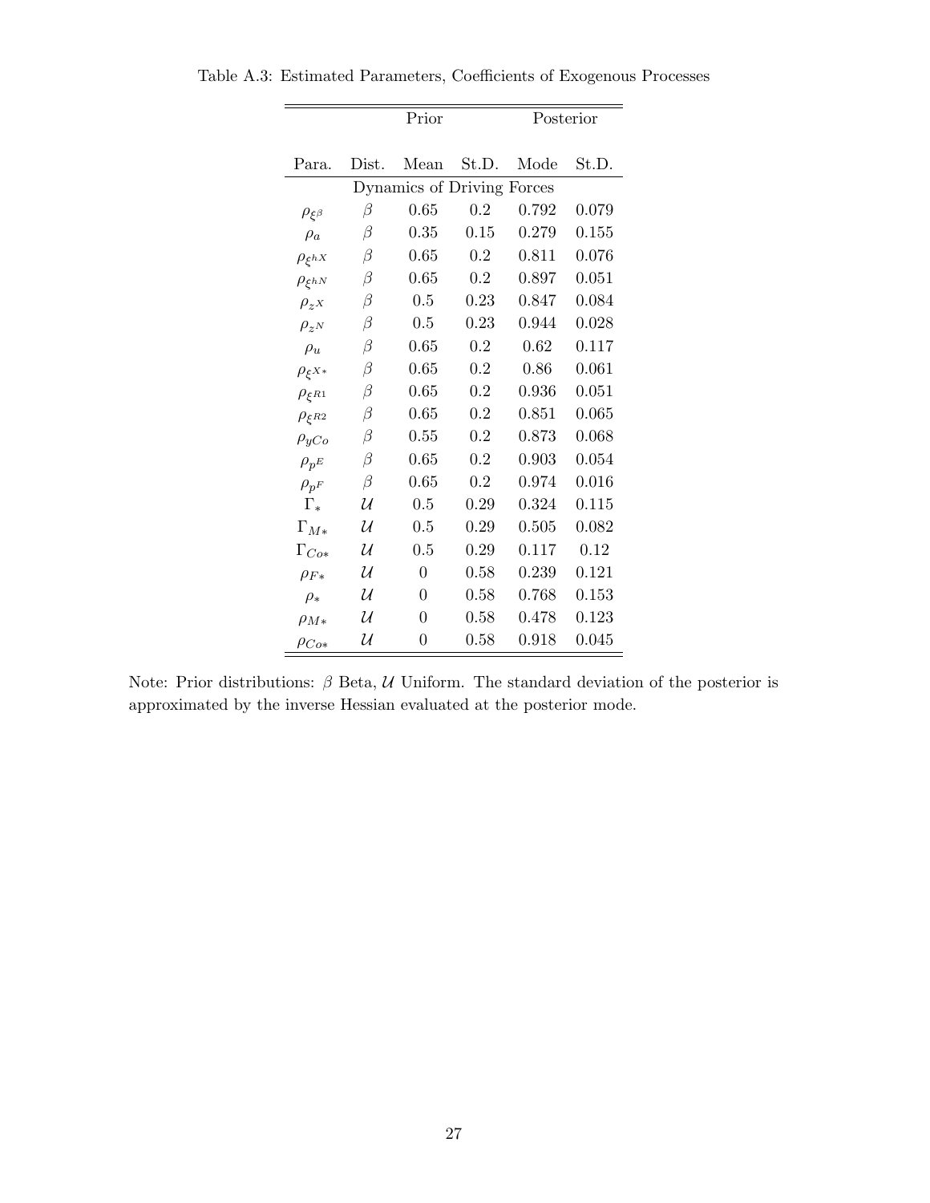Table A.3: Estimated Parameters, Coefficients of Exogenous Processes

| | Prior | | | Posterior | |
|---|---|---|---|---|---|
| Para. | Dist. | Mean | St.D. | Mode | St.D. |
| Dynamics of Driving Forces | | | | | |
| $\rho_{\xi^\beta}$ | $\beta$ | 0.65 | 0.2 | 0.792 | 0.079 |
| $\rho_a$ | $\beta$ | 0.35 | 0.15 | 0.279 | 0.155 |
| $\rho_{\xi^{hX}}$ | $\beta$ | 0.65 | 0.2 | 0.811 | 0.076 |
| $\rho_{\xi^{hN}}$ | $\beta$ | 0.65 | 0.2 | 0.897 | 0.051 |
| $\rho_{z^X}$ | $\beta$ | 0.5 | 0.23 | 0.847 | 0.084 |
| $\rho_{z^N}$ | $\beta$ | 0.5 | 0.23 | 0.944 | 0.028 |
| $\rho_u$ | $\beta$ | 0.65 | 0.2 | 0.62 | 0.117 |
| $\rho_{\xi^{X*}}$ | $\beta$ | 0.65 | 0.2 | 0.86 | 0.061 |
| $\rho_{\xi^{R1}}$ | $\beta$ | 0.65 | 0.2 | 0.936 | 0.051 |
| $\rho_{\xi^{R2}}$ | $\beta$ | 0.65 | 0.2 | 0.851 | 0.065 |
| $\rho_{yCo}$ | $\beta$ | 0.55 | 0.2 | 0.873 | 0.068 |
| $\rho_{p^E}$ | $\beta$ | 0.65 | 0.2 | 0.903 | 0.054 |
| $\rho_{p^F}$ | $\beta$ | 0.65 | 0.2 | 0.974 | 0.016 |
| $\Gamma_*$ | $\mathcal{U}$ | 0.5 | 0.29 | 0.324 | 0.115 |
| $\Gamma_{M*}$ | $\mathcal{U}$ | 0.5 | 0.29 | 0.505 | 0.082 |
| $\Gamma_{Co*}$ | $\mathcal{U}$ | 0.5 | 0.29 | 0.117 | 0.12 |
| $\rho_{F*}$ | $\mathcal{U}$ | 0 | 0.58 | 0.239 | 0.121 |
| $\rho_*$ | $\mathcal{U}$ | 0 | 0.58 | 0.768 | 0.153 |
| $\rho_{M*}$ | $\mathcal{U}$ | 0 | 0.58 | 0.478 | 0.123 |
| $\rho_{Co*}$ | $\mathcal{U}$ | 0 | 0.58 | 0.918 | 0.045 |

Note: Prior distributions: $\beta$ Beta, $\mathcal{U}$ Uniform. The standard deviation of the posterior is approximated by the inverse Hessian evaluated at the posterior mode.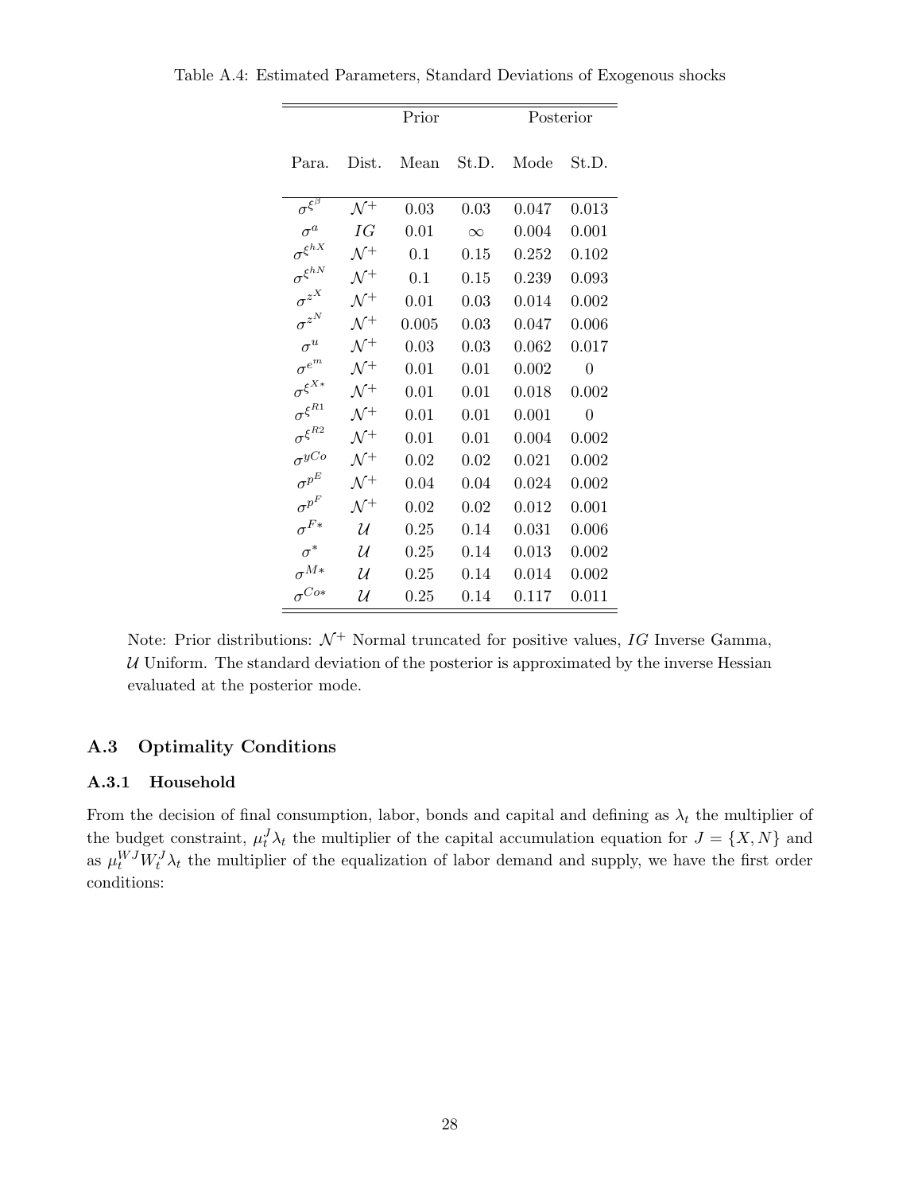Table A.4: Estimated Parameters, Standard Deviations of Exogenous shocks

| | | Prior | | Posterior | |
|---|---|---|---|---|---|
| Para. | Dist. | Mean | St.D. | Mode | St.D. |
| $\sigma^{\xi^{\beta}}$ | $\mathcal{N}^{+}$ | 0.03 | 0.03 | 0.047 | 0.013 |
| $\sigma^{a}$ | $IG$ | 0.01 | $\infty$ | 0.004 | 0.001 |
| $\sigma^{\xi^{hX}}$ | $\mathcal{N}^{+}$ | 0.1 | 0.15 | 0.252 | 0.102 |
| $\sigma^{\xi^{hN}}$ | $\mathcal{N}^{+}$ | 0.1 | 0.15 | 0.239 | 0.093 |
| $\sigma^{z^{X}}$ | $\mathcal{N}^{+}$ | 0.01 | 0.03 | 0.014 | 0.002 |
| $\sigma^{z^{N}}$ | $\mathcal{N}^{+}$ | 0.005 | 0.03 | 0.047 | 0.006 |
| $\sigma^{u}$ | $\mathcal{N}^{+}$ | 0.03 | 0.03 | 0.062 | 0.017 |
| $\sigma^{e^{m}}$ | $\mathcal{N}^{+}$ | 0.01 | 0.01 | 0.002 | 0 |
| $\sigma^{\xi^{X*}}$ | $\mathcal{N}^{+}$ | 0.01 | 0.01 | 0.018 | 0.002 |
| $\sigma^{\xi^{R1}}$ | $\mathcal{N}^{+}$ | 0.01 | 0.01 | 0.001 | 0 |
| $\sigma^{\xi^{R2}}$ | $\mathcal{N}^{+}$ | 0.01 | 0.01 | 0.004 | 0.002 |
| $\sigma^{yCo}$ | $\mathcal{N}^{+}$ | 0.02 | 0.02 | 0.021 | 0.002 |
| $\sigma^{p^{E}}$ | $\mathcal{N}^{+}$ | 0.04 | 0.04 | 0.024 | 0.002 |
| $\sigma^{p^{F}}$ | $\mathcal{N}^{+}$ | 0.02 | 0.02 | 0.012 | 0.001 |
| $\sigma^{F*}$ | $\mathcal{U}$ | 0.25 | 0.14 | 0.031 | 0.006 |
| $\sigma^{*}$ | $\mathcal{U}$ | 0.25 | 0.14 | 0.013 | 0.002 |
| $\sigma^{M*}$ | $\mathcal{U}$ | 0.25 | 0.14 | 0.014 | 0.002 |
| $\sigma^{Co*}$ | $\mathcal{U}$ | 0.25 | 0.14 | 0.117 | 0.011 |

Note: Prior distributions: $\mathcal{N}^{+}$ Normal truncated for positive values, $IG$ Inverse Gamma, $\mathcal{U}$ Uniform. The standard deviation of the posterior is approximated by the inverse Hessian evaluated at the posterior mode.

## A.3 Optimality Conditions

### A.3.1 Household

From the decision of final consumption, labor, bonds and capital and defining as $\lambda_t$ the multiplier of the budget constraint, $\mu_t^J \lambda_t$ the multiplier of the capital accumulation equation for $J = \{X, N\}$ and as $\mu_t^{WJ} W_t^J \lambda_t$ the multiplier of the equalization of labor demand and supply, we have the first order conditions: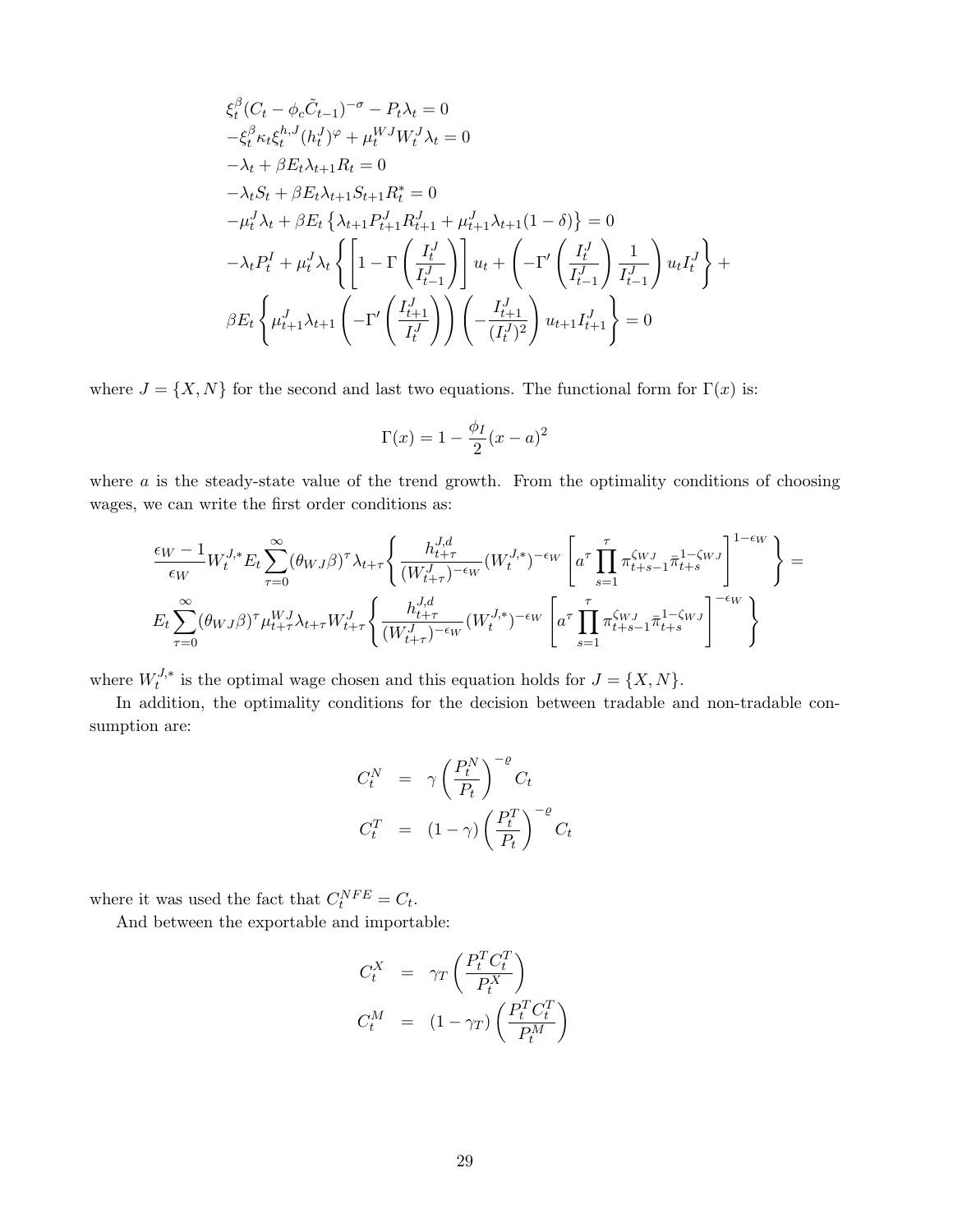$$
\begin{aligned}
&\xi_t^\beta (C_t - \phi_c \tilde{C}_{t-1})^{-\sigma} - P_t \lambda_t = 0 \\
&-\xi_t^\beta \kappa_t \xi_t^{h,J} (h_t^J)^\varphi + \mu_t^{WJ} W_t^J \lambda_t = 0 \\
&-\lambda_t + \beta E_t \lambda_{t+1} R_t = 0 \\
&-\lambda_t S_t + \beta E_t \lambda_{t+1} S_{t+1} R_t^* = 0 \\
&-\mu_t^J \lambda_t + \beta E_t \left\{ \lambda_{t+1} P_{t+1}^J R_{t+1}^J + \mu_{t+1}^J \lambda_{t+1} (1-\delta) \right\} = 0 \\
&-\lambda_t P_t^I + \mu_t^J \lambda_t \left\{ \left[ 1 - \Gamma\left( \frac{I_t^J}{I_{t-1}^J} \right) \right] u_t + \left( -\Gamma'\left( \frac{I_t^J}{I_{t-1}^J} \right) \frac{1}{I_{t-1}^J} \right) u_t I_t^J \right\} + \\
&\beta E_t \left\{ \mu_{t+1}^J \lambda_{t+1} \left( -\Gamma'\left( \frac{I_{t+1}^J}{I_t^J} \right) \right) \left( -\frac{I_{t+1}^J}{(I_t^J)^2} \right) u_{t+1} I_{t+1}^J \right\} = 0
\end{aligned}
$$

where $J = \{X, N\}$ for the second and last two equations. The functional form for $\Gamma(x)$ is:

$$
\Gamma(x) = 1 - \frac{\phi_I}{2}(x - a)^2
$$

where $a$ is the steady-state value of the trend growth. From the optimality conditions of choosing wages, we can write the first order conditions as:

$$
\begin{aligned}
&\frac{\epsilon_W - 1}{\epsilon_W} W_t^{J,*} E_t \sum_{\tau=0}^{\infty} (\theta_{WJ}\beta)^\tau \lambda_{t+\tau} \left\{ \frac{h_{t+\tau}^{J,d}}{(W_{t+\tau}^J)^{-\epsilon_W}} (W_t^{J,*})^{-\epsilon_W} \left[ a^\tau \prod_{s=1}^{\tau} \pi_{t+s-1}^{\zeta_{WJ}} \bar{\pi}_{t+s}^{1-\zeta_{WJ}} \right]^{1-\epsilon_W} \right\} = \\
&E_t \sum_{\tau=0}^{\infty} (\theta_{WJ}\beta)^\tau \mu_{t+\tau}^{WJ} \lambda_{t+\tau} W_{t+\tau}^J \left\{ \frac{h_{t+\tau}^{J,d}}{(W_{t+\tau}^J)^{-\epsilon_W}} (W_t^{J,*})^{-\epsilon_W} \left[ a^\tau \prod_{s=1}^{\tau} \pi_{t+s-1}^{\zeta_{WJ}} \bar{\pi}_{t+s}^{1-\zeta_{WJ}} \right]^{-\epsilon_W} \right\}
\end{aligned}
$$

where $W_t^{J,*}$ is the optimal wage chosen and this equation holds for $J = \{X, N\}$.

In addition, the optimality conditions for the decision between tradable and non-tradable consumption are:

$$
\begin{aligned}
C_t^N &= \gamma \left( \frac{P_t^N}{P_t} \right)^{-\varrho} C_t \\
C_t^T &= (1-\gamma) \left( \frac{P_t^T}{P_t} \right)^{-\varrho} C_t
\end{aligned}
$$

where it was used the fact that $C_t^{NFE} = C_t$.

And between the exportable and importable:

$$
\begin{aligned}
C_t^X &= \gamma_T \left( \frac{P_t^T C_t^T}{P_t^X} \right) \\
C_t^M &= (1-\gamma_T) \left( \frac{P_t^T C_t^T}{P_t^M} \right)
\end{aligned}
$$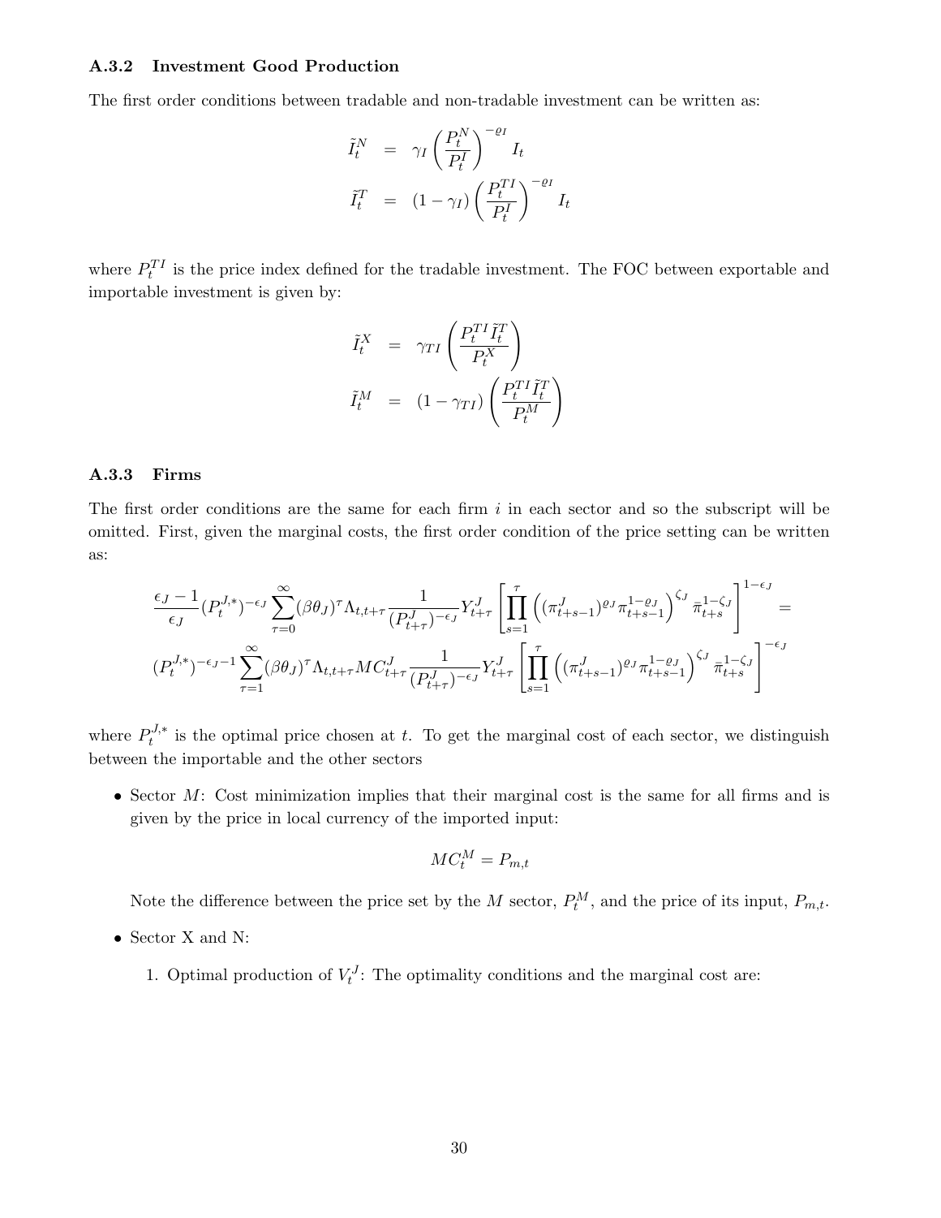### A.3.2 Investment Good Production

The first order conditions between tradable and non-tradable investment can be written as:

$$
\begin{aligned}
\tilde{I}_t^N &= \gamma_I \left( \frac{P_t^N}{P_t^I} \right)^{-\varrho_I} I_t \\
\tilde{I}_t^T &= (1-\gamma_I) \left( \frac{P_t^{TI}}{P_t^I} \right)^{-\varrho_I} I_t
\end{aligned}
$$

where $P_t^{TI}$ is the price index defined for the tradable investment. The FOC between exportable and importable investment is given by:

$$
\begin{aligned}
\tilde{I}_t^X &= \gamma_{TI} \left( \frac{P_t^{TI} \tilde{I}_t^T}{P_t^X} \right) \\
\tilde{I}_t^M &= (1-\gamma_{TI}) \left( \frac{P_t^{TI} \tilde{I}_t^T}{P_t^M} \right)
\end{aligned}
$$

### A.3.3 Firms

The first order conditions are the same for each firm $i$ in each sector and so the subscript will be omitted. First, given the marginal costs, the first order condition of the price setting can be written as:

$$
\begin{aligned}
&\frac{\epsilon_J - 1}{\epsilon_J} (P_t^{J,*})^{-\epsilon_J} \sum_{\tau=0}^{\infty} (\beta\theta_J)^\tau \Lambda_{t,t+\tau} \frac{1}{(P_{t+\tau}^J)^{-\epsilon_J}} Y_{t+\tau}^J \left[ \prod_{s=1}^{\tau} \left( (\pi_{t+s-1}^J)^{\varrho_J} \pi_{t+s-1}^{1-\varrho_J} \right)^{\zeta_J} \bar{\pi}_{t+s}^{1-\zeta_J} \right]^{1-\epsilon_J} = \\
&(P_t^{J,*})^{-\epsilon_J - 1} \sum_{\tau=1}^{\infty} (\beta\theta_J)^\tau \Lambda_{t,t+\tau} MC_{t+\tau}^J \frac{1}{(P_{t+\tau}^J)^{-\epsilon_J}} Y_{t+\tau}^J \left[ \prod_{s=1}^{\tau} \left( (\pi_{t+s-1}^J)^{\varrho_J} \pi_{t+s-1}^{1-\varrho_J} \right)^{\zeta_J} \bar{\pi}_{t+s}^{1-\zeta_J} \right]^{-\epsilon_J}
\end{aligned}
$$

where $P_t^{J,*}$ is the optimal price chosen at $t$. To get the marginal cost of each sector, we distinguish between the importable and the other sectors

- Sector $M$: Cost minimization implies that their marginal cost is the same for all firms and is given by the price in local currency of the imported input:

$$
MC_t^M = P_{m,t}
$$

  Note the difference between the price set by the $M$ sector, $P_t^M$, and the price of its input, $P_{m,t}$.

- Sector X and N:

  1. Optimal production of $V_t^J$: The optimality conditions and the marginal cost are: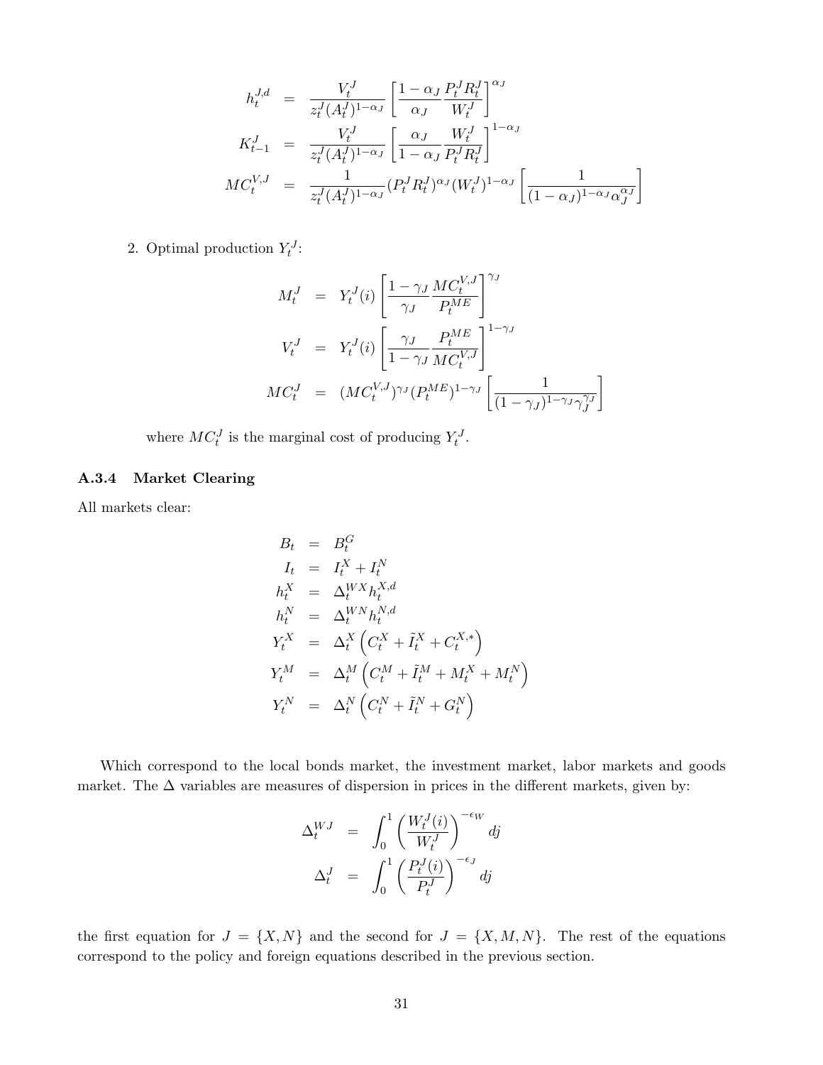$$
\begin{aligned}
h_t^{J,d} &= \frac{V_t^J}{z_t^J (A_t^J)^{1-\alpha_J}} \left[ \frac{1-\alpha_J}{\alpha_J} \frac{P_t^J R_t^J}{W_t^J} \right]^{\alpha_J} \\
K_{t-1}^J &= \frac{V_t^J}{z_t^J (A_t^J)^{1-\alpha_J}} \left[ \frac{\alpha_J}{1-\alpha_J} \frac{W_t^J}{P_t^J R_t^J} \right]^{1-\alpha_J} \\
MC_t^{V,J} &= \frac{1}{z_t^J (A_t^J)^{1-\alpha_J}} (P_t^J R_t^J)^{\alpha_J} (W_t^J)^{1-\alpha_J} \left[ \frac{1}{(1-\alpha_J)^{1-\alpha_J} \alpha_J^{\alpha_J}} \right]
\end{aligned}
$$

2. Optimal production $Y_t^J$:

$$
\begin{aligned}
M_t^J &= Y_t^J(i) \left[ \frac{1-\gamma_J}{\gamma_J} \frac{MC_t^{V,J}}{P_t^{ME}} \right]^{\gamma_J} \\
V_t^J &= Y_t^J(i) \left[ \frac{\gamma_J}{1-\gamma_J} \frac{P_t^{ME}}{MC_t^{V,J}} \right]^{1-\gamma_J} \\
MC_t^J &= (MC_t^{V,J})^{\gamma_J} (P_t^{ME})^{1-\gamma_J} \left[ \frac{1}{(1-\gamma_J)^{1-\gamma_J} \gamma_J^{\gamma_J}} \right]
\end{aligned}
$$

where $MC_t^J$ is the marginal cost of producing $Y_t^J$.

### A.3.4 Market Clearing

All markets clear:

$$
\begin{aligned}
B_t &= B_t^G \\
I_t &= I_t^X + I_t^N \\
h_t^X &= \Delta_t^{WX} h_t^{X,d} \\
h_t^N &= \Delta_t^{WN} h_t^{N,d} \\
Y_t^X &= \Delta_t^X \left( C_t^X + \tilde{I}_t^X + C_t^{X,*} \right) \\
Y_t^M &= \Delta_t^M \left( C_t^M + \tilde{I}_t^M + M_t^X + M_t^N \right) \\
Y_t^N &= \Delta_t^N \left( C_t^N + \tilde{I}_t^N + G_t^N \right)
\end{aligned}
$$

Which correspond to the local bonds market, the investment market, labor markets and goods market. The $\Delta$ variables are measures of dispersion in prices in the different markets, given by:

$$
\begin{aligned}
\Delta_t^{WJ} &= \int_0^1 \left( \frac{W_t^J(i)}{W_t^J} \right)^{-\epsilon_W} dj \\
\Delta_t^J &= \int_0^1 \left( \frac{P_t^J(i)}{P_t^J} \right)^{-\epsilon_J} dj
\end{aligned}
$$

the first equation for $J = \{X, N\}$ and the second for $J = \{X, M, N\}$. The rest of the equations correspond to the policy and foreign equations described in the previous section.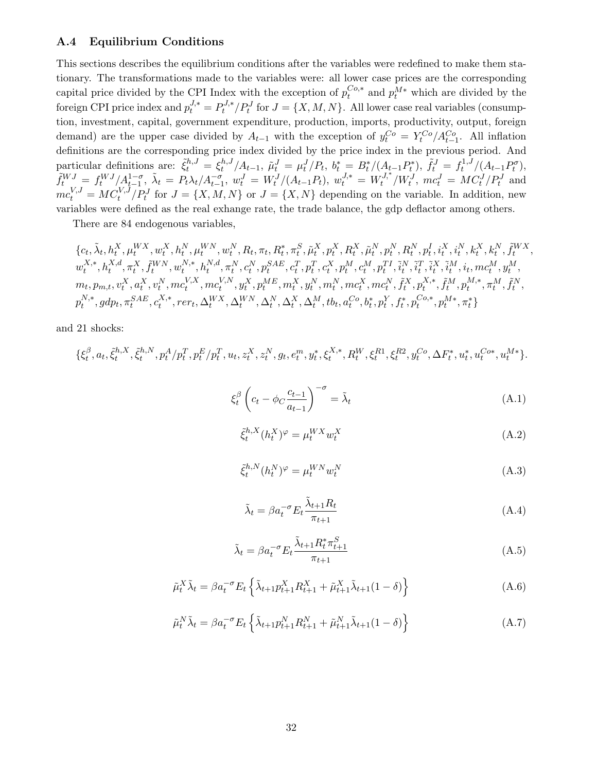### A.4 Equilibrium Conditions

This sections describes the equilibrium conditions after the variables were redefined to make them stationary. The transformations made to the variables were: all lower case prices are the corresponding capital price divided by the CPI Index with the exception of $p_t^{Co,*}$ and $p_t^{M*}$ which are divided by the foreign CPI price index and $p_t^{J,*} = P_t^{J,*}/P_t^J$ for $J = \{X, M, N\}$. All lower case real variables (consumption, investment, capital, government expenditure, production, imports, productivity, output, foreign demand) are the upper case divided by $A_{t-1}$ with the exception of $y_t^{Co} = Y_t^{Co}/A_{t-1}^{Co}$. All inflation definitions are the corresponding price index divided by the price index in the previous period. And particular definitions are: $\tilde{\xi}_t^{h,J} = \xi_t^{h,J}/A_{t-1}$, $\tilde{\mu}_t^J = \mu_t^J/P_t$, $b_t^* = B_t^*/(A_{t-1}P_t^*)$, $\tilde{f}_t^J = f_t^{1,J}/(A_{t-1}P_t^\sigma)$, $\tilde{f}_t^{WJ} = f_t^{WJ}/A_{t-1}^{1-\sigma}$, $\tilde{\lambda}_t = P_t\lambda_t/A_{t-1}^{-\sigma}$, $w_t^J = W_t^J/(A_{t-1}P_t)$, $w_t^{J,*} = W_t^{J,^*}/W_t^J$, $mc_t^J = MC_t^J/P_t^J$ and $mc_t^{V,J} = MC_t^{V,J}/P_t^J$ for $J = \{X, M, N\}$ or $J = \{X, N\}$ depending on the variable. In addition, new variables were defined as the real exhange rate, the trade balance, the gdp deflator among others.

There are 84 endogenous variables,

$$\{c_t, \tilde{\lambda}_t, h_t^X, \mu_t^{WX}, w_t^X, h_t^N, \mu_t^{WN}, w_t^N, R_t, \pi_t, R_t^*, \pi_t^S, \tilde{\mu}_t^X, p_t^X, R_t^X, \tilde{\mu}_t^N, p_t^N, R_t^N, p_t^I, i_t^X, i_t^N, k_t^X, k_t^N, \tilde{f}_t^{WX}, w_t^{X,*}, h_t^{X,d}, \pi_t^X, \tilde{f}_t^{WN}, w_t^{N,*}, h_t^{N,d}, \pi_t^N, c_t^N, p_t^{SAE}, c_t^T, p_t^T, c_t^X, p_t^M, c_t^M, p_t^{TI}, \tilde{i}_t^N, \tilde{i}_t^T, \tilde{i}_t^X, \tilde{i}_t^M, i_t, mc_t^M, y_t^M, m_t, p_{m,t}, v_t^X, a_t^X, v_t^N, mc_t^{V,X}, mc_t^{V,N}, y_t^X, p_t^{ME}, m_t^X, y_t^N, m_t^N, mc_t^X, mc_t^N, \tilde{f}_t^X, p_t^{X,*}, \tilde{f}_t^M, p_t^{M,*}, \pi_t^M, \tilde{f}_t^N, p_t^{N,*}, gdp_t, \pi_t^{SAE}, c_t^{X,*}, rer_t, \Delta_t^{WX}, \Delta_t^{WN}, \Delta_t^N, \Delta_t^X, \Delta_t^M, tb_t, a_t^{Co}, b_t^*, p_t^Y, f_t^*, p_t^{Co,*}, p_t^{M*}, \pi_t^*\}$$

and 21 shocks:

$$\{\xi_t^\beta, a_t, \tilde{\xi}_t^{h,X}, \tilde{\xi}_t^{h,N}, p_t^A/p_t^T, p_t^E/p_t^T, u_t, z_t^X, z_t^N, g_t, e_t^m, y_t^*, \xi_t^{X,*}, R_t^W, \xi_t^{R1}, \xi_t^{R2}, y_t^{Co}, \Delta F_t^*, u_t^*, u_t^{Co*}, u_t^{M*}\}.$$

$$\xi_t^\beta \left(c_t - \phi_C \frac{c_{t-1}}{a_{t-1}}\right)^{-\sigma} = \tilde{\lambda}_t \tag{A.1}$$

$$\tilde{\xi}_t^{h,X}(h_t^X)^\varphi = \mu_t^{WX} w_t^X \tag{A.2}$$

$$\tilde{\xi}_t^{h,N}(h_t^N)^\varphi = \mu_t^{WN} w_t^N \tag{A.3}$$

$$\tilde{\lambda}_t = \beta a_t^{-\sigma} E_t \frac{\tilde{\lambda}_{t+1} R_t}{\pi_{t+1}} \tag{A.4}$$

$$\tilde{\lambda}_t = \beta a_t^{-\sigma} E_t \frac{\tilde{\lambda}_{t+1} R_t^* \pi_{t+1}^S}{\pi_{t+1}} \tag{A.5}$$

$$\tilde{\mu}_t^X \tilde{\lambda}_t = \beta a_t^{-\sigma} E_t \left\{ \tilde{\lambda}_{t+1} p_{t+1}^X R_{t+1}^X + \tilde{\mu}_{t+1}^X \tilde{\lambda}_{t+1}(1-\delta) \right\} \tag{A.6}$$

$$\tilde{\mu}_t^N \tilde{\lambda}_t = \beta a_t^{-\sigma} E_t \left\{ \tilde{\lambda}_{t+1} p_{t+1}^N R_{t+1}^N + \tilde{\mu}_{t+1}^N \tilde{\lambda}_{t+1}(1-\delta) \right\} \tag{A.7}$$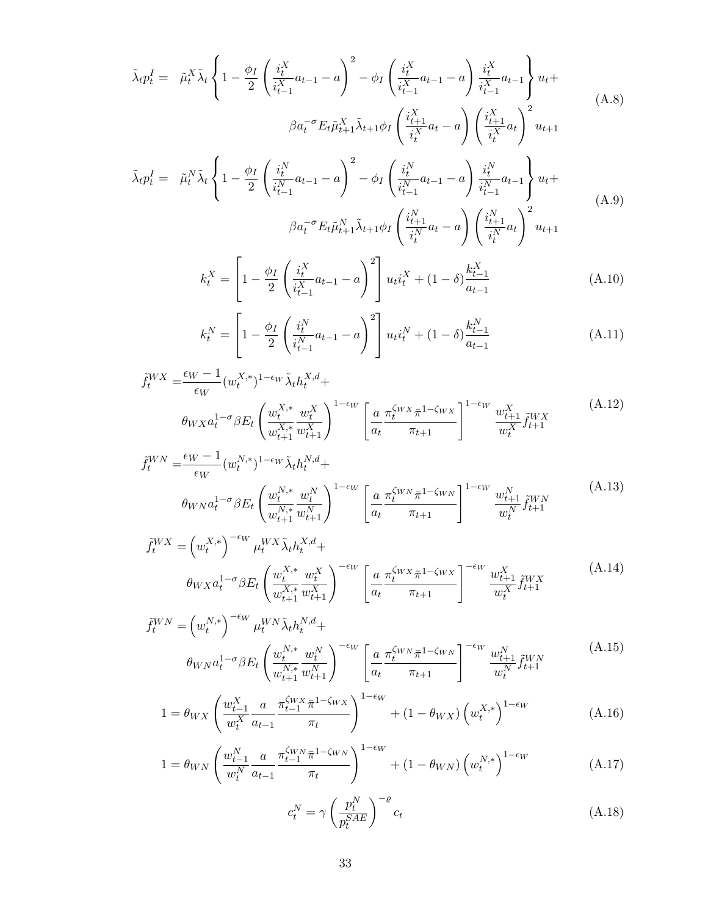$$
\tilde{\lambda}_t p_t^I = \tilde{\mu}_t^X \tilde{\lambda}_t \left\{ 1 - \frac{\phi_I}{2}\left(\frac{i_t^X}{i_{t-1}^X}a_{t-1} - a\right)^2 - \phi_I \left(\frac{i_t^X}{i_{t-1}^X}a_{t-1} - a\right)\frac{i_t^X}{i_{t-1}^X}a_{t-1} \right\} u_t + \beta a_t^{-\sigma} E_t \tilde{\mu}_{t+1}^X \tilde{\lambda}_{t+1} \phi_I \left(\frac{i_{t+1}^X}{i_t^X}a_t - a\right)\left(\frac{i_{t+1}^X}{i_t^X}a_t\right)^2 u_{t+1} \tag{A.8}
$$

$$
\tilde{\lambda}_t p_t^I = \tilde{\mu}_t^N \tilde{\lambda}_t \left\{ 1 - \frac{\phi_I}{2}\left(\frac{i_t^N}{i_{t-1}^N}a_{t-1} - a\right)^2 - \phi_I \left(\frac{i_t^N}{i_{t-1}^N}a_{t-1} - a\right)\frac{i_t^N}{i_{t-1}^N}a_{t-1} \right\} u_t + \beta a_t^{-\sigma} E_t \tilde{\mu}_{t+1}^N \tilde{\lambda}_{t+1} \phi_I \left(\frac{i_{t+1}^N}{i_t^N}a_t - a\right)\left(\frac{i_{t+1}^N}{i_t^N}a_t\right)^2 u_{t+1} \tag{A.9}
$$

$$
k_t^X = \left[1 - \frac{\phi_I}{2}\left(\frac{i_t^X}{i_{t-1}^X}a_{t-1} - a\right)^2\right] u_t i_t^X + (1-\delta)\frac{k_{t-1}^X}{a_{t-1}} \tag{A.10}
$$

$$
k_t^N = \left[1 - \frac{\phi_I}{2}\left(\frac{i_t^N}{i_{t-1}^N}a_{t-1} - a\right)^2\right] u_t i_t^N + (1-\delta)\frac{k_{t-1}^N}{a_{t-1}} \tag{A.11}
$$

$$
\tilde{f}_t^{WX} = \frac{\epsilon_W - 1}{\epsilon_W}(w_t^{X,*})^{1-\epsilon_W}\tilde{\lambda}_t h_t^{X,d} + \theta_{WX} a_t^{1-\sigma}\beta E_t \left(\frac{w_t^{X,*}}{w_{t+1}^{X,*}}\frac{w_t^X}{w_{t+1}^X}\right)^{1-\epsilon_W}\left[\frac{a}{a_t}\frac{\pi_t^{\zeta_{WX}}\bar{\pi}^{1-\zeta_{WX}}}{\pi_{t+1}}\right]^{1-\epsilon_W}\frac{w_{t+1}^X}{w_t^X}\tilde{f}_{t+1}^{WX} \tag{A.12}
$$

$$
\tilde{f}_t^{WN} = \frac{\epsilon_W - 1}{\epsilon_W}(w_t^{N,*})^{1-\epsilon_W}\tilde{\lambda}_t h_t^{N,d} + \theta_{WN} a_t^{1-\sigma}\beta E_t \left(\frac{w_t^{N,*}}{w_{t+1}^{N,*}}\frac{w_t^N}{w_{t+1}^N}\right)^{1-\epsilon_W}\left[\frac{a}{a_t}\frac{\pi_t^{\zeta_{WN}}\bar{\pi}^{1-\zeta_{WN}}}{\pi_{t+1}}\right]^{1-\epsilon_W}\frac{w_{t+1}^N}{w_t^N}\tilde{f}_{t+1}^{WN} \tag{A.13}
$$

$$
\tilde{f}_t^{WX} = \left(w_t^{X,*}\right)^{-\epsilon_W}\mu_t^{WX}\tilde{\lambda}_t h_t^{X,d} + \theta_{WX} a_t^{1-\sigma}\beta E_t \left(\frac{w_t^{X,*}}{w_{t+1}^{X,*}}\frac{w_t^X}{w_{t+1}^X}\right)^{-\epsilon_W}\left[\frac{a}{a_t}\frac{\pi_t^{\zeta_{WX}}\bar{\pi}^{1-\zeta_{WX}}}{\pi_{t+1}}\right]^{-\epsilon_W}\frac{w_{t+1}^X}{w_t^X}\tilde{f}_{t+1}^{WX} \tag{A.14}
$$

$$
\tilde{f}_t^{WN} = \left(w_t^{N,*}\right)^{-\epsilon_W}\mu_t^{WN}\tilde{\lambda}_t h_t^{N,d} + \theta_{WN} a_t^{1-\sigma}\beta E_t \left(\frac{w_t^{N,*}}{w_{t+1}^{N,*}}\frac{w_t^N}{w_{t+1}^N}\right)^{-\epsilon_W}\left[\frac{a}{a_t}\frac{\pi_t^{\zeta_{WN}}\bar{\pi}^{1-\zeta_{WN}}}{\pi_{t+1}}\right]^{-\epsilon_W}\frac{w_{t+1}^N}{w_t^N}\tilde{f}_{t+1}^{WN} \tag{A.15}
$$

$$
1 = \theta_{WX}\left(\frac{w_{t-1}^X}{w_t^X}\frac{a}{a_{t-1}}\frac{\pi_{t-1}^{\zeta_{WX}}\bar{\pi}^{1-\zeta_{WX}}}{\pi_t}\right)^{1-\epsilon_W} + (1-\theta_{WX})\left(w_t^{X,*}\right)^{1-\epsilon_W} \tag{A.16}
$$

$$
1 = \theta_{WN}\left(\frac{w_{t-1}^N}{w_t^N}\frac{a}{a_{t-1}}\frac{\pi_{t-1}^{\zeta_{WN}}\bar{\pi}^{1-\zeta_{WN}}}{\pi_t}\right)^{1-\epsilon_W} + (1-\theta_{WN})\left(w_t^{N,*}\right)^{1-\epsilon_W} \tag{A.17}
$$

$$
c_t^N = \gamma\left(\frac{p_t^N}{p_t^{SAE}}\right)^{-\varrho} c_t \tag{A.18}
$$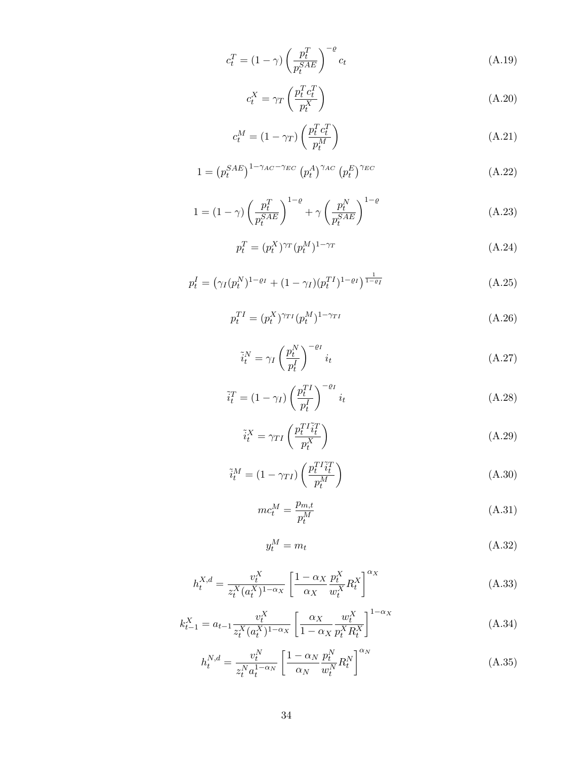$$c_t^T = (1-\gamma)\left(\frac{p_t^T}{p_t^{SAE}}\right)^{-\varrho} c_t \tag{A.19}$$

$$c_t^X = \gamma_T \left(\frac{p_t^T c_t^T}{p_t^X}\right) \tag{A.20}$$

$$c_t^M = (1-\gamma_T)\left(\frac{p_t^T c_t^T}{p_t^M}\right) \tag{A.21}$$

$$1 = \left(p_t^{SAE}\right)^{1-\gamma_{AC}-\gamma_{EC}} \left(p_t^A\right)^{\gamma_{AC}} \left(p_t^E\right)^{\gamma_{EC}} \tag{A.22}$$

$$1 = (1-\gamma)\left(\frac{p_t^T}{p_t^{SAE}}\right)^{1-\varrho} + \gamma\left(\frac{p_t^N}{p_t^{SAE}}\right)^{1-\varrho} \tag{A.23}$$

$$p_t^T = (p_t^X)^{\gamma_T}(p_t^M)^{1-\gamma_T} \tag{A.24}$$

$$p_t^I = \left(\gamma_I (p_t^N)^{1-\varrho_I} + (1-\gamma_I)(p_t^{TI})^{1-\varrho_I}\right)^{\frac{1}{1-\varrho_I}} \tag{A.25}$$

$$p_t^{TI} = (p_t^X)^{\gamma_{TI}}(p_t^M)^{1-\gamma_{TI}} \tag{A.26}$$

$$\tilde{i}_t^N = \gamma_I \left(\frac{p_t^N}{p_t^I}\right)^{-\varrho_I} i_t \tag{A.27}$$

$$\tilde{i}_t^T = (1-\gamma_I)\left(\frac{p_t^{TI}}{p_t^I}\right)^{-\varrho_I} i_t \tag{A.28}$$

$$\tilde{i}_t^X = \gamma_{TI}\left(\frac{p_t^{TI}\tilde{i}_t^T}{p_t^X}\right) \tag{A.29}$$

$$\tilde{i}_t^M = (1-\gamma_{TI})\left(\frac{p_t^{TI}\tilde{i}_t^T}{p_t^M}\right) \tag{A.30}$$

$$mc_t^M = \frac{p_{m,t}}{p_t^M} \tag{A.31}$$

$$y_t^M = m_t \tag{A.32}$$

$$h_t^{X,d} = \frac{v_t^X}{z_t^X (a_t^X)^{1-\alpha_X}} \left[\frac{1-\alpha_X}{\alpha_X}\frac{p_t^X}{w_t^X} R_t^X\right]^{\alpha_X} \tag{A.33}$$

$$k_{t-1}^X = a_{t-1}\frac{v_t^X}{z_t^X (a_t^X)^{1-\alpha_X}} \left[\frac{\alpha_X}{1-\alpha_X}\frac{w_t^X}{p_t^X R_t^X}\right]^{1-\alpha_X} \tag{A.34}$$

$$h_t^{N,d} = \frac{v_t^N}{z_t^N a_t^{1-\alpha_N}} \left[\frac{1-\alpha_N}{\alpha_N}\frac{p_t^N}{w_t^N} R_t^N\right]^{\alpha_N} \tag{A.35}$$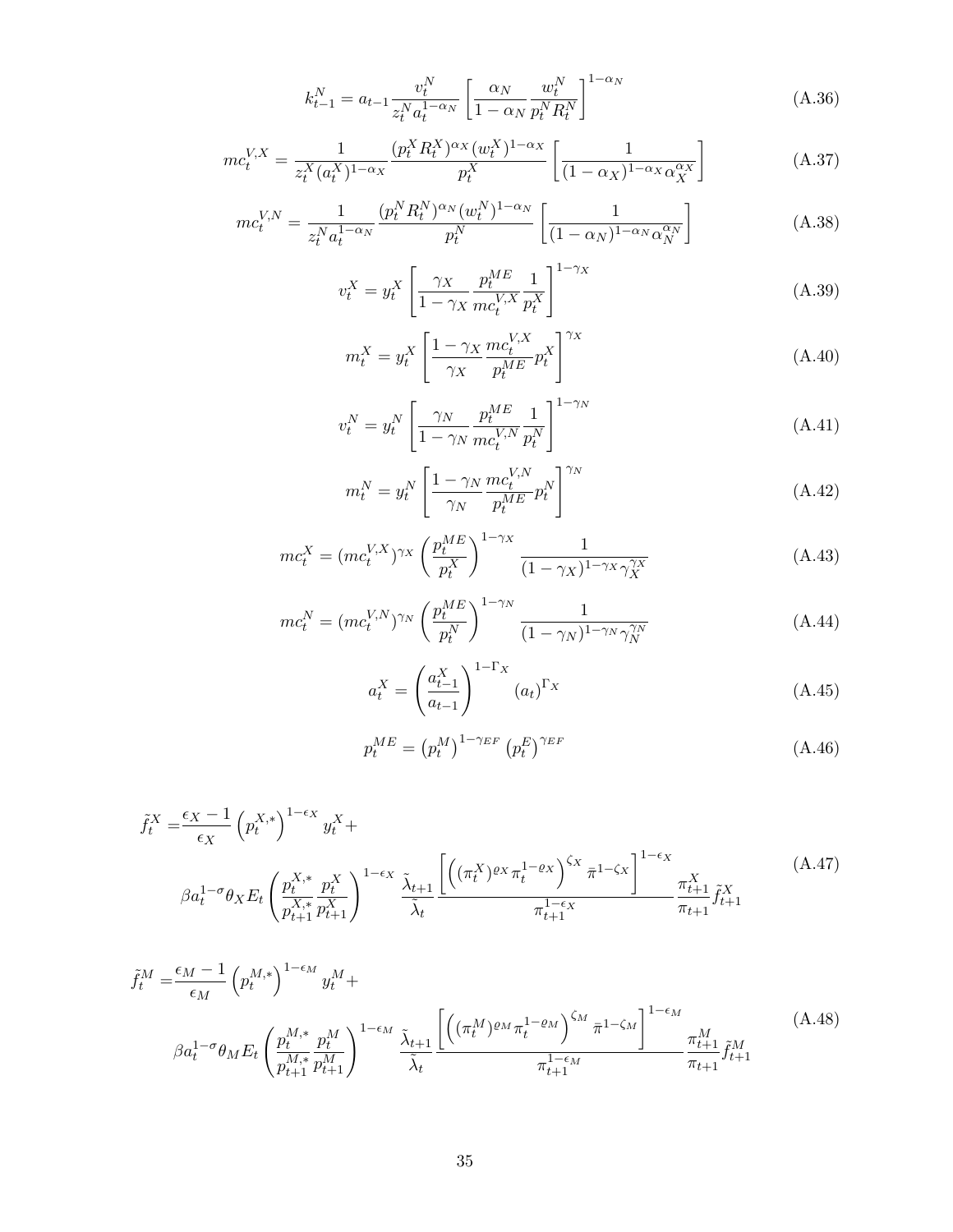$$k_{t-1}^N = a_{t-1} \frac{v_t^N}{z_t^N a_t^{1-\alpha_N}} \left[ \frac{\alpha_N}{1-\alpha_N} \frac{w_t^N}{p_t^N R_t^N} \right]^{1-\alpha_N} \tag{A.36}$$

$$mc_t^{V,X} = \frac{1}{z_t^X (a_t^X)^{1-\alpha_X}} \frac{(p_t^X R_t^X)^{\alpha_X} (w_t^X)^{1-\alpha_X}}{p_t^X} \left[ \frac{1}{(1-\alpha_X)^{1-\alpha_X} \alpha_X^{\alpha_X}} \right] \tag{A.37}$$

$$mc_t^{V,N} = \frac{1}{z_t^N a_t^{1-\alpha_N}} \frac{(p_t^N R_t^N)^{\alpha_N} (w_t^N)^{1-\alpha_N}}{p_t^N} \left[ \frac{1}{(1-\alpha_N)^{1-\alpha_N} \alpha_N^{\alpha_N}} \right] \tag{A.38}$$

$$v_t^X = y_t^X \left[ \frac{\gamma_X}{1-\gamma_X} \frac{p_t^{ME}}{mc_t^{V,X}} \frac{1}{p_t^X} \right]^{1-\gamma_X} \tag{A.39}$$

$$m_t^X = y_t^X \left[ \frac{1-\gamma_X}{\gamma_X} \frac{mc_t^{V,X}}{p_t^{ME}} p_t^X \right]^{\gamma_X} \tag{A.40}$$

$$v_t^N = y_t^N \left[ \frac{\gamma_N}{1-\gamma_N} \frac{p_t^{ME}}{mc_t^{V,N}} \frac{1}{p_t^N} \right]^{1-\gamma_N} \tag{A.41}$$

$$m_t^N = y_t^N \left[ \frac{1-\gamma_N}{\gamma_N} \frac{mc_t^{V,N}}{p_t^{ME}} p_t^N \right]^{\gamma_N} \tag{A.42}$$

$$mc_t^X = (mc_t^{V,X})^{\gamma_X} \left( \frac{p_t^{ME}}{p_t^X} \right)^{1-\gamma_X} \frac{1}{(1-\gamma_X)^{1-\gamma_X} \gamma_X^{\gamma_X}} \tag{A.43}$$

$$mc_t^N = (mc_t^{V,N})^{\gamma_N} \left( \frac{p_t^{ME}}{p_t^N} \right)^{1-\gamma_N} \frac{1}{(1-\gamma_N)^{1-\gamma_N} \gamma_N^{\gamma_N}} \tag{A.44}$$

$$a_t^X = \left( \frac{a_{t-1}^X}{a_{t-1}} \right)^{1-\Gamma_X} (a_t)^{\Gamma_X} \tag{A.45}$$

$$p_t^{ME} = \left(p_t^M\right)^{1-\gamma_{EF}} \left(p_t^E\right)^{\gamma_{EF}} \tag{A.46}$$

$$\begin{aligned} \tilde{f}_t^X = & \frac{\epsilon_X - 1}{\epsilon_X} \left( p_t^{X,*} \right)^{1-\epsilon_X} y_t^X + \\ & \beta a_t^{1-\sigma} \theta_X E_t \left( \frac{p_t^{X,*}}{p_{t+1}^{X,*}} \frac{p_t^X}{p_{t+1}^X} \right)^{1-\epsilon_X} \frac{\tilde{\lambda}_{t+1}}{\tilde{\lambda}_t} \frac{\left[ \left( (\pi_t^X)^{\varrho_X} \pi_t^{1-\varrho_X} \right)^{\zeta_X} \bar{\pi}^{1-\zeta_X} \right]^{1-\epsilon_X}}{\pi_{t+1}^{1-\epsilon_X}} \frac{\pi_{t+1}^X}{\pi_{t+1}} \tilde{f}_{t+1}^X \end{aligned} \tag{A.47}$$

$$\begin{aligned} \tilde{f}_t^M = & \frac{\epsilon_M - 1}{\epsilon_M} \left( p_t^{M,*} \right)^{1-\epsilon_M} y_t^M + \\ & \beta a_t^{1-\sigma} \theta_M E_t \left( \frac{p_t^{M,*}}{p_{t+1}^{M,*}} \frac{p_t^M}{p_{t+1}^M} \right)^{1-\epsilon_M} \frac{\tilde{\lambda}_{t+1}}{\tilde{\lambda}_t} \frac{\left[ \left( (\pi_t^M)^{\varrho_M} \pi_t^{1-\varrho_M} \right)^{\zeta_M} \bar{\pi}^{1-\zeta_M} \right]^{1-\epsilon_M}}{\pi_{t+1}^{1-\epsilon_M}} \frac{\pi_{t+1}^M}{\pi_{t+1}} \tilde{f}_{t+1}^M \end{aligned} \tag{A.48}$$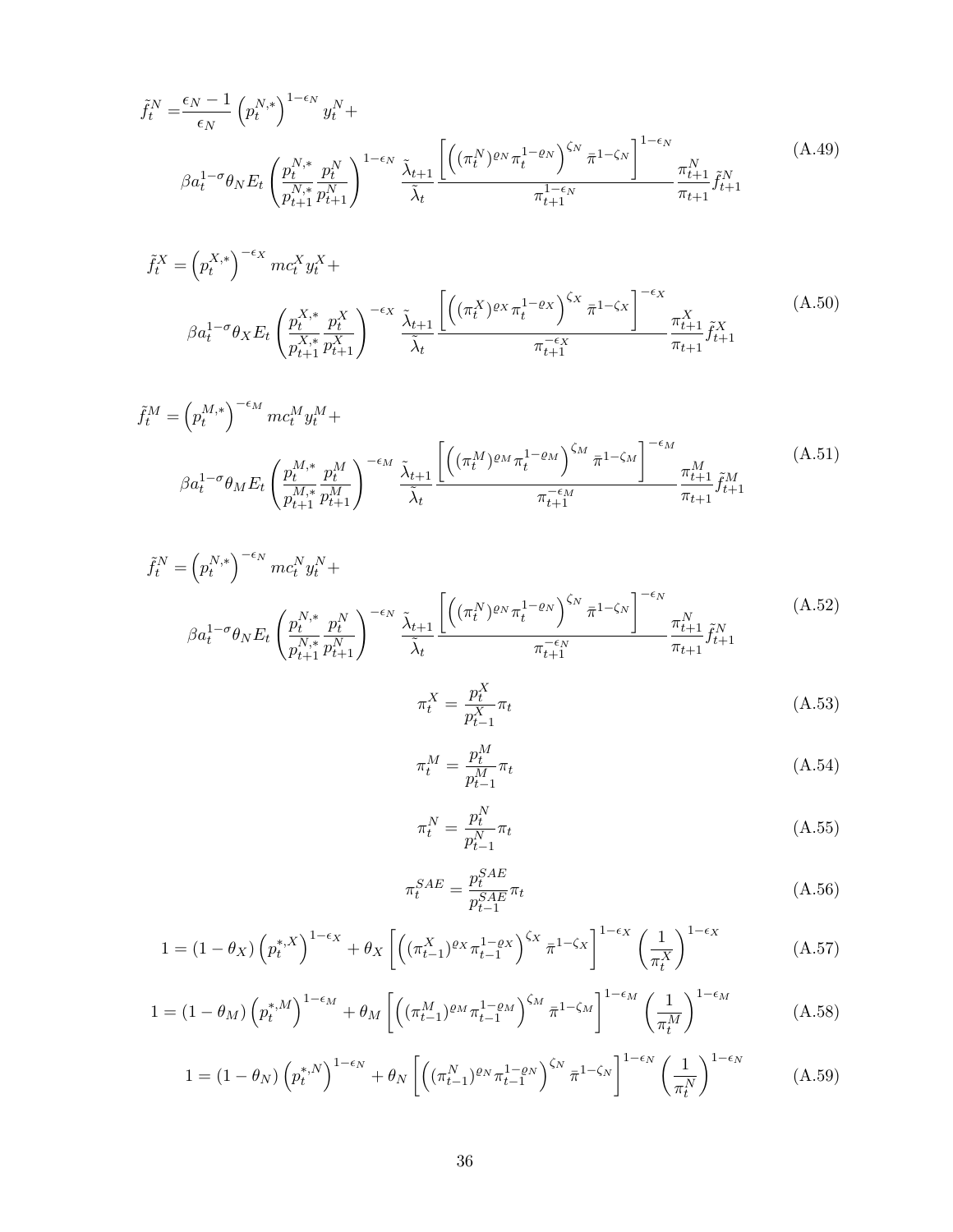$$
\begin{aligned}
\tilde{f}_t^N =& \frac{\epsilon_N - 1}{\epsilon_N} \left(p_t^{N,*}\right)^{1-\epsilon_N} y_t^N + \\
& \beta a_t^{1-\sigma} \theta_N E_t \left( \frac{p_t^{N,*}}{p_{t+1}^{N,*}} \frac{p_t^N}{p_{t+1}^N} \right)^{1-\epsilon_N} \frac{\tilde{\lambda}_{t+1}}{\tilde{\lambda}_t} \frac{\left[ \left( (\pi_t^N)^{\varrho_N} \pi_t^{1-\varrho_N} \right)^{\zeta_N} \bar{\pi}^{1-\zeta_N} \right]^{1-\epsilon_N}}{\pi_{t+1}^{1-\epsilon_N}} \frac{\pi_{t+1}^N}{\pi_{t+1}} \tilde{f}_{t+1}^N
\end{aligned}
\tag{A.49}
$$

$$
\begin{aligned}
\tilde{f}_t^X =& \left(p_t^{X,*}\right)^{-\epsilon_X} mc_t^X y_t^X + \\
& \beta a_t^{1-\sigma} \theta_X E_t \left( \frac{p_t^{X,*}}{p_{t+1}^{X,*}} \frac{p_t^X}{p_{t+1}^X} \right)^{-\epsilon_X} \frac{\tilde{\lambda}_{t+1}}{\tilde{\lambda}_t} \frac{\left[ \left( (\pi_t^X)^{\varrho_X} \pi_t^{1-\varrho_X} \right)^{\zeta_X} \bar{\pi}^{1-\zeta_X} \right]^{-\epsilon_X}}{\pi_{t+1}^{-\epsilon_X}} \frac{\pi_{t+1}^X}{\pi_{t+1}} \tilde{f}_{t+1}^X
\end{aligned}
\tag{A.50}
$$

$$
\begin{aligned}
\tilde{f}_t^M =& \left(p_t^{M,*}\right)^{-\epsilon_M} mc_t^M y_t^M + \\
& \beta a_t^{1-\sigma} \theta_M E_t \left( \frac{p_t^{M,*}}{p_{t+1}^{M,*}} \frac{p_t^M}{p_{t+1}^M} \right)^{-\epsilon_M} \frac{\tilde{\lambda}_{t+1}}{\tilde{\lambda}_t} \frac{\left[ \left( (\pi_t^M)^{\varrho_M} \pi_t^{1-\varrho_M} \right)^{\zeta_M} \bar{\pi}^{1-\zeta_M} \right]^{-\epsilon_M}}{\pi_{t+1}^{-\epsilon_M}} \frac{\pi_{t+1}^M}{\pi_{t+1}} \tilde{f}_{t+1}^M
\end{aligned}
\tag{A.51}
$$

$$
\begin{aligned}
\tilde{f}_t^N =& \left(p_t^{N,*}\right)^{-\epsilon_N} mc_t^N y_t^N + \\
& \beta a_t^{1-\sigma} \theta_N E_t \left( \frac{p_t^{N,*}}{p_{t+1}^{N,*}} \frac{p_t^N}{p_{t+1}^N} \right)^{-\epsilon_N} \frac{\tilde{\lambda}_{t+1}}{\tilde{\lambda}_t} \frac{\left[ \left( (\pi_t^N)^{\varrho_N} \pi_t^{1-\varrho_N} \right)^{\zeta_N} \bar{\pi}^{1-\zeta_N} \right]^{-\epsilon_N}}{\pi_{t+1}^{-\epsilon_N}} \frac{\pi_{t+1}^N}{\pi_{t+1}} \tilde{f}_{t+1}^N
\end{aligned}
\tag{A.52}
$$

$$
\pi_t^X = \frac{p_t^X}{p_{t-1}^X} \pi_t \tag{A.53}
$$

$$
\pi_t^M = \frac{p_t^M}{p_{t-1}^M} \pi_t \tag{A.54}
$$

$$
\pi_t^N = \frac{p_t^N}{p_{t-1}^N} \pi_t \tag{A.55}
$$

$$
\pi_t^{SAE} = \frac{p_t^{SAE}}{p_{t-1}^{SAE}} \pi_t \tag{A.56}
$$

$$
1 = (1-\theta_X) \left(p_t^{*,X}\right)^{1-\epsilon_X} + \theta_X \left[ \left( (\pi_{t-1}^X)^{\varrho_X} \pi_{t-1}^{1-\varrho_X} \right)^{\zeta_X} \bar{\pi}^{1-\zeta_X} \right]^{1-\epsilon_X} \left( \frac{1}{\pi_t^X} \right)^{1-\epsilon_X} \tag{A.57}
$$

$$
1 = (1-\theta_M) \left(p_t^{*,M}\right)^{1-\epsilon_M} + \theta_M \left[ \left( (\pi_{t-1}^M)^{\varrho_M} \pi_{t-1}^{1-\varrho_M} \right)^{\zeta_M} \bar{\pi}^{1-\zeta_M} \right]^{1-\epsilon_M} \left( \frac{1}{\pi_t^M} \right)^{1-\epsilon_M} \tag{A.58}
$$

$$
1 = (1-\theta_N) \left(p_t^{*,N}\right)^{1-\epsilon_N} + \theta_N \left[ \left( (\pi_{t-1}^N)^{\varrho_N} \pi_{t-1}^{1-\varrho_N} \right)^{\zeta_N} \bar{\pi}^{1-\zeta_N} \right]^{1-\epsilon_N} \left( \frac{1}{\pi_t^N} \right)^{1-\epsilon_N} \tag{A.59}
$$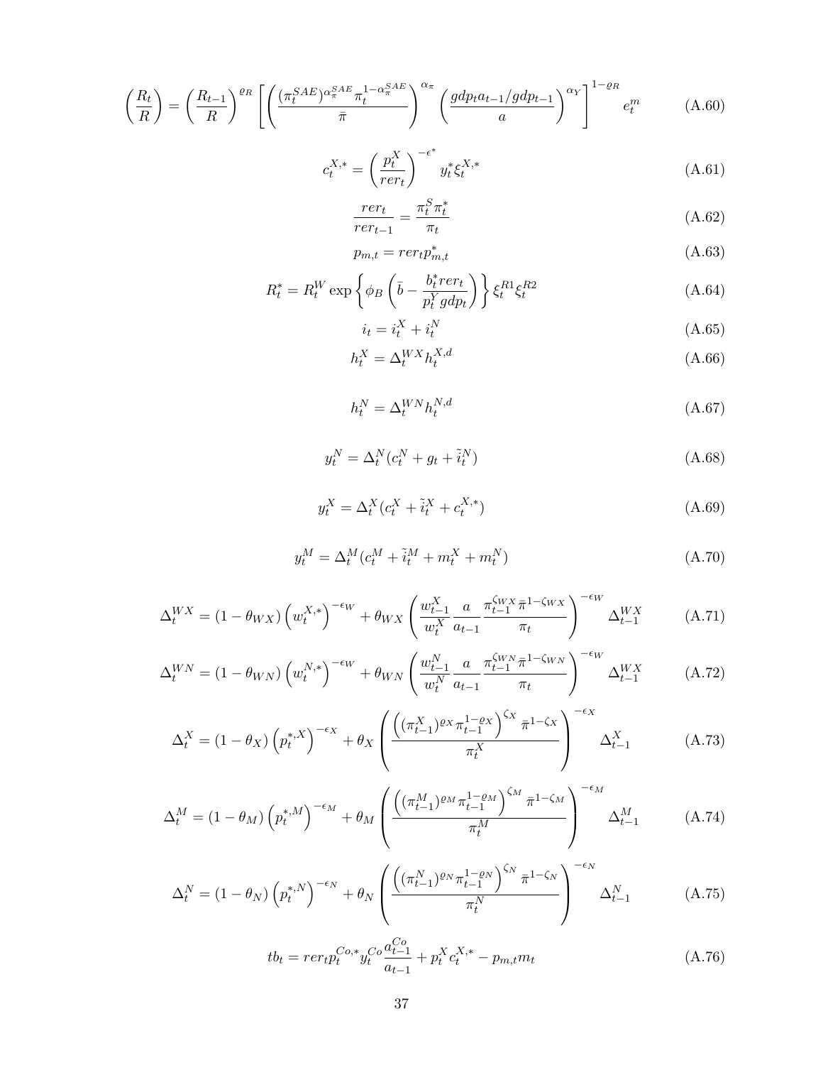$$\left(\frac{R_t}{R}\right) = \left(\frac{R_{t-1}}{R}\right)^{\varrho_R} \left[ \left( \frac{(\pi_t^{SAE})^{\alpha_\pi^{SAE}} \pi_t^{1-\alpha_\pi^{SAE}}}{\bar{\pi}} \right)^{\alpha_\pi} \left( \frac{gdp_t a_{t-1}/gdp_{t-1}}{a} \right)^{\alpha_Y} \right]^{1-\varrho_R} e_t^m \tag{A.60}$$

$$c_t^{X,*} = \left(\frac{p_t^X}{rer_t}\right)^{-\epsilon^*} y_t^* \xi_t^{X,*} \tag{A.61}$$

$$\frac{rer_t}{rer_{t-1}} = \frac{\pi_t^S \pi_t^*}{\pi_t} \tag{A.62}$$

$$p_{m,t} = rer_t p_{m,t}^* \tag{A.63}$$

$$R_t^* = R_t^W \exp\left\{ \phi_B \left( \bar{b} - \frac{b_t^* rer_t}{p_t^Y gdp_t} \right) \right\} \xi_t^{R1} \xi_t^{R2} \tag{A.64}$$

$$i_t = i_t^X + i_t^N \tag{A.65}$$

$$h_t^X = \Delta_t^{WX} h_t^{X,d} \tag{A.66}$$

$$h_t^N = \Delta_t^{WN} h_t^{N,d} \tag{A.67}$$

$$y_t^N = \Delta_t^N (c_t^N + g_t + \tilde{i}_t^N) \tag{A.68}$$

$$y_t^X = \Delta_t^X (c_t^X + \tilde{i}_t^X + c_t^{X,*}) \tag{A.69}$$

$$y_t^M = \Delta_t^M (c_t^M + \tilde{i}_t^M + m_t^X + m_t^N) \tag{A.70}$$

$$\Delta_t^{WX} = (1-\theta_{WX}) \left(w_t^{X,*}\right)^{-\epsilon_W} + \theta_{WX} \left( \frac{w_{t-1}^X}{w_t^X} \frac{a}{a_{t-1}} \frac{\pi_{t-1}^{\zeta_{WX}} \bar{\pi}^{1-\zeta_{WX}}}{\pi_t} \right)^{-\epsilon_W} \Delta_{t-1}^{WX} \tag{A.71}$$

$$\Delta_t^{WN} = (1-\theta_{WN}) \left(w_t^{N,*}\right)^{-\epsilon_W} + \theta_{WN} \left( \frac{w_{t-1}^N}{w_t^N} \frac{a}{a_{t-1}} \frac{\pi_{t-1}^{\zeta_{WN}} \bar{\pi}^{1-\zeta_{WN}}}{\pi_t} \right)^{-\epsilon_W} \Delta_{t-1}^{WX} \tag{A.72}$$

$$\Delta_t^X = (1-\theta_X) \left(p_t^{*,X}\right)^{-\epsilon_X} + \theta_X \left( \frac{\left( (\pi_{t-1}^X)^{\varrho_X} \pi_{t-1}^{1-\varrho_X} \right)^{\zeta_X} \bar{\pi}^{1-\zeta_X}}{\pi_t^X} \right)^{-\epsilon_X} \Delta_{t-1}^X \tag{A.73}$$

$$\Delta_t^M = (1-\theta_M) \left(p_t^{*,M}\right)^{-\epsilon_M} + \theta_M \left( \frac{\left( (\pi_{t-1}^M)^{\varrho_M} \pi_{t-1}^{1-\varrho_M} \right)^{\zeta_M} \bar{\pi}^{1-\zeta_M}}{\pi_t^M} \right)^{-\epsilon_M} \Delta_{t-1}^M \tag{A.74}$$

$$\Delta_t^N = (1-\theta_N) \left(p_t^{*,N}\right)^{-\epsilon_N} + \theta_N \left( \frac{\left( (\pi_{t-1}^N)^{\varrho_N} \pi_{t-1}^{1-\varrho_N} \right)^{\zeta_N} \bar{\pi}^{1-\zeta_N}}{\pi_t^N} \right)^{-\epsilon_N} \Delta_{t-1}^N \tag{A.75}$$

$$tb_t = rer_t p_t^{Co,*} y_t^{Co} \frac{a_{t-1}^{Co}}{a_{t-1}} + p_t^X c_t^{X,*} - p_{m,t} m_t \tag{A.76}$$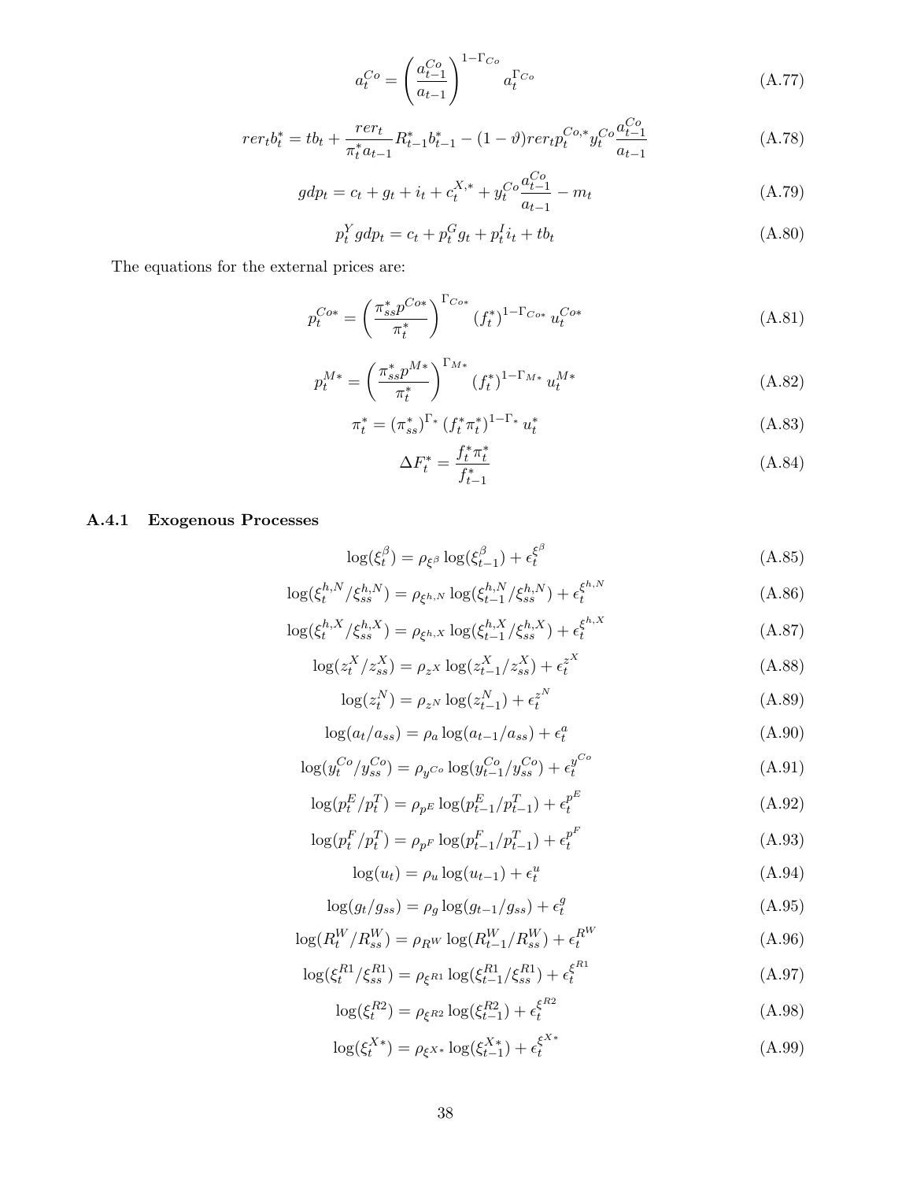$$a_t^{Co} = \left(\frac{a_{t-1}^{Co}}{a_{t-1}}\right)^{1-\Gamma_{Co}} a_t^{\Gamma_{Co}} \tag{A.77}$$

$$rer_t b_t^* = tb_t + \frac{rer_t}{\pi_t^* a_{t-1}} R_{t-1}^* b_{t-1}^* - (1-\vartheta) rer_t p_t^{Co,*} y_t^{Co} \frac{a_{t-1}^{Co}}{a_{t-1}} \tag{A.78}$$

$$gdp_t = c_t + g_t + i_t + c_t^{X,*} + y_t^{Co} \frac{a_{t-1}^{Co}}{a_{t-1}} - m_t \tag{A.79}$$

$$p_t^Y gdp_t = c_t + p_t^G g_t + p_t^I i_t + tb_t \tag{A.80}$$

The equations for the external prices are:

$$p_t^{Co*} = \left(\frac{\pi_{ss}^* p^{Co*}}{\pi_t^*}\right)^{\Gamma_{Co*}} (f_t^*)^{1-\Gamma_{Co*}} u_t^{Co*} \tag{A.81}$$

$$p_t^{M*} = \left(\frac{\pi_{ss}^* p^{M*}}{\pi_t^*}\right)^{\Gamma_{M*}} (f_t^*)^{1-\Gamma_{M*}} u_t^{M*} \tag{A.82}$$

$$\pi_t^* = (\pi_{ss}^*)^{\Gamma_*} (f_t^* \pi_t^*)^{1-\Gamma_*} u_t^* \tag{A.83}$$

$$\Delta F_t^* = \frac{f_t^* \pi_t^*}{f_{t-1}^*} \tag{A.84}$$

### A.4.1 Exogenous Processes

$$\log(\xi_t^\beta) = \rho_{\xi^\beta} \log(\xi_{t-1}^\beta) + \epsilon_t^{\xi^\beta} \tag{A.85}$$

$$\log(\xi_t^{h,N}/\xi_{ss}^{h,N}) = \rho_{\xi^{h,N}} \log(\xi_{t-1}^{h,N}/\xi_{ss}^{h,N}) + \epsilon_t^{\xi^{h,N}} \tag{A.86}$$

$$\log(\xi_t^{h,X}/\xi_{ss}^{h,X}) = \rho_{\xi^{h,X}} \log(\xi_{t-1}^{h,X}/\xi_{ss}^{h,X}) + \epsilon_t^{\xi^{h,X}} \tag{A.87}$$

$$\log(z_t^X/z_{ss}^X) = \rho_{z^X} \log(z_{t-1}^X/z_{ss}^X) + \epsilon_t^{z^X} \tag{A.88}$$

$$\log(z_t^N) = \rho_{z^N} \log(z_{t-1}^N) + \epsilon_t^{z^N} \tag{A.89}$$

$$\log(a_t/a_{ss}) = \rho_a \log(a_{t-1}/a_{ss}) + \epsilon_t^a \tag{A.90}$$

$$\log(y_t^{Co}/y_{ss}^{Co}) = \rho_{y^{Co}} \log(y_{t-1}^{Co}/y_{ss}^{Co}) + \epsilon_t^{y^{Co}} \tag{A.91}$$

$$\log(p_t^E/p_t^T) = \rho_{p^E} \log(p_{t-1}^E/p_{t-1}^T) + \epsilon_t^{p^E} \tag{A.92}$$

$$\log(p_t^F/p_t^T) = \rho_{p^F} \log(p_{t-1}^F/p_{t-1}^T) + \epsilon_t^{p^F} \tag{A.93}$$

$$\log(u_t) = \rho_u \log(u_{t-1}) + \epsilon_t^u \tag{A.94}$$

$$\log(g_t/g_{ss}) = \rho_g \log(g_{t-1}/g_{ss}) + \epsilon_t^g \tag{A.95}$$

$$\log(R_t^W/R_{ss}^W) = \rho_{R^W} \log(R_{t-1}^W/R_{ss}^W) + \epsilon_t^{R^W} \tag{A.96}$$

$$\log(\xi_t^{R1}/\xi_{ss}^{R1}) = \rho_{\xi^{R1}} \log(\xi_{t-1}^{R1}/\xi_{ss}^{R1}) + \epsilon_t^{\xi^{R1}} \tag{A.97}$$

$$\log(\xi_t^{R2}) = \rho_{\xi^{R2}} \log(\xi_{t-1}^{R2}) + \epsilon_t^{\xi^{R2}} \tag{A.98}$$

$$\log(\xi_t^{X*}) = \rho_{\xi^{X*}} \log(\xi_{t-1}^{X*}) + \epsilon_t^{\xi^{X*}} \tag{A.99}$$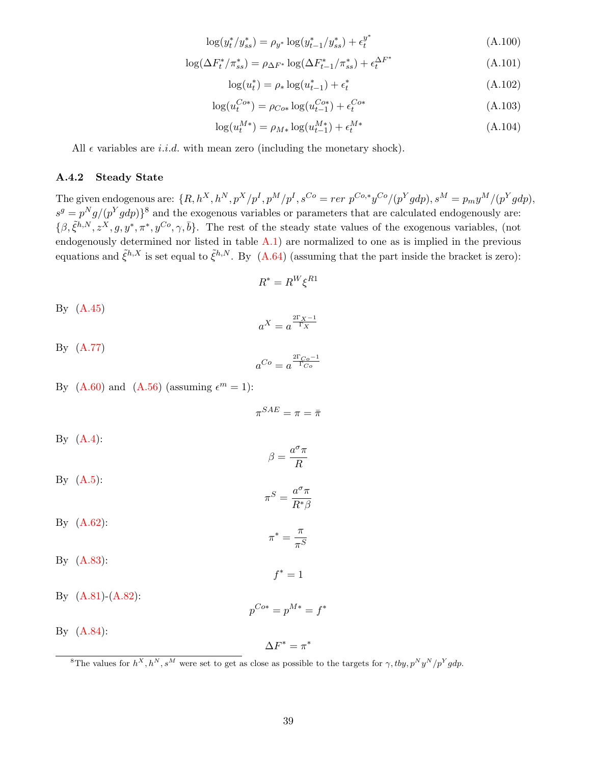$$\log(y^*_t/y^*_{ss}) = \rho_{y^*}\log(y^*_{t-1}/y^*_{ss}) + \epsilon^{y^*}_t \tag{A.100}$$

$$\log(\Delta F^*_t/\pi^*_{ss}) = \rho_{\Delta F^*}\log(\Delta F^*_{t-1}/\pi^*_{ss}) + \epsilon^{\Delta F^*}_t \tag{A.101}$$

$$\log(u^*_t) = \rho_*\log(u^*_{t-1}) + \epsilon^*_t \tag{A.102}$$

$$\log(u^{Co*}_t) = \rho_{Co*}\log(u^{Co*}_{t-1}) + \epsilon^{Co*}_t \tag{A.103}$$

$$\log(u^{M*}_t) = \rho_{M*}\log(u^{M*}_{t-1}) + \epsilon^{M*}_t \tag{A.104}$$

All $\epsilon$ variables are *i.i.d.* with mean zero (including the monetary shock).

### A.4.2 Steady State

The given endogenous are: $\{R, h^X, h^N, p^X/p^I, p^M/p^I, s^{Co} = rer\; p^{Co,*}y^{Co}/(p^Y gdp), s^M = p_m y^M/(p^Y gdp), s^g = p^N g/(p^Y gdp)\}$[8] and the exogenous variables or parameters that are calculated endogenously are: $\{\beta, \tilde{\xi}^{h,N}, z^X, g, y^*, \pi^*, y^{Co}, \gamma, \bar{b}\}$. The rest of the steady state values of the exogenous variables, (not endogenously determined nor listed in table A.1) are normalized to one as is implied in the previous equations and $\tilde{\xi}^{h,X}$ is set equal to $\tilde{\xi}^{h,N}$. By (A.64) (assuming that the part inside the bracket is zero):

$$R^* = R^W \xi^{R1}$$

By (A.45)

$$a^X = a^{\frac{2\Gamma_X - 1}{\Gamma_X}}$$

By (A.77)

$$a^{Co} = a^{\frac{2\Gamma_{Co} - 1}{\Gamma_{Co}}}$$

By (A.60) and (A.56) (assuming $\epsilon^m = 1$):

$$\pi^{SAE} = \pi = \bar{\pi}$$

By (A.4):

$$\beta = \frac{a^\sigma \pi}{R}$$

By (A.5):

$$\pi^S = \frac{a^\sigma \pi}{R^* \beta}$$

By (A.62):

$$\pi^* = \frac{\pi}{\pi^S}$$

By (A.83):

$$f^* = 1$$

By (A.81)-(A.82):

$$p^{Co*} = p^{M*} = f^*$$

By (A.84):

$$\Delta F^* = \pi^*$$

[8] The values for $h^X, h^N, s^M$ were set to get as close as possible to the targets for $\gamma, tby, p^N y^N/p^Y gdp$.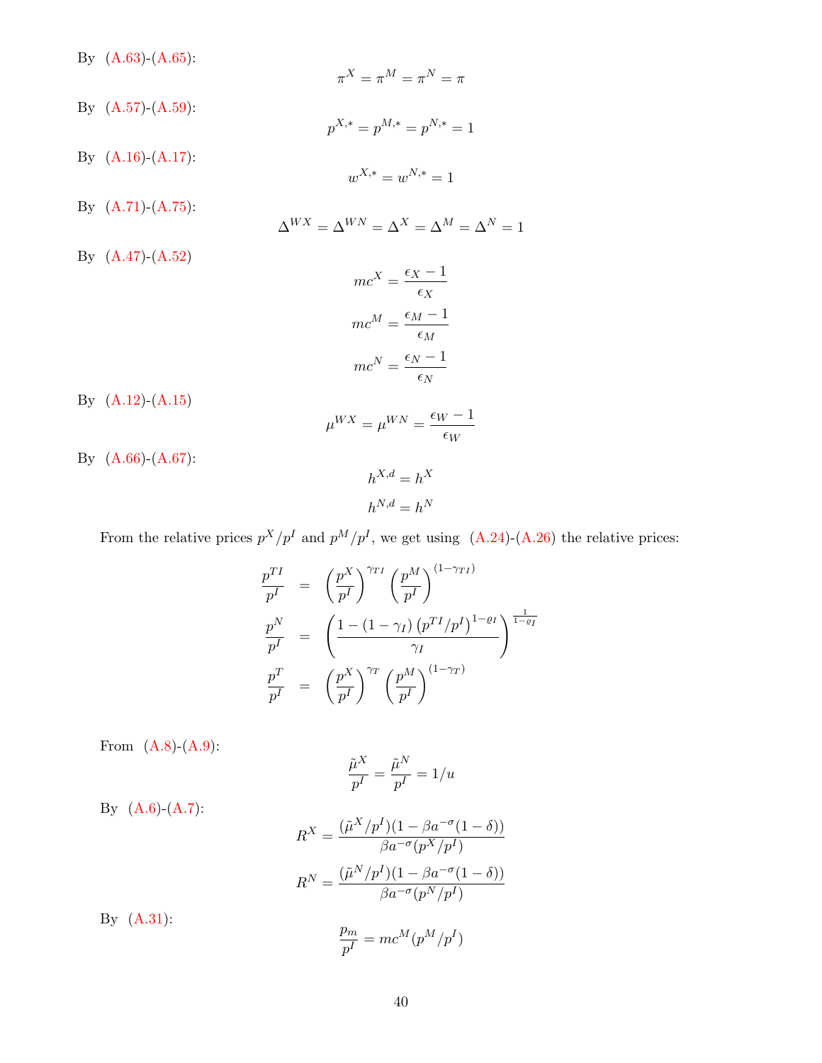By (A.63)-(A.65):

$$\pi^X = \pi^M = \pi^N = \pi$$

By (A.57)-(A.59):

$$p^{X,*} = p^{M,*} = p^{N,*} = 1$$

By (A.16)-(A.17):

$$w^{X,*} = w^{N,*} = 1$$

By (A.71)-(A.75):

$$\Delta^{WX} = \Delta^{WN} = \Delta^X = \Delta^M = \Delta^N = 1$$

By (A.47)-(A.52)

$$mc^X = \frac{\epsilon_X - 1}{\epsilon_X}$$

$$mc^M = \frac{\epsilon_M - 1}{\epsilon_M}$$

$$mc^N = \frac{\epsilon_N - 1}{\epsilon_N}$$

By (A.12)-(A.15)

$$\mu^{WX} = \mu^{WN} = \frac{\epsilon_W - 1}{\epsilon_W}$$

By (A.66)-(A.67):

$$h^{X,d} = h^X$$

$$h^{N,d} = h^N$$

From the relative prices $p^X/p^I$ and $p^M/p^I$, we get using (A.24)-(A.26) the relative prices:

$$\begin{aligned}
\frac{p^{TI}}{p^I} &= \left(\frac{p^X}{p^I}\right)^{\gamma_{TI}} \left(\frac{p^M}{p^I}\right)^{(1-\gamma_{TI})} \\
\frac{p^N}{p^I} &= \left(\frac{1 - (1-\gamma_I)\left(p^{TI}/p^I\right)^{1-\varrho_I}}{\gamma_I}\right)^{\frac{1}{1-\varrho_I}} \\
\frac{p^T}{p^I} &= \left(\frac{p^X}{p^I}\right)^{\gamma_T} \left(\frac{p^M}{p^I}\right)^{(1-\gamma_T)}
\end{aligned}$$

From (A.8)-(A.9):

$$\frac{\tilde{\mu}^X}{p^I} = \frac{\tilde{\mu}^N}{p^I} = 1/u$$

By (A.6)-(A.7):

$$R^X = \frac{(\tilde{\mu}^X/p^I)(1 - \beta a^{-\sigma}(1-\delta))}{\beta a^{-\sigma}(p^X/p^I)}$$

$$R^N = \frac{(\tilde{\mu}^N/p^I)(1 - \beta a^{-\sigma}(1-\delta))}{\beta a^{-\sigma}(p^N/p^I)}$$

By (A.31):

$$\frac{p_m}{p^I} = mc^M(p^M/p^I)$$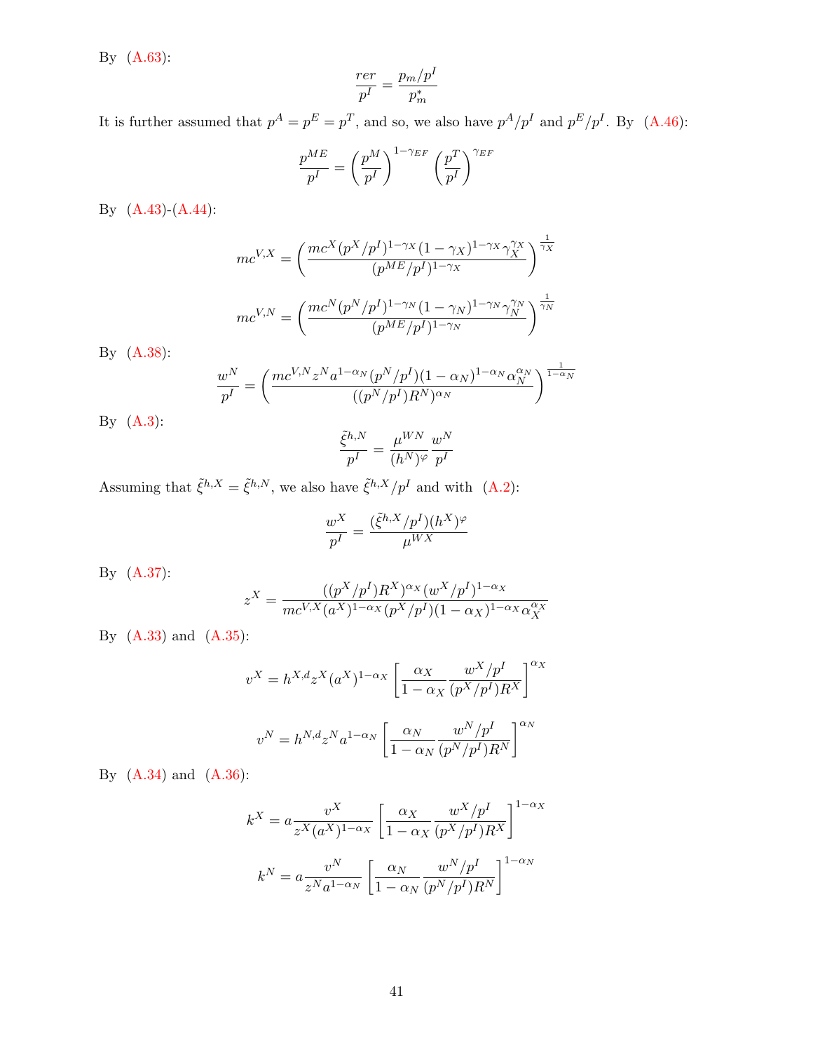By (A.63):

$$\frac{rer}{p^I} = \frac{p_m/p^I}{p_m^*}$$

It is further assumed that $p^A = p^E = p^T$, and so, we also have $p^A/p^I$ and $p^E/p^I$. By (A.46):

$$\frac{p^{ME}}{p^I} = \left(\frac{p^M}{p^I}\right)^{1-\gamma_{EF}} \left(\frac{p^T}{p^I}\right)^{\gamma_{EF}}$$

By (A.43)-(A.44):

$$mc^{V,X} = \left(\frac{mc^X (p^X/p^I)^{1-\gamma_X}(1-\gamma_X)^{1-\gamma_X}\gamma_X^{\gamma_X}}{(p^{ME}/p^I)^{1-\gamma_X}}\right)^{\frac{1}{\gamma_X}}$$

$$mc^{V,N} = \left(\frac{mc^N (p^N/p^I)^{1-\gamma_N}(1-\gamma_N)^{1-\gamma_N}\gamma_N^{\gamma_N}}{(p^{ME}/p^I)^{1-\gamma_N}}\right)^{\frac{1}{\gamma_N}}$$

By (A.38):

$$\frac{w^N}{p^I} = \left(\frac{mc^{V,N} z^N a^{1-\alpha_N}(p^N/p^I)(1-\alpha_N)^{1-\alpha_N}\alpha_N^{\alpha_N}}{((p^N/p^I)R^N)^{\alpha_N}}\right)^{\frac{1}{1-\alpha_N}}$$

By (A.3):

$$\frac{\tilde{\xi}^{h,N}}{p^I} = \frac{\mu^{WN}}{(h^N)^{\varphi}}\frac{w^N}{p^I}$$

Assuming that $\tilde{\xi}^{h,X} = \tilde{\xi}^{h,N}$, we also have $\tilde{\xi}^{h,X}/p^I$ and with (A.2):

$$\frac{w^X}{p^I} = \frac{(\tilde{\xi}^{h,X}/p^I)(h^X)^{\varphi}}{\mu^{WX}}$$

By (A.37):

$$z^X = \frac{((p^X/p^I)R^X)^{\alpha_X}(w^X/p^I)^{1-\alpha_X}}{mc^{V,X}(a^X)^{1-\alpha_X}(p^X/p^I)(1-\alpha_X)^{1-\alpha_X}\alpha_X^{\alpha_X}}$$

By (A.33) and (A.35):

$$v^X = h^{X,d} z^X (a^X)^{1-\alpha_X}\left[\frac{\alpha_X}{1-\alpha_X}\frac{w^X/p^I}{(p^X/p^I)R^X}\right]^{\alpha_X}$$

$$v^N = h^{N,d} z^N a^{1-\alpha_N}\left[\frac{\alpha_N}{1-\alpha_N}\frac{w^N/p^I}{(p^N/p^I)R^N}\right]^{\alpha_N}$$

By (A.34) and (A.36):

$$k^X = a\frac{v^X}{z^X(a^X)^{1-\alpha_X}}\left[\frac{\alpha_X}{1-\alpha_X}\frac{w^X/p^I}{(p^X/p^I)R^X}\right]^{1-\alpha_X}$$

$$k^N = a\frac{v^N}{z^N a^{1-\alpha_N}}\left[\frac{\alpha_N}{1-\alpha_N}\frac{w^N/p^I}{(p^N/p^I)R^N}\right]^{1-\alpha_N}$$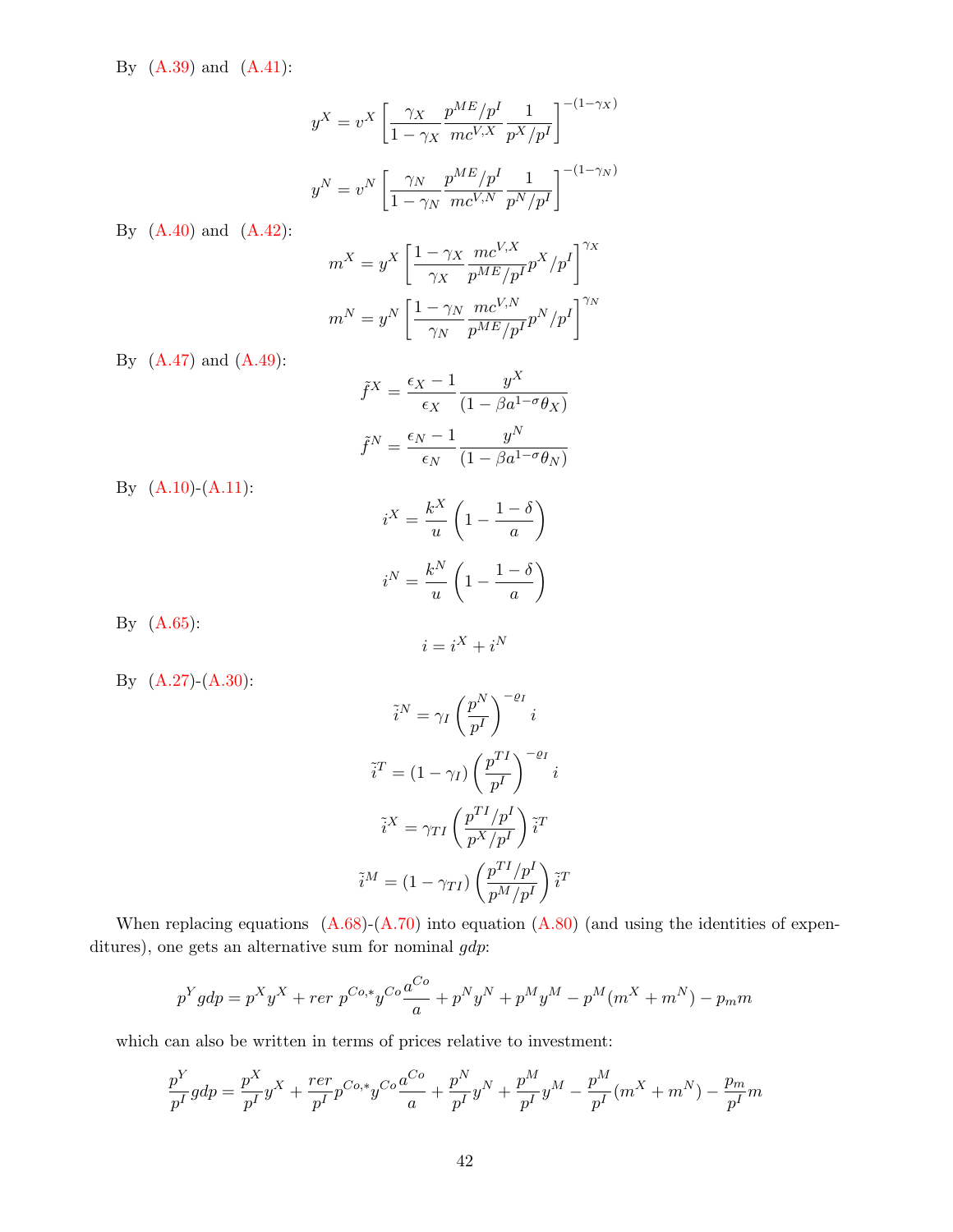By (A.39) and (A.41):

$$y^X = v^X \left[ \frac{\gamma_X}{1-\gamma_X} \frac{p^{ME}/p^I}{mc^{V,X}} \frac{1}{p^X/p^I} \right]^{-(1-\gamma_X)}$$

$$y^N = v^N \left[ \frac{\gamma_N}{1-\gamma_N} \frac{p^{ME}/p^I}{mc^{V,N}} \frac{1}{p^N/p^I} \right]^{-(1-\gamma_N)}$$

By (A.40) and (A.42):

$$m^X = y^X \left[ \frac{1-\gamma_X}{\gamma_X} \frac{mc^{V,X}}{p^{ME}/p^I} p^X/p^I \right]^{\gamma_X}$$

$$m^N = y^N \left[ \frac{1-\gamma_N}{\gamma_N} \frac{mc^{V,N}}{p^{ME}/p^I} p^N/p^I \right]^{\gamma_N}$$

By (A.47) and (A.49):

$$\tilde{f}^X = \frac{\epsilon_X - 1}{\epsilon_X} \frac{y^X}{(1-\beta a^{1-\sigma}\theta_X)}$$

$$\tilde{f}^N = \frac{\epsilon_N - 1}{\epsilon_N} \frac{y^N}{(1-\beta a^{1-\sigma}\theta_N)}$$

By (A.10)-(A.11):

$$i^X = \frac{k^X}{u}\left(1 - \frac{1-\delta}{a}\right)$$

$$i^N = \frac{k^N}{u}\left(1 - \frac{1-\delta}{a}\right)$$

By (A.65):

$$i = i^X + i^N$$

By (A.27)-(A.30):

$$\tilde{i}^N = \gamma_I \left(\frac{p^N}{p^I}\right)^{-\varrho_I} i$$

$$\tilde{i}^T = (1-\gamma_I) \left(\frac{p^{TI}}{p^I}\right)^{-\varrho_I} i$$

$$\tilde{i}^X = \gamma_{TI} \left(\frac{p^{TI}/p^I}{p^X/p^I}\right) \tilde{i}^T$$

$$\tilde{i}^M = (1-\gamma_{TI}) \left(\frac{p^{TI}/p^I}{p^M/p^I}\right) \tilde{i}^T$$

When replacing equations (A.68)-(A.70) into equation (A.80) (and using the identities of expenditures), one gets an alternative sum for nominal $gdp$:

$$p^Y gdp = p^X y^X + rer\ p^{Co,*} y^{Co} \frac{a^{Co}}{a} + p^N y^N + p^M y^M - p^M(m^X + m^N) - p_m m$$

which can also be written in terms of prices relative to investment:

$$\frac{p^Y}{p^I} gdp = \frac{p^X}{p^I} y^X + \frac{rer}{p^I} p^{Co,*} y^{Co} \frac{a^{Co}}{a} + \frac{p^N}{p^I} y^N + \frac{p^M}{p^I} y^M - \frac{p^M}{p^I}(m^X + m^N) - \frac{p_m}{p^I} m$$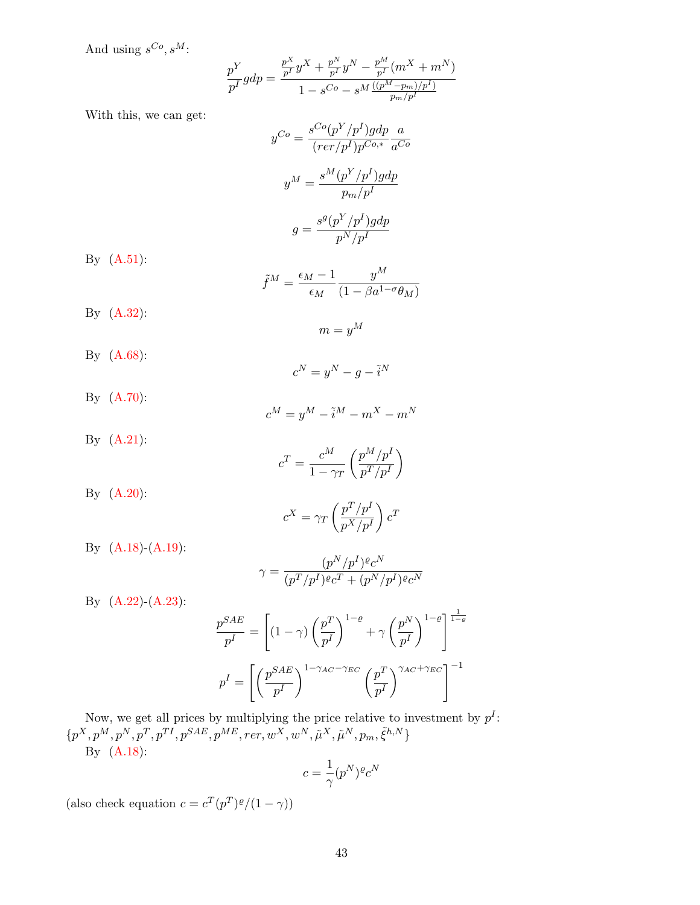And using $s^{Co}, s^M$:

$$\frac{p^Y}{p^I} gdp = \frac{\frac{p^X}{p^I} y^X + \frac{p^N}{p^I} y^N - \frac{p^M}{p^I}(m^X + m^N)}{1 - s^{Co} - s^M \frac{((p^M - p_m)/p^I)}{p_m/p^I}}$$

With this, we can get:

$$y^{Co} = \frac{s^{Co}(p^Y/p^I) gdp}{(rer/p^I) p^{Co,*}} \frac{a}{a^{Co}}$$

$$y^M = \frac{s^M (p^Y/p^I) gdp}{p_m/p^I}$$

$$g = \frac{s^g (p^Y/p^I) gdp}{p^N/p^I}$$

By (A.51):

$$\tilde{f}^M = \frac{\epsilon_M - 1}{\epsilon_M} \frac{y^M}{(1 - \beta a^{1-\sigma}\theta_M)}$$

By (A.32):

$$m = y^M$$

By (A.68):

$$c^N = y^N - g - \tilde{i}^N$$

By (A.70):

$$c^M = y^M - \tilde{i}^M - m^X - m^N$$

By (A.21):

$$c^T = \frac{c^M}{1 - \gamma_T} \left( \frac{p^M/p^I}{p^T/p^I} \right)$$

By (A.20):

$$c^X = \gamma_T \left( \frac{p^T/p^I}{p^X/p^I} \right) c^T$$

By (A.18)-(A.19):

$$\gamma = \frac{(p^N/p^I)^\varrho c^N}{(p^T/p^I)^\varrho c^T + (p^N/p^I)^\varrho c^N}$$

By (A.22)-(A.23):

$$\frac{p^{SAE}}{p^I} = \left[ (1-\gamma) \left( \frac{p^T}{p^I} \right)^{1-\varrho} + \gamma \left( \frac{p^N}{p^I} \right)^{1-\varrho} \right]^{\frac{1}{1-\varrho}}$$

$$p^I = \left[ \left( \frac{p^{SAE}}{p^I} \right)^{1-\gamma_{AC}-\gamma_{EC}} \left( \frac{p^T}{p^I} \right)^{\gamma_{AC}+\gamma_{EC}} \right]^{-1}$$

Now, we get all prices by multiplying the price relative to investment by $p^I$: $\{p^X, p^M, p^N, p^T, p^{TI}, p^{SAE}, p^{ME}, rer, w^X, w^N, \tilde{\mu}^X, \tilde{\mu}^N, p_m, \tilde{\xi}^{h,N}\}$

By (A.18):

$$c = \frac{1}{\gamma} (p^N)^\varrho c^N$$

(also check equation $c = c^T (p^T)^\varrho / (1-\gamma)$)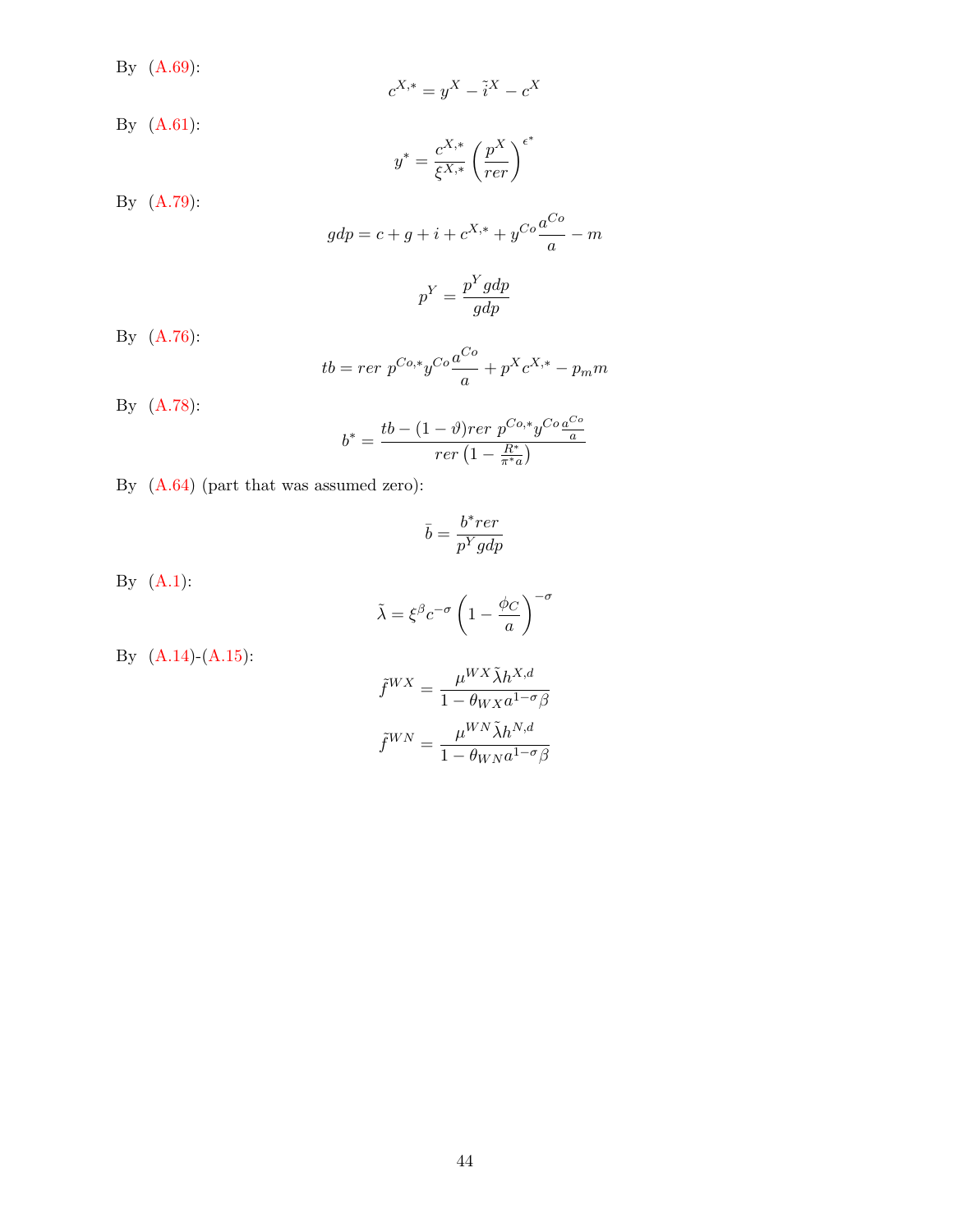By (A.69):

$$c^{X,*} = y^X - \tilde{i}^X - c^X$$

By (A.61):

$$y^* = \frac{c^{X,*}}{\xi^{X,*}} \left( \frac{p^X}{rer} \right)^{\epsilon^*}$$

By (A.79):

$$gdp = c + g + i + c^{X,*} + y^{Co} \frac{a^{Co}}{a} - m$$

$$p^Y = \frac{p^Y gdp}{gdp}$$

By (A.76):

$$tb = rer \; p^{Co,*} y^{Co} \frac{a^{Co}}{a} + p^X c^{X,*} - p_m m$$

By (A.78):

$$b^* = \frac{tb - (1-\vartheta) rer \; p^{Co,*} y^{Co} \frac{a^{Co}}{a}}{rer \left(1 - \frac{R^*}{\pi^* a}\right)}$$

By (A.64) (part that was assumed zero):

$$\bar{b} = \frac{b^* rer}{p^Y gdp}$$

By (A.1):

$$\tilde{\lambda} = \xi^\beta c^{-\sigma} \left(1 - \frac{\phi_C}{a}\right)^{-\sigma}$$

By (A.14)-(A.15):

$$\tilde{f}^{WX} = \frac{\mu^{WX} \tilde{\lambda} h^{X,d}}{1 - \theta_{WX} a^{1-\sigma} \beta}$$

$$\tilde{f}^{WN} = \frac{\mu^{WN} \tilde{\lambda} h^{N,d}}{1 - \theta_{WN} a^{1-\sigma} \beta}$$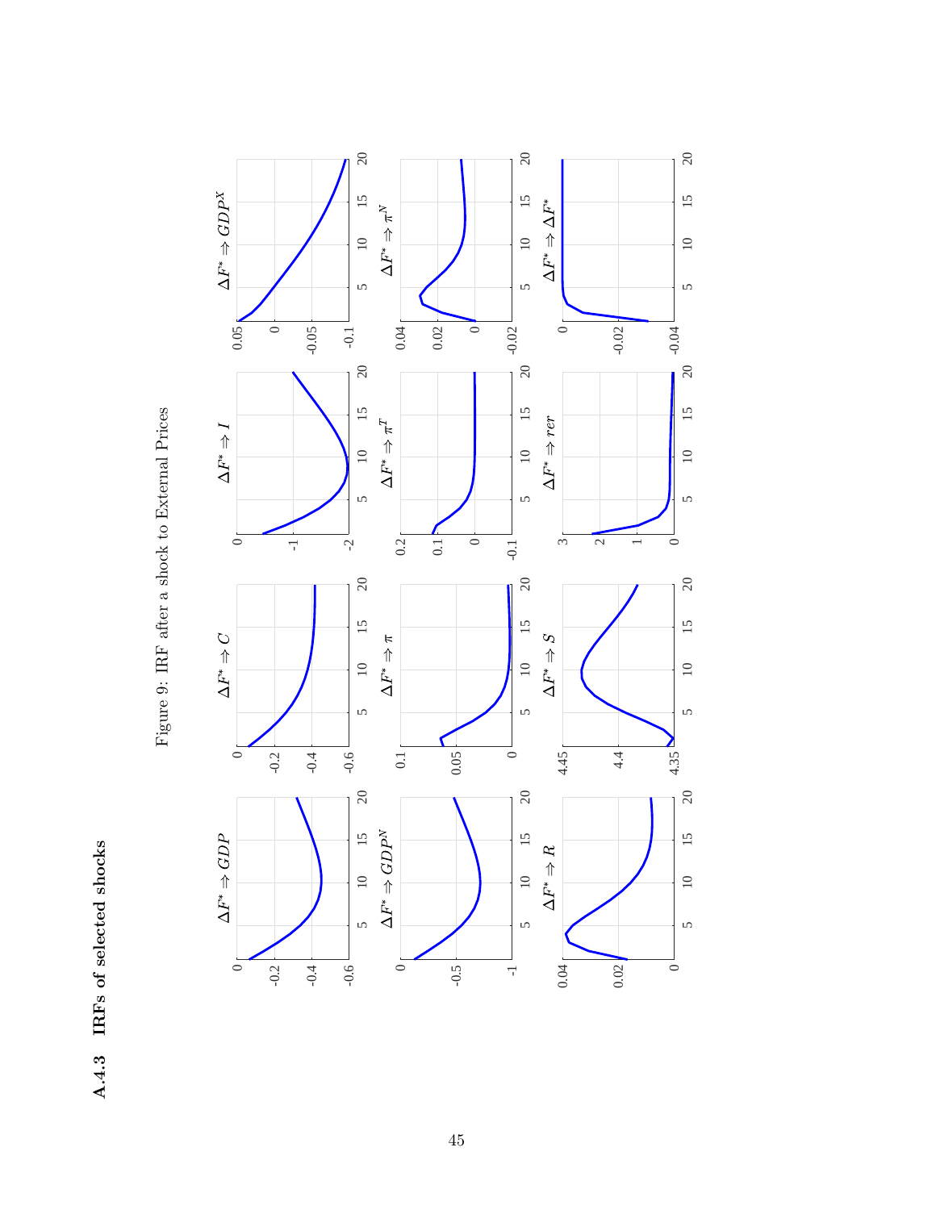### A.4.3 IRFs of selected shocks

Figure 9: IRF after a shock to External Prices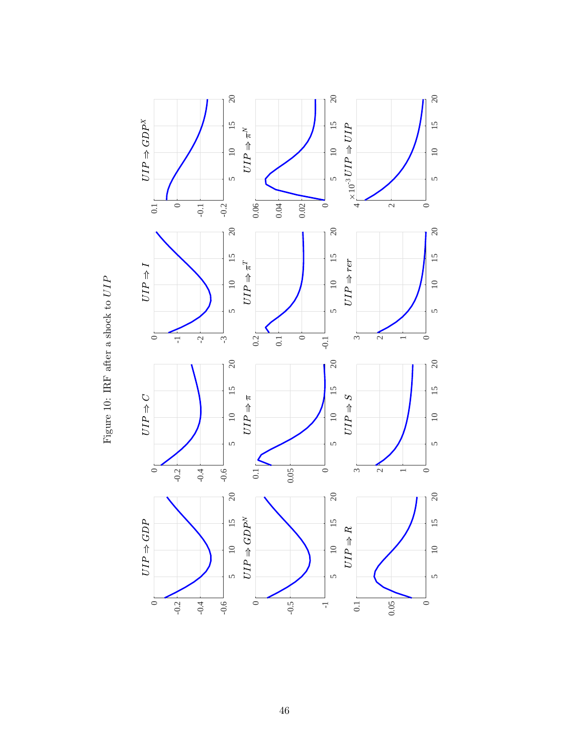Figure 10: IRF after a shock to $UIP$

$UIP \Rightarrow GDP$

0
-0.2
-0.4
-0.6
5 10 15 20

$UIP \Rightarrow C$

0
-0.2
-0.4
-0.6
5 10 15 20

$UIP \Rightarrow I$

0
-1
-2
-3
5 10 15 20

$UIP \Rightarrow GDP^X$

0.1
0
-0.1
-0.2
5 10 15 20

$UIP \Rightarrow GDP^N$

0
-0.5
-1
5 10 15 20

$UIP \Rightarrow \pi$

0.1
0.05
0
5 10 15 20

$UIP \Rightarrow \pi^T$

0.2
0.1
0
-0.1
5 10 15 20

$UIP \Rightarrow \pi^N$

0.06
0.04
0.02
0
5 10 15 20

$UIP \Rightarrow R$

0.1
0.05
0
5 10 15 20

$UIP \Rightarrow S$

3
2
1
0
5 10 15 20

$UIP \Rightarrow rer$

3
2
1
0
5 10 15 20

$UIP \Rightarrow UIP$

$\times 10^{-3}$
4
2
0
5 10 15 20